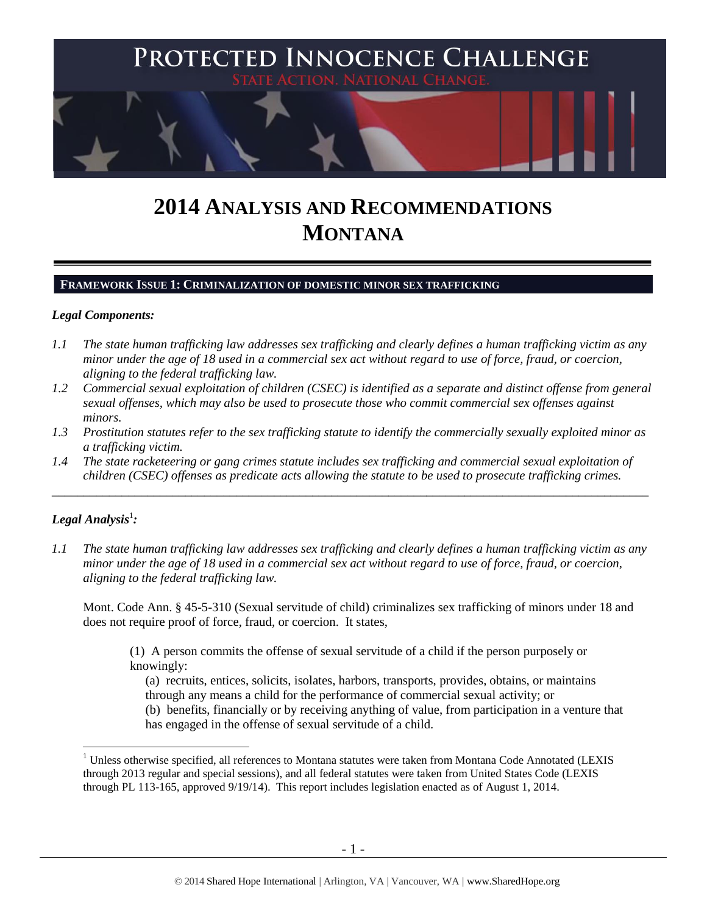# PROTECTED INNOCENCE CHALLENGE

STATE ACTION. NATIONAL CHANGE.

# 2014 ANALYSIS AND RECOMMENDATIONS MONTANA

## FRAMEWORK ISSUE 1: CRIMINALIZATION OF DOMESTIC MINOR SEX TRAFFICKING

### *Legal Components:*

*1.1 The state human trafficking law addresses sex trafficking and clearly defines a human trafficking victim as any minor under the age of 18 used in a commercial sex act without regard to use of force, fraud, or coercion, aligning to the federal trafficking law.*

*1.2 Commercial sexual exploitation of children (CSEC) is identified as a separate and distinct offense from general sexual offenses, which may also be used to prosecute those who commit commercial sex offenses against minors.*

*1.3 Prostitution statutes refer to the sex trafficking statute to identify the commercially sexually exploited minor as a trafficking victim.*

*1.4 The state racketeering or gang crimes statute includes sex trafficking and commercial sexual exploitation of children (CSEC) offenses as predicate acts allowing the statute to be used to prosecute trafficking crimes.*

---

### *Legal Analysis*[1]*:*

*1.1 The state human trafficking law addresses sex trafficking and clearly defines a human trafficking victim as any minor under the age of 18 used in a commercial sex act without regard to use of force, fraud, or coercion, aligning to the federal trafficking law.*

Mont. Code Ann. § 45-5-310 (Sexual servitude of child) criminalizes sex trafficking of minors under 18 and does not require proof of force, fraud, or coercion. It states,

> (1) A person commits the offense of sexual servitude of a child if the person purposely or knowingly:
>
> (a) recruits, entices, solicits, isolates, harbors, transports, provides, obtains, or maintains through any means a child for the performance of commercial sexual activity; or
>
> (b) benefits, financially or by receiving anything of value, from participation in a venture that has engaged in the offense of sexual servitude of a child.

---

[1] Unless otherwise specified, all references to Montana statutes were taken from Montana Code Annotated (LEXIS through 2013 regular and special sessions), and all federal statutes were taken from United States Code (LEXIS through PL 113-165, approved 9/19/14). This report includes legislation enacted as of August 1, 2014.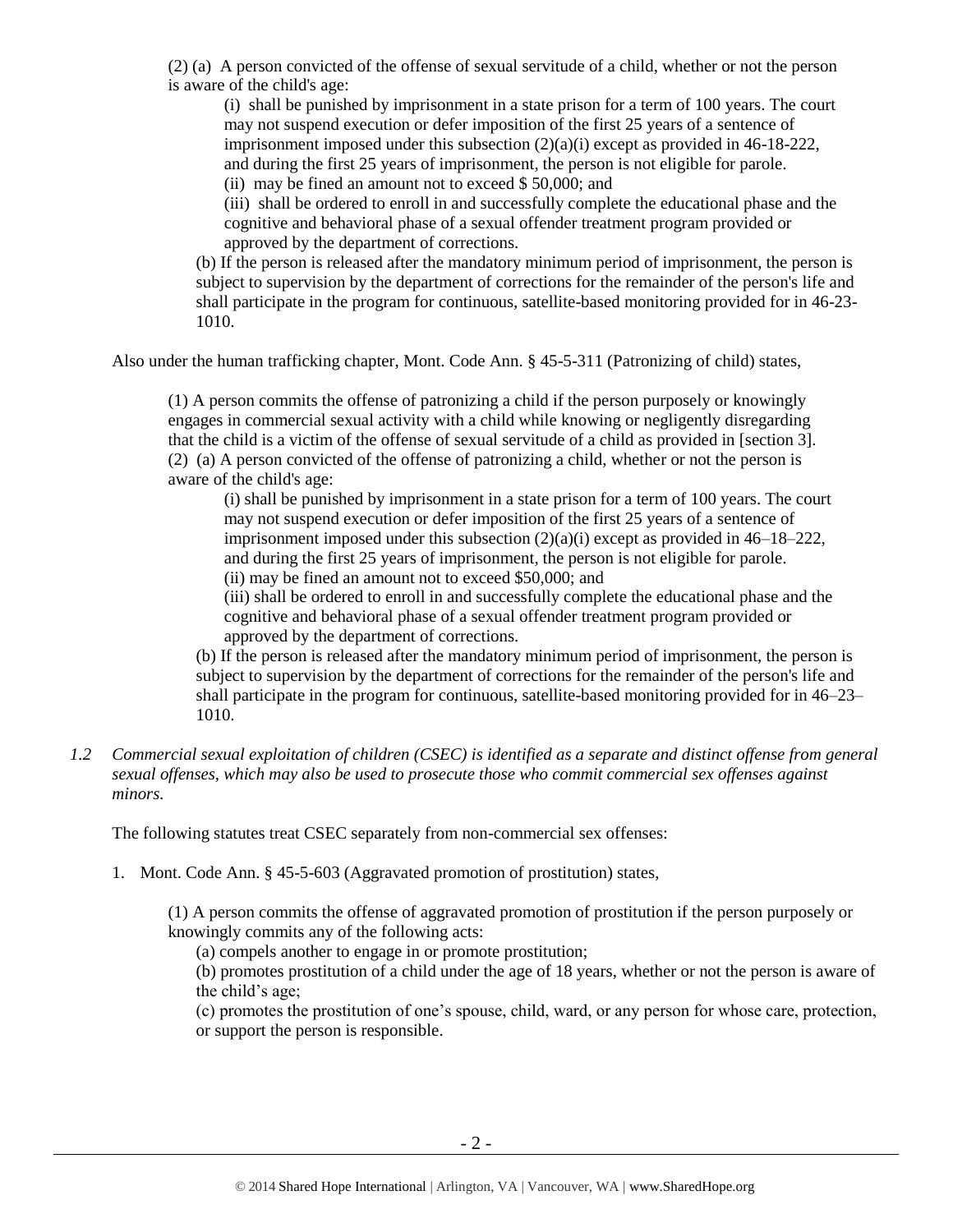(2) (a) A person convicted of the offense of sexual servitude of a child, whether or not the person is aware of the child's age:

(i) shall be punished by imprisonment in a state prison for a term of 100 years. The court may not suspend execution or defer imposition of the first 25 years of a sentence of imprisonment imposed under this subsection (2)(a)(i) except as provided in 46-18-222, and during the first 25 years of imprisonment, the person is not eligible for parole.

(ii) may be fined an amount not to exceed $ 50,000; and

(iii) shall be ordered to enroll in and successfully complete the educational phase and the cognitive and behavioral phase of a sexual offender treatment program provided or approved by the department of corrections.

(b) If the person is released after the mandatory minimum period of imprisonment, the person is subject to supervision by the department of corrections for the remainder of the person's life and shall participate in the program for continuous, satellite-based monitoring provided for in 46-23-1010.

Also under the human trafficking chapter, Mont. Code Ann. § 45-5-311 (Patronizing of child) states,

(1) A person commits the offense of patronizing a child if the person purposely or knowingly engages in commercial sexual activity with a child while knowing or negligently disregarding that the child is a victim of the offense of sexual servitude of a child as provided in [section 3].

(2) (a) A person convicted of the offense of patronizing a child, whether or not the person is aware of the child's age:

(i) shall be punished by imprisonment in a state prison for a term of 100 years. The court may not suspend execution or defer imposition of the first 25 years of a sentence of imprisonment imposed under this subsection (2)(a)(i) except as provided in 46–18–222, and during the first 25 years of imprisonment, the person is not eligible for parole.

(ii) may be fined an amount not to exceed $50,000; and

(iii) shall be ordered to enroll in and successfully complete the educational phase and the cognitive and behavioral phase of a sexual offender treatment program provided or approved by the department of corrections.

(b) If the person is released after the mandatory minimum period of imprisonment, the person is subject to supervision by the department of corrections for the remainder of the person's life and shall participate in the program for continuous, satellite-based monitoring provided for in 46–23–1010.

*1.2 Commercial sexual exploitation of children (CSEC) is identified as a separate and distinct offense from general sexual offenses, which may also be used to prosecute those who commit commercial sex offenses against minors.*

The following statutes treat CSEC separately from non-commercial sex offenses:

1. Mont. Code Ann. § 45-5-603 (Aggravated promotion of prostitution) states,

(1) A person commits the offense of aggravated promotion of prostitution if the person purposely or knowingly commits any of the following acts:

(a) compels another to engage in or promote prostitution;

(b) promotes prostitution of a child under the age of 18 years, whether or not the person is aware of the child's age;

(c) promotes the prostitution of one's spouse, child, ward, or any person for whose care, protection, or support the person is responsible.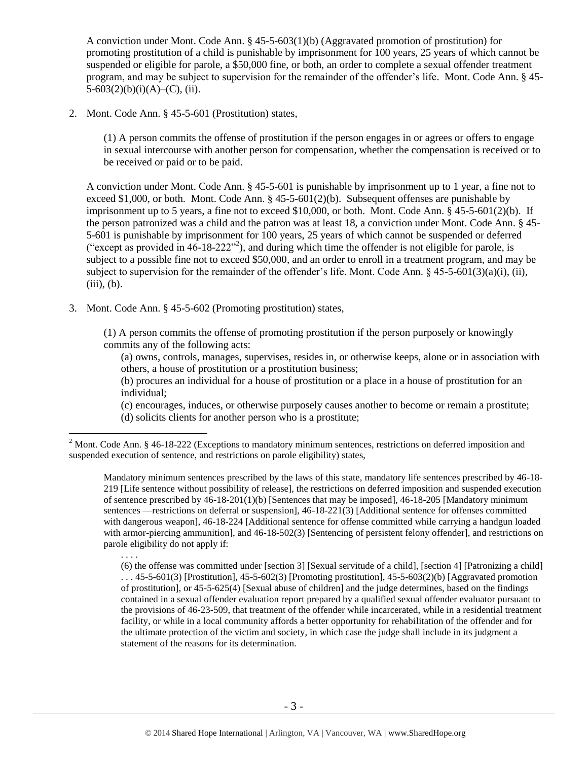A conviction under Mont. Code Ann. § 45-5-603(1)(b) (Aggravated promotion of prostitution) for promoting prostitution of a child is punishable by imprisonment for 100 years, 25 years of which cannot be suspended or eligible for parole, a $50,000 fine, or both, an order to complete a sexual offender treatment program, and may be subject to supervision for the remainder of the offender's life. Mont. Code Ann. § 45-5-603(2)(b)(i)(A)–(C), (ii).

2. Mont. Code Ann. § 45-5-601 (Prostitution) states,

   (1) A person commits the offense of prostitution if the person engages in or agrees or offers to engage in sexual intercourse with another person for compensation, whether the compensation is received or to be received or paid or to be paid.

   A conviction under Mont. Code Ann. § 45-5-601 is punishable by imprisonment up to 1 year, a fine not to exceed $1,000, or both. Mont. Code Ann. § 45-5-601(2)(b). Subsequent offenses are punishable by imprisonment up to 5 years, a fine not to exceed $10,000, or both. Mont. Code Ann. § 45-5-601(2)(b). If the person patronized was a child and the patron was at least 18, a conviction under Mont. Code Ann. § 45-5-601 is punishable by imprisonment for 100 years, 25 years of which cannot be suspended or deferred ("except as provided in 46-18-222"[2]), and during which time the offender is not eligible for parole, is subject to a possible fine not to exceed $50,000, and an order to enroll in a treatment program, and may be subject to supervision for the remainder of the offender's life. Mont. Code Ann. § 45-5-601(3)(a)(i), (ii), (iii), (b).

3. Mont. Code Ann. § 45-5-602 (Promoting prostitution) states,

   (1) A person commits the offense of promoting prostitution if the person purposely or knowingly commits any of the following acts:

   (a) owns, controls, manages, supervises, resides in, or otherwise keeps, alone or in association with others, a house of prostitution or a prostitution business;

   (b) procures an individual for a house of prostitution or a place in a house of prostitution for an individual;

   (c) encourages, induces, or otherwise purposely causes another to become or remain a prostitute;

   (d) solicits clients for another person who is a prostitute;

---

[2] Mont. Code Ann. § 46-18-222 (Exceptions to mandatory minimum sentences, restrictions on deferred imposition and suspended execution of sentence, and restrictions on parole eligibility) states,

> Mandatory minimum sentences prescribed by the laws of this state, mandatory life sentences prescribed by 46-18-219 [Life sentence without possibility of release], the restrictions on deferred imposition and suspended execution of sentence prescribed by 46-18-201(1)(b) [Sentences that may be imposed], 46-18-205 [Mandatory minimum sentences —restrictions on deferral or suspension], 46-18-221(3) [Additional sentence for offenses committed with dangerous weapon], 46-18-224 [Additional sentence for offense committed while carrying a handgun loaded with armor-piercing ammunition], and 46-18-502(3) [Sentencing of persistent felony offender], and restrictions on parole eligibility do not apply if:
>
> . . . .
>
> (6) the offense was committed under [section 3] [Sexual servitude of a child], [section 4] [Patronizing a child] . . . 45-5-601(3) [Prostitution], 45-5-602(3) [Promoting prostitution], 45-5-603(2)(b) [Aggravated promotion of prostitution], or 45-5-625(4) [Sexual abuse of children] and the judge determines, based on the findings contained in a sexual offender evaluation report prepared by a qualified sexual offender evaluator pursuant to the provisions of 46-23-509, that treatment of the offender while incarcerated, while in a residential treatment facility, or while in a local community affords a better opportunity for rehabilitation of the offender and for the ultimate protection of the victim and society, in which case the judge shall include in its judgment a statement of the reasons for its determination.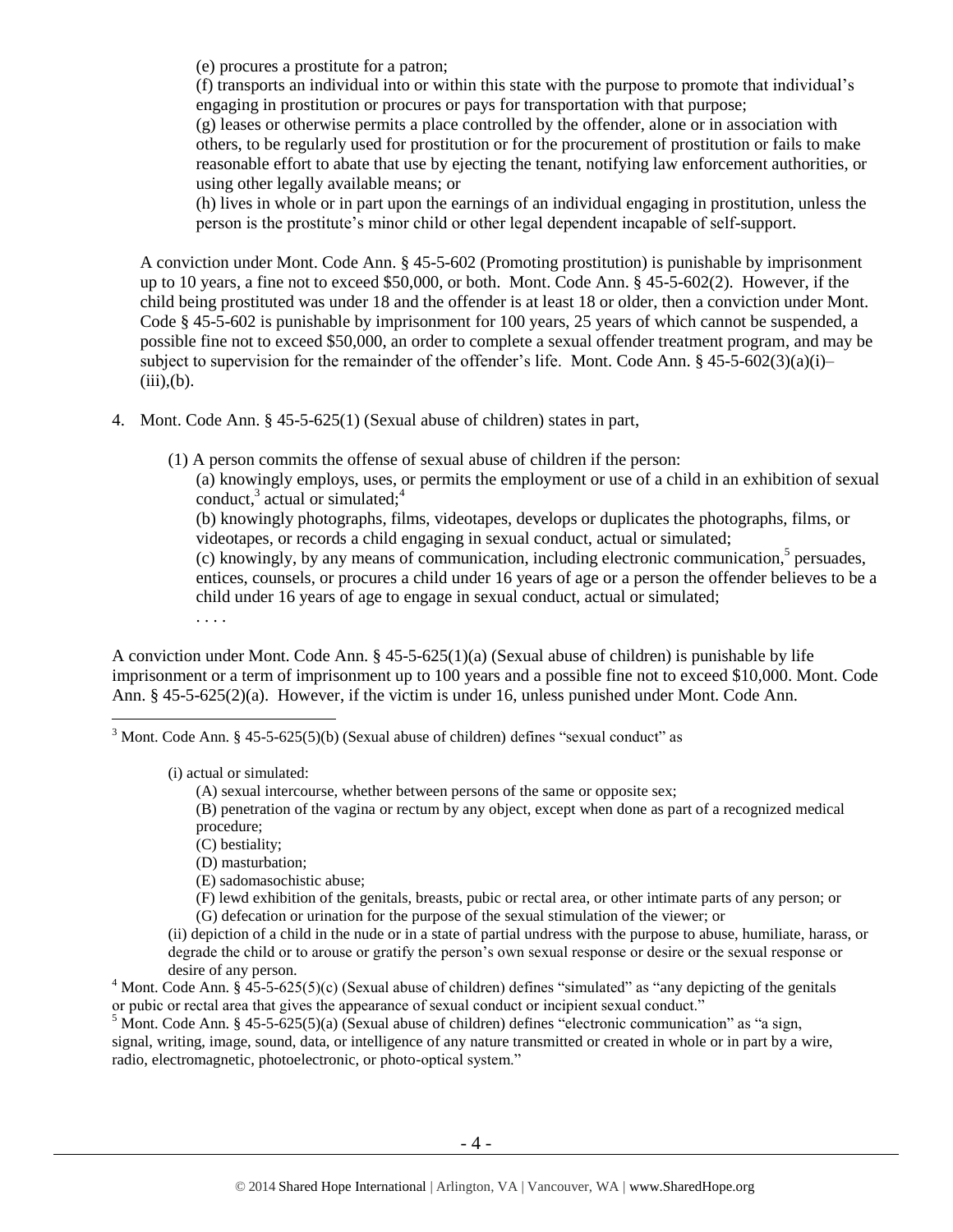(e) procures a prostitute for a patron;

(f) transports an individual into or within this state with the purpose to promote that individual's engaging in prostitution or procures or pays for transportation with that purpose;

(g) leases or otherwise permits a place controlled by the offender, alone or in association with others, to be regularly used for prostitution or for the procurement of prostitution or fails to make reasonable effort to abate that use by ejecting the tenant, notifying law enforcement authorities, or using other legally available means; or

(h) lives in whole or in part upon the earnings of an individual engaging in prostitution, unless the person is the prostitute's minor child or other legal dependent incapable of self-support.

A conviction under Mont. Code Ann. § 45-5-602 (Promoting prostitution) is punishable by imprisonment up to 10 years, a fine not to exceed $50,000, or both. Mont. Code Ann. § 45-5-602(2). However, if the child being prostituted was under 18 and the offender is at least 18 or older, then a conviction under Mont. Code § 45-5-602 is punishable by imprisonment for 100 years, 25 years of which cannot be suspended, a possible fine not to exceed $50,000, an order to complete a sexual offender treatment program, and may be subject to supervision for the remainder of the offender's life. Mont. Code Ann. § 45-5-602(3)(a)(i)–(iii),(b).

4. Mont. Code Ann. § 45-5-625(1) (Sexual abuse of children) states in part,

   (1) A person commits the offense of sexual abuse of children if the person:

   (a) knowingly employs, uses, or permits the employment or use of a child in an exhibition of sexual conduct,[3] actual or simulated;[4]

   (b) knowingly photographs, films, videotapes, develops or duplicates the photographs, films, or videotapes, or records a child engaging in sexual conduct, actual or simulated;

   (c) knowingly, by any means of communication, including electronic communication,[5] persuades, entices, counsels, or procures a child under 16 years of age or a person the offender believes to be a child under 16 years of age to engage in sexual conduct, actual or simulated;

   . . . .

A conviction under Mont. Code Ann. § 45-5-625(1)(a) (Sexual abuse of children) is punishable by life imprisonment or a term of imprisonment up to 100 years and a possible fine not to exceed $10,000. Mont. Code Ann. § 45-5-625(2)(a). However, if the victim is under 16, unless punished under Mont. Code Ann.

---

[3] Mont. Code Ann. § 45-5-625(5)(b) (Sexual abuse of children) defines "sexual conduct" as

(i) actual or simulated:

(A) sexual intercourse, whether between persons of the same or opposite sex;

(B) penetration of the vagina or rectum by any object, except when done as part of a recognized medical procedure;

(C) bestiality;

(D) masturbation;

(E) sadomasochistic abuse;

(F) lewd exhibition of the genitals, breasts, pubic or rectal area, or other intimate parts of any person; or

(G) defecation or urination for the purpose of the sexual stimulation of the viewer; or

(ii) depiction of a child in the nude or in a state of partial undress with the purpose to abuse, humiliate, harass, or degrade the child or to arouse or gratify the person's own sexual response or desire or the sexual response or desire of any person.

[4] Mont. Code Ann. § 45-5-625(5)(c) (Sexual abuse of children) defines "simulated" as "any depicting of the genitals or pubic or rectal area that gives the appearance of sexual conduct or incipient sexual conduct."

[5] Mont. Code Ann. § 45-5-625(5)(a) (Sexual abuse of children) defines "electronic communication" as "a sign, signal, writing, image, sound, data, or intelligence of any nature transmitted or created in whole or in part by a wire, radio, electromagnetic, photoelectronic, or photo-optical system."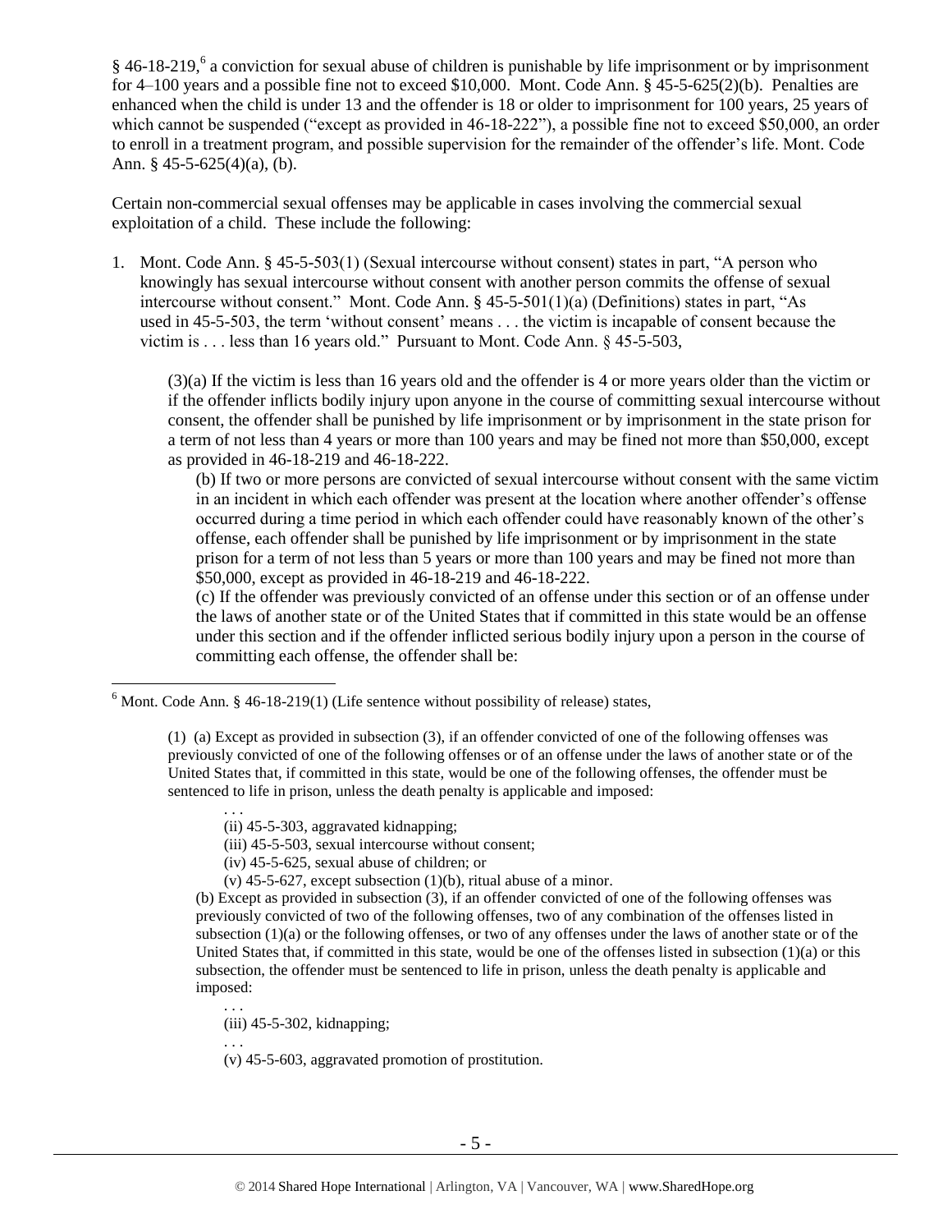§ 46-18-219,[6] a conviction for sexual abuse of children is punishable by life imprisonment or by imprisonment for 4–100 years and a possible fine not to exceed $10,000. Mont. Code Ann. § 45-5-625(2)(b). Penalties are enhanced when the child is under 13 and the offender is 18 or older to imprisonment for 100 years, 25 years of which cannot be suspended ("except as provided in 46-18-222"), a possible fine not to exceed $50,000, an order to enroll in a treatment program, and possible supervision for the remainder of the offender's life. Mont. Code Ann. § 45-5-625(4)(a), (b).

Certain non-commercial sexual offenses may be applicable in cases involving the commercial sexual exploitation of a child. These include the following:

1. Mont. Code Ann. § 45-5-503(1) (Sexual intercourse without consent) states in part, "A person who knowingly has sexual intercourse without consent with another person commits the offense of sexual intercourse without consent." Mont. Code Ann. § 45-5-501(1)(a) (Definitions) states in part, "As used in 45-5-503, the term 'without consent' means . . . the victim is incapable of consent because the victim is . . . less than 16 years old." Pursuant to Mont. Code Ann. § 45-5-503,

   (3)(a) If the victim is less than 16 years old and the offender is 4 or more years older than the victim or if the offender inflicts bodily injury upon anyone in the course of committing sexual intercourse without consent, the offender shall be punished by life imprisonment or by imprisonment in the state prison for a term of not less than 4 years or more than 100 years and may be fined not more than $50,000, except as provided in 46-18-219 and 46-18-222.

   (b) If two or more persons are convicted of sexual intercourse without consent with the same victim in an incident in which each offender was present at the location where another offender's offense occurred during a time period in which each offender could have reasonably known of the other's offense, each offender shall be punished by life imprisonment or by imprisonment in the state prison for a term of not less than 5 years or more than 100 years and may be fined not more than $50,000, except as provided in 46-18-219 and 46-18-222.

   (c) If the offender was previously convicted of an offense under this section or of an offense under the laws of another state or of the United States that if committed in this state would be an offense under this section and if the offender inflicted serious bodily injury upon a person in the course of committing each offense, the offender shall be:

---

[6] Mont. Code Ann. § 46-18-219(1) (Life sentence without possibility of release) states,

> (1) (a) Except as provided in subsection (3), if an offender convicted of one of the following offenses was previously convicted of one of the following offenses or of an offense under the laws of another state or of the United States that, if committed in this state, would be one of the following offenses, the offender must be sentenced to life in prison, unless the death penalty is applicable and imposed:
>
> . . .
>
> (ii) 45-5-303, aggravated kidnapping;
>
> (iii) 45-5-503, sexual intercourse without consent;
>
> (iv) 45-5-625, sexual abuse of children; or
>
> (v) 45-5-627, except subsection (1)(b), ritual abuse of a minor.
>
> (b) Except as provided in subsection (3), if an offender convicted of one of the following offenses was previously convicted of two of the following offenses, two of any combination of the offenses listed in subsection (1)(a) or the following offenses, or two of any offenses under the laws of another state or of the United States that, if committed in this state, would be one of the offenses listed in subsection (1)(a) or this subsection, the offender must be sentenced to life in prison, unless the death penalty is applicable and imposed:
>
> . . .
>
> (iii) 45-5-302, kidnapping;
>
> . . .
>
> (v) 45-5-603, aggravated promotion of prostitution.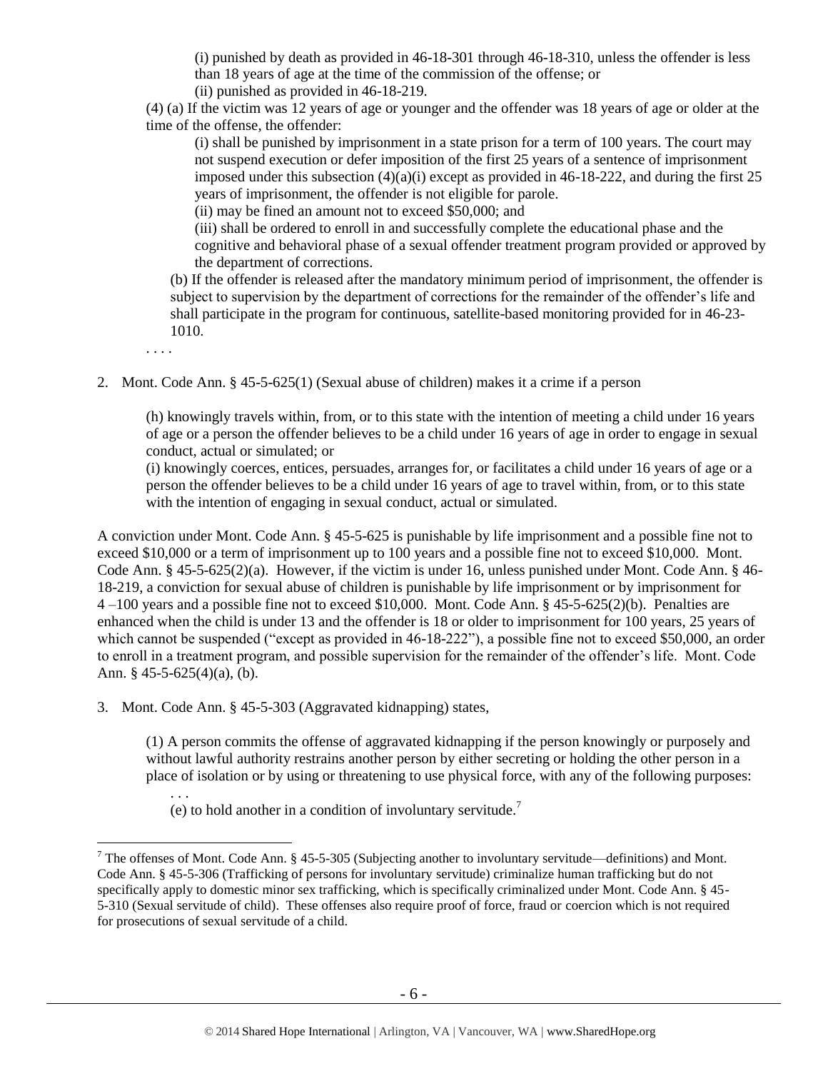(i) punished by death as provided in 46-18-301 through 46-18-310, unless the offender is less than 18 years of age at the time of the commission of the offense; or
(ii) punished as provided in 46-18-219.

(4) (a) If the victim was 12 years of age or younger and the offender was 18 years of age or older at the time of the offense, the offender:

(i) shall be punished by imprisonment in a state prison for a term of 100 years. The court may not suspend execution or defer imposition of the first 25 years of a sentence of imprisonment imposed under this subsection (4)(a)(i) except as provided in 46-18-222, and during the first 25 years of imprisonment, the offender is not eligible for parole.
(ii) may be fined an amount not to exceed $50,000; and
(iii) shall be ordered to enroll in and successfully complete the educational phase and the cognitive and behavioral phase of a sexual offender treatment program provided or approved by the department of corrections.

(b) If the offender is released after the mandatory minimum period of imprisonment, the offender is subject to supervision by the department of corrections for the remainder of the offender's life and shall participate in the program for continuous, satellite-based monitoring provided for in 46-23-1010.

. . . .

2. Mont. Code Ann. § 45-5-625(1) (Sexual abuse of children) makes it a crime if a person

(h) knowingly travels within, from, or to this state with the intention of meeting a child under 16 years of age or a person the offender believes to be a child under 16 years of age in order to engage in sexual conduct, actual or simulated; or
(i) knowingly coerces, entices, persuades, arranges for, or facilitates a child under 16 years of age or a person the offender believes to be a child under 16 years of age to travel within, from, or to this state with the intention of engaging in sexual conduct, actual or simulated.

A conviction under Mont. Code Ann. § 45-5-625 is punishable by life imprisonment and a possible fine not to exceed $10,000 or a term of imprisonment up to 100 years and a possible fine not to exceed $10,000. Mont. Code Ann. § 45-5-625(2)(a). However, if the victim is under 16, unless punished under Mont. Code Ann. § 46-18-219, a conviction for sexual abuse of children is punishable by life imprisonment or by imprisonment for 4 –100 years and a possible fine not to exceed $10,000. Mont. Code Ann. § 45-5-625(2)(b). Penalties are enhanced when the child is under 13 and the offender is 18 or older to imprisonment for 100 years, 25 years of which cannot be suspended ("except as provided in 46-18-222"), a possible fine not to exceed $50,000, an order to enroll in a treatment program, and possible supervision for the remainder of the offender's life. Mont. Code Ann. § 45-5-625(4)(a), (b).

3. Mont. Code Ann. § 45-5-303 (Aggravated kidnapping) states,

(1) A person commits the offense of aggravated kidnapping if the person knowingly or purposely and without lawful authority restrains another person by either secreting or holding the other person in a place of isolation or by using or threatening to use physical force, with any of the following purposes:

. . .
(e) to hold another in a condition of involuntary servitude.[7]

[7] The offenses of Mont. Code Ann. § 45-5-305 (Subjecting another to involuntary servitude—definitions) and Mont. Code Ann. § 45-5-306 (Trafficking of persons for involuntary servitude) criminalize human trafficking but do not specifically apply to domestic minor sex trafficking, which is specifically criminalized under Mont. Code Ann. § 45-5-310 (Sexual servitude of child). These offenses also require proof of force, fraud or coercion which is not required for prosecutions of sexual servitude of a child.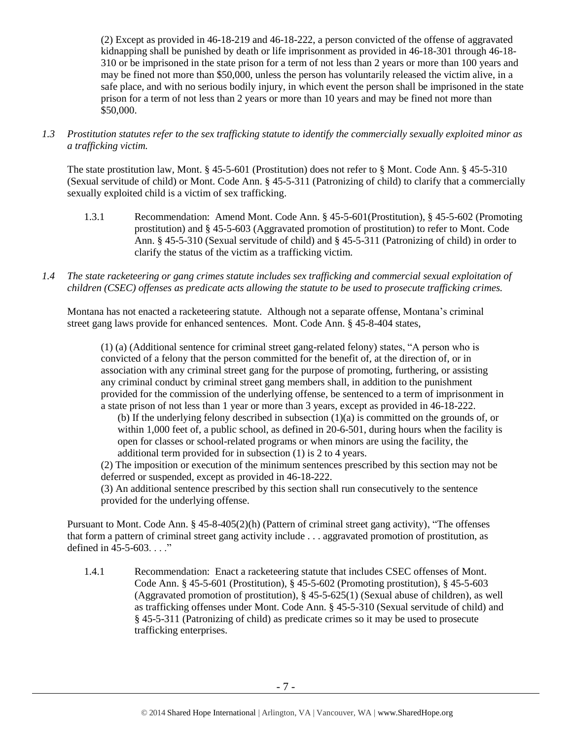(2) Except as provided in 46-18-219 and 46-18-222, a person convicted of the offense of aggravated kidnapping shall be punished by death or life imprisonment as provided in 46-18-301 through 46-18-310 or be imprisoned in the state prison for a term of not less than 2 years or more than 100 years and may be fined not more than $50,000, unless the person has voluntarily released the victim alive, in a safe place, and with no serious bodily injury, in which event the person shall be imprisoned in the state prison for a term of not less than 2 years or more than 10 years and may be fined not more than $50,000.

*1.3 Prostitution statutes refer to the sex trafficking statute to identify the commercially sexually exploited minor as a trafficking victim.*

The state prostitution law, Mont. § 45-5-601 (Prostitution) does not refer to § Mont. Code Ann. § 45-5-310 (Sexual servitude of child) or Mont. Code Ann. § 45-5-311 (Patronizing of child) to clarify that a commercially sexually exploited child is a victim of sex trafficking.

1.3.1 Recommendation: Amend Mont. Code Ann. § 45-5-601(Prostitution), § 45-5-602 (Promoting prostitution) and § 45-5-603 (Aggravated promotion of prostitution) to refer to Mont. Code Ann. § 45-5-310 (Sexual servitude of child) and § 45-5-311 (Patronizing of child) in order to clarify the status of the victim as a trafficking victim.

*1.4 The state racketeering or gang crimes statute includes sex trafficking and commercial sexual exploitation of children (CSEC) offenses as predicate acts allowing the statute to be used to prosecute trafficking crimes.*

Montana has not enacted a racketeering statute. Although not a separate offense, Montana's criminal street gang laws provide for enhanced sentences. Mont. Code Ann. § 45-8-404 states,

> (1) (a) (Additional sentence for criminal street gang-related felony) states, "A person who is convicted of a felony that the person committed for the benefit of, at the direction of, or in association with any criminal street gang for the purpose of promoting, furthering, or assisting any criminal conduct by criminal street gang members shall, in addition to the punishment provided for the commission of the underlying offense, be sentenced to a term of imprisonment in a state prison of not less than 1 year or more than 3 years, except as provided in 46-18-222.
>
> (b) If the underlying felony described in subsection (1)(a) is committed on the grounds of, or within 1,000 feet of, a public school, as defined in 20-6-501, during hours when the facility is open for classes or school-related programs or when minors are using the facility, the additional term provided for in subsection (1) is 2 to 4 years.
>
> (2) The imposition or execution of the minimum sentences prescribed by this section may not be deferred or suspended, except as provided in 46-18-222.
>
> (3) An additional sentence prescribed by this section shall run consecutively to the sentence provided for the underlying offense.

Pursuant to Mont. Code Ann. § 45-8-405(2)(h) (Pattern of criminal street gang activity), "The offenses that form a pattern of criminal street gang activity include . . . aggravated promotion of prostitution, as defined in 45-5-603. . . ."

1.4.1 Recommendation: Enact a racketeering statute that includes CSEC offenses of Mont. Code Ann. § 45-5-601 (Prostitution), § 45-5-602 (Promoting prostitution), § 45-5-603 (Aggravated promotion of prostitution), § 45-5-625(1) (Sexual abuse of children), as well as trafficking offenses under Mont. Code Ann. § 45-5-310 (Sexual servitude of child) and § 45-5-311 (Patronizing of child) as predicate crimes so it may be used to prosecute trafficking enterprises.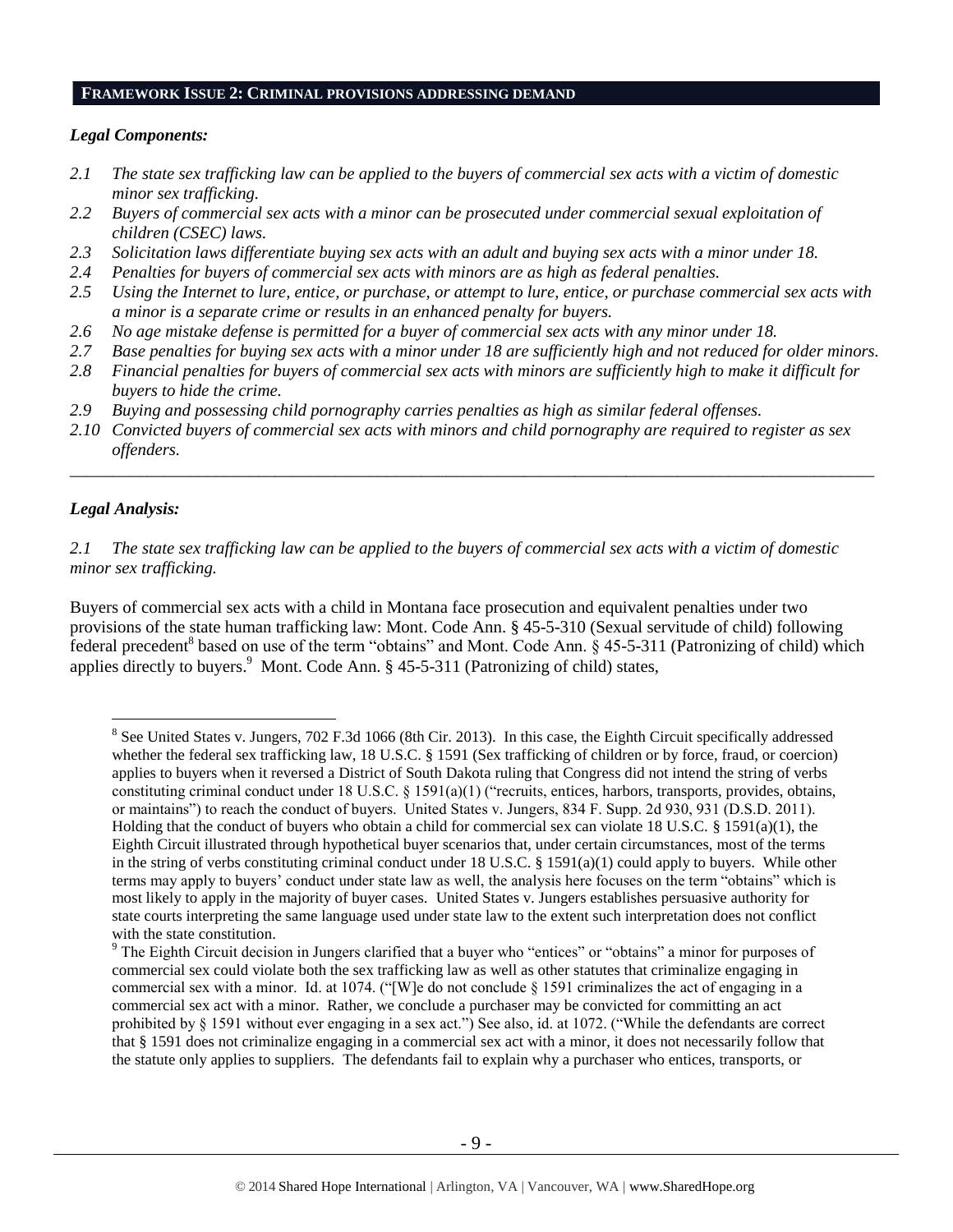## FRAMEWORK ISSUE 2: CRIMINAL PROVISIONS ADDRESSING DEMAND

### *Legal Components:*

*2.1 The state sex trafficking law can be applied to the buyers of commercial sex acts with a victim of domestic minor sex trafficking.*

*2.2 Buyers of commercial sex acts with a minor can be prosecuted under commercial sexual exploitation of children (CSEC) laws.*

*2.3 Solicitation laws differentiate buying sex acts with an adult and buying sex acts with a minor under 18.*

*2.4 Penalties for buyers of commercial sex acts with minors are as high as federal penalties.*

*2.5 Using the Internet to lure, entice, or purchase, or attempt to lure, entice, or purchase commercial sex acts with a minor is a separate crime or results in an enhanced penalty for buyers.*

*2.6 No age mistake defense is permitted for a buyer of commercial sex acts with any minor under 18.*

*2.7 Base penalties for buying sex acts with a minor under 18 are sufficiently high and not reduced for older minors.*

*2.8 Financial penalties for buyers of commercial sex acts with minors are sufficiently high to make it difficult for buyers to hide the crime.*

*2.9 Buying and possessing child pornography carries penalties as high as similar federal offenses.*

*2.10 Convicted buyers of commercial sex acts with minors and child pornography are required to register as sex offenders.*

---

### *Legal Analysis:*

*2.1 The state sex trafficking law can be applied to the buyers of commercial sex acts with a victim of domestic minor sex trafficking.*

Buyers of commercial sex acts with a child in Montana face prosecution and equivalent penalties under two provisions of the state human trafficking law: Mont. Code Ann. § 45-5-310 (Sexual servitude of child) following federal precedent[8] based on use of the term "obtains" and Mont. Code Ann. § 45-5-311 (Patronizing of child) which applies directly to buyers.[9] Mont. Code Ann. § 45-5-311 (Patronizing of child) states,

---

[8] See United States v. Jungers, 702 F.3d 1066 (8th Cir. 2013). In this case, the Eighth Circuit specifically addressed whether the federal sex trafficking law, 18 U.S.C. § 1591 (Sex trafficking of children or by force, fraud, or coercion) applies to buyers when it reversed a District of South Dakota ruling that Congress did not intend the string of verbs constituting criminal conduct under 18 U.S.C. § 1591(a)(1) ("recruits, entices, harbors, transports, provides, obtains, or maintains") to reach the conduct of buyers. United States v. Jungers, 834 F. Supp. 2d 930, 931 (D.S.D. 2011). Holding that the conduct of buyers who obtain a child for commercial sex can violate 18 U.S.C. § 1591(a)(1), the Eighth Circuit illustrated through hypothetical buyer scenarios that, under certain circumstances, most of the terms in the string of verbs constituting criminal conduct under 18 U.S.C. § 1591(a)(1) could apply to buyers. While other terms may apply to buyers' conduct under state law as well, the analysis here focuses on the term "obtains" which is most likely to apply in the majority of buyer cases. United States v. Jungers establishes persuasive authority for state courts interpreting the same language used under state law to the extent such interpretation does not conflict with the state constitution.

[9] The Eighth Circuit decision in Jungers clarified that a buyer who "entices" or "obtains" a minor for purposes of commercial sex could violate both the sex trafficking law as well as other statutes that criminalize engaging in commercial sex with a minor. Id. at 1074. ("[W]e do not conclude § 1591 criminalizes the act of engaging in a commercial sex act with a minor. Rather, we conclude a purchaser may be convicted for committing an act prohibited by § 1591 without ever engaging in a sex act.") See also, id. at 1072. ("While the defendants are correct that § 1591 does not criminalize engaging in a commercial sex act with a minor, it does not necessarily follow that the statute only applies to suppliers. The defendants fail to explain why a purchaser who entices, transports, or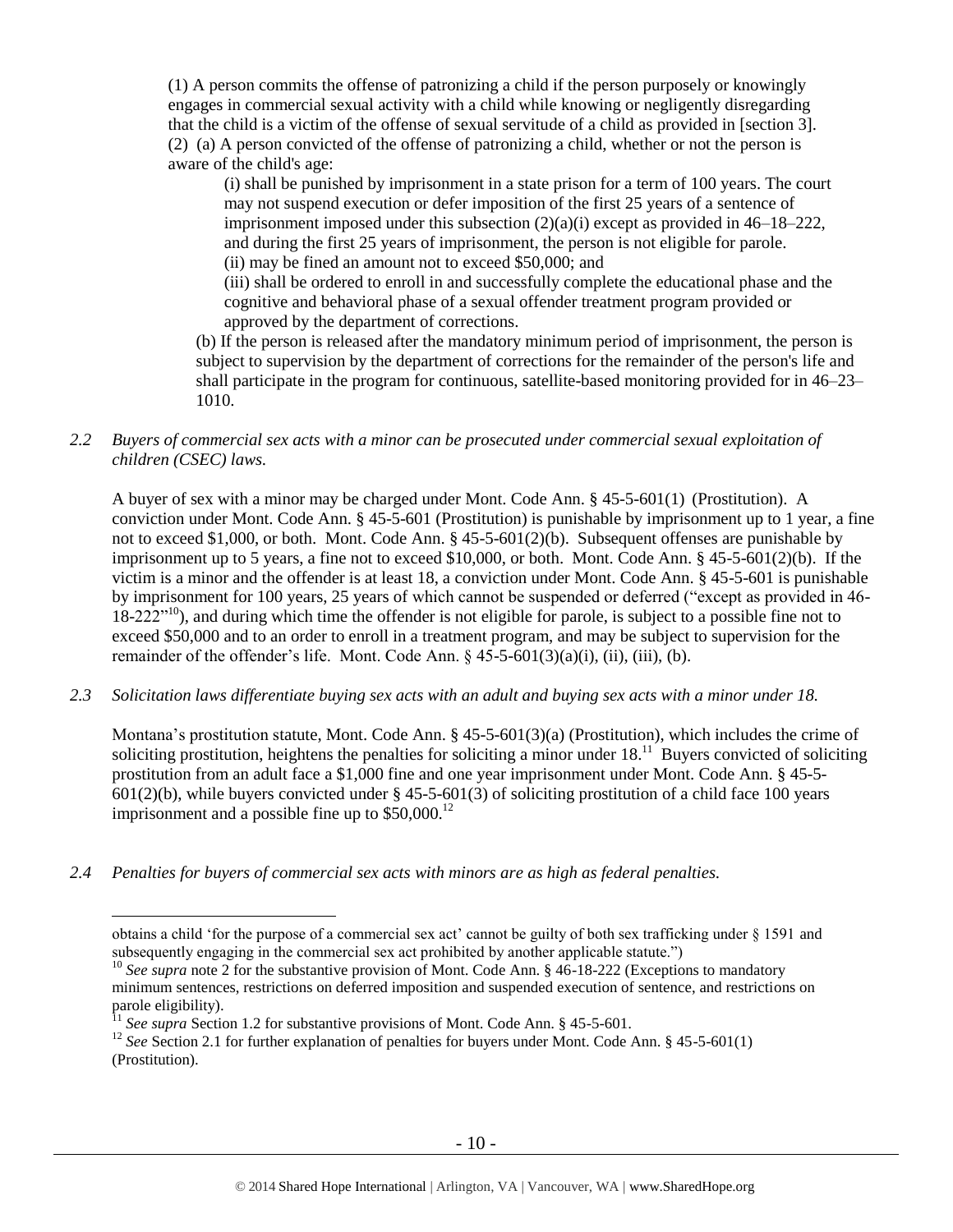(1) A person commits the offense of patronizing a child if the person purposely or knowingly engages in commercial sexual activity with a child while knowing or negligently disregarding that the child is a victim of the offense of sexual servitude of a child as provided in [section 3].
(2) (a) A person convicted of the offense of patronizing a child, whether or not the person is aware of the child's age:

(i) shall be punished by imprisonment in a state prison for a term of 100 years. The court may not suspend execution or defer imposition of the first 25 years of a sentence of imprisonment imposed under this subsection (2)(a)(i) except as provided in 46–18–222, and during the first 25 years of imprisonment, the person is not eligible for parole.
(ii) may be fined an amount not to exceed $50,000; and
(iii) shall be ordered to enroll in and successfully complete the educational phase and the cognitive and behavioral phase of a sexual offender treatment program provided or approved by the department of corrections.

(b) If the person is released after the mandatory minimum period of imprisonment, the person is subject to supervision by the department of corrections for the remainder of the person's life and shall participate in the program for continuous, satellite-based monitoring provided for in 46–23–1010.

*2.2 Buyers of commercial sex acts with a minor can be prosecuted under commercial sexual exploitation of children (CSEC) laws.*

A buyer of sex with a minor may be charged under Mont. Code Ann. § 45-5-601(1) (Prostitution). A conviction under Mont. Code Ann. § 45-5-601 (Prostitution) is punishable by imprisonment up to 1 year, a fine not to exceed $1,000, or both. Mont. Code Ann. § 45-5-601(2)(b). Subsequent offenses are punishable by imprisonment up to 5 years, a fine not to exceed $10,000, or both. Mont. Code Ann. § 45-5-601(2)(b). If the victim is a minor and the offender is at least 18, a conviction under Mont. Code Ann. § 45-5-601 is punishable by imprisonment for 100 years, 25 years of which cannot be suspended or deferred ("except as provided in 46-18-222"[10]), and during which time the offender is not eligible for parole, is subject to a possible fine not to exceed $50,000 and to an order to enroll in a treatment program, and may be subject to supervision for the remainder of the offender's life. Mont. Code Ann. § 45-5-601(3)(a)(i), (ii), (iii), (b).

*2.3 Solicitation laws differentiate buying sex acts with an adult and buying sex acts with a minor under 18.*

Montana's prostitution statute, Mont. Code Ann. § 45-5-601(3)(a) (Prostitution), which includes the crime of soliciting prostitution, heightens the penalties for soliciting a minor under 18.[11] Buyers convicted of soliciting prostitution from an adult face a $1,000 fine and one year imprisonment under Mont. Code Ann. § 45-5-601(2)(b), while buyers convicted under § 45-5-601(3) of soliciting prostitution of a child face 100 years imprisonment and a possible fine up to $50,000.[12]

*2.4 Penalties for buyers of commercial sex acts with minors are as high as federal penalties.*

---

obtains a child 'for the purpose of a commercial sex act' cannot be guilty of both sex trafficking under § 1591 and subsequently engaging in the commercial sex act prohibited by another applicable statute.")

[10] *See supra* note 2 for the substantive provision of Mont. Code Ann. § 46-18-222 (Exceptions to mandatory minimum sentences, restrictions on deferred imposition and suspended execution of sentence, and restrictions on parole eligibility).

[11] *See supra* Section 1.2 for substantive provisions of Mont. Code Ann. § 45-5-601.

[12] *See* Section 2.1 for further explanation of penalties for buyers under Mont. Code Ann. § 45-5-601(1) (Prostitution).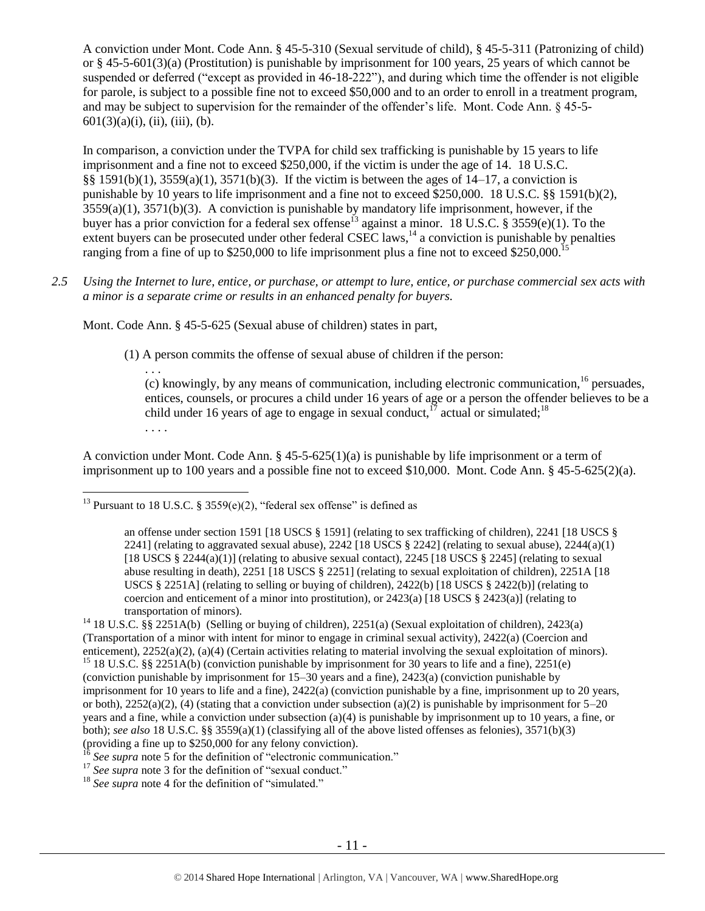A conviction under Mont. Code Ann. § 45-5-310 (Sexual servitude of child), § 45-5-311 (Patronizing of child) or § 45-5-601(3)(a) (Prostitution) is punishable by imprisonment for 100 years, 25 years of which cannot be suspended or deferred ("except as provided in 46-18-222"), and during which time the offender is not eligible for parole, is subject to a possible fine not to exceed $50,000 and to an order to enroll in a treatment program, and may be subject to supervision for the remainder of the offender's life. Mont. Code Ann. § 45-5-601(3)(a)(i), (ii), (iii), (b).

In comparison, a conviction under the TVPA for child sex trafficking is punishable by 15 years to life imprisonment and a fine not to exceed $250,000, if the victim is under the age of 14. 18 U.S.C. §§ 1591(b)(1), 3559(a)(1), 3571(b)(3). If the victim is between the ages of 14–17, a conviction is punishable by 10 years to life imprisonment and a fine not to exceed $250,000. 18 U.S.C. §§ 1591(b)(2), 3559(a)(1), 3571(b)(3). A conviction is punishable by mandatory life imprisonment, however, if the buyer has a prior conviction for a federal sex offense[13] against a minor. 18 U.S.C. § 3559(e)(1). To the extent buyers can be prosecuted under other federal CSEC laws,[14] a conviction is punishable by penalties ranging from a fine of up to $250,000 to life imprisonment plus a fine not to exceed $250,000.[15]

*2.5 Using the Internet to lure, entice, or purchase, or attempt to lure, entice, or purchase commercial sex acts with a minor is a separate crime or results in an enhanced penalty for buyers.*

Mont. Code Ann. § 45-5-625 (Sexual abuse of children) states in part,

> (1) A person commits the offense of sexual abuse of children if the person:
>
> > . . .
> > (c) knowingly, by any means of communication, including electronic communication,[16] persuades, entices, counsels, or procures a child under 16 years of age or a person the offender believes to be a child under 16 years of age to engage in sexual conduct,[17] actual or simulated;[18]
> > . . . .

A conviction under Mont. Code Ann. § 45-5-625(1)(a) is punishable by life imprisonment or a term of imprisonment up to 100 years and a possible fine not to exceed $10,000. Mont. Code Ann. § 45-5-625(2)(a).

---

[13] Pursuant to 18 U.S.C. § 3559(e)(2), "federal sex offense" is defined as

> an offense under section 1591 [18 USCS § 1591] (relating to sex trafficking of children), 2241 [18 USCS § 2241] (relating to aggravated sexual abuse), 2242 [18 USCS § 2242] (relating to sexual abuse), 2244(a)(1) [18 USCS § 2244(a)(1)] (relating to abusive sexual contact), 2245 [18 USCS § 2245] (relating to sexual abuse resulting in death), 2251 [18 USCS § 2251] (relating to sexual exploitation of children), 2251A [18 USCS § 2251A] (relating to selling or buying of children), 2422(b) [18 USCS § 2422(b)] (relating to coercion and enticement of a minor into prostitution), or 2423(a) [18 USCS § 2423(a)] (relating to transportation of minors).

[14] 18 U.S.C. §§ 2251A(b) (Selling or buying of children), 2251(a) (Sexual exploitation of children), 2423(a) (Transportation of a minor with intent for minor to engage in criminal sexual activity), 2422(a) (Coercion and enticement), 2252(a)(2), (a)(4) (Certain activities relating to material involving the sexual exploitation of minors).

[15] 18 U.S.C. §§ 2251A(b) (conviction punishable by imprisonment for 30 years to life and a fine), 2251(e) (conviction punishable by imprisonment for 15–30 years and a fine), 2423(a) (conviction punishable by imprisonment for 10 years to life and a fine), 2422(a) (conviction punishable by a fine, imprisonment up to 20 years, or both), 2252(a)(2), (4) (stating that a conviction under subsection (a)(2) is punishable by imprisonment for 5–20 years and a fine, while a conviction under subsection (a)(4) is punishable by imprisonment up to 10 years, a fine, or both); *see also* 18 U.S.C. §§ 3559(a)(1) (classifying all of the above listed offenses as felonies), 3571(b)(3) (providing a fine up to $250,000 for any felony conviction).

[16] *See supra* note 5 for the definition of "electronic communication."

[17] *See supra* note 3 for the definition of "sexual conduct."

[18] *See supra* note 4 for the definition of "simulated."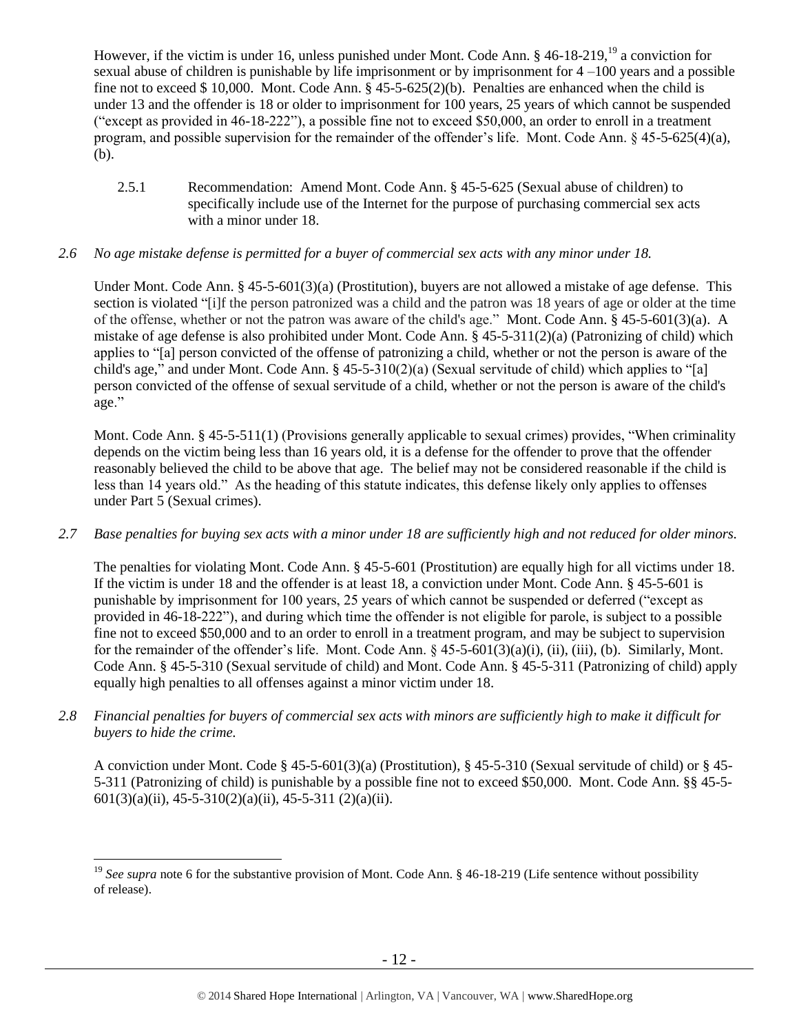However, if the victim is under 16, unless punished under Mont. Code Ann. § 46-18-219,[19] a conviction for sexual abuse of children is punishable by life imprisonment or by imprisonment for 4 –100 years and a possible fine not to exceed $ 10,000. Mont. Code Ann. § 45-5-625(2)(b). Penalties are enhanced when the child is under 13 and the offender is 18 or older to imprisonment for 100 years, 25 years of which cannot be suspended ("except as provided in 46-18-222"), a possible fine not to exceed $50,000, an order to enroll in a treatment program, and possible supervision for the remainder of the offender's life. Mont. Code Ann. § 45-5-625(4)(a), (b).

2.5.1 Recommendation: Amend Mont. Code Ann. § 45-5-625 (Sexual abuse of children) to specifically include use of the Internet for the purpose of purchasing commercial sex acts with a minor under 18.

*2.6 No age mistake defense is permitted for a buyer of commercial sex acts with any minor under 18.*

Under Mont. Code Ann. § 45-5-601(3)(a) (Prostitution), buyers are not allowed a mistake of age defense. This section is violated "[i]f the person patronized was a child and the patron was 18 years of age or older at the time of the offense, whether or not the patron was aware of the child's age." Mont. Code Ann. § 45-5-601(3)(a). A mistake of age defense is also prohibited under Mont. Code Ann. § 45-5-311(2)(a) (Patronizing of child) which applies to "[a] person convicted of the offense of patronizing a child, whether or not the person is aware of the child's age," and under Mont. Code Ann. § 45-5-310(2)(a) (Sexual servitude of child) which applies to "[a] person convicted of the offense of sexual servitude of a child, whether or not the person is aware of the child's age."

Mont. Code Ann. § 45-5-511(1) (Provisions generally applicable to sexual crimes) provides, "When criminality depends on the victim being less than 16 years old, it is a defense for the offender to prove that the offender reasonably believed the child to be above that age. The belief may not be considered reasonable if the child is less than 14 years old." As the heading of this statute indicates, this defense likely only applies to offenses under Part 5 (Sexual crimes).

*2.7 Base penalties for buying sex acts with a minor under 18 are sufficiently high and not reduced for older minors.*

The penalties for violating Mont. Code Ann. § 45-5-601 (Prostitution) are equally high for all victims under 18. If the victim is under 18 and the offender is at least 18, a conviction under Mont. Code Ann. § 45-5-601 is punishable by imprisonment for 100 years, 25 years of which cannot be suspended or deferred ("except as provided in 46-18-222"), and during which time the offender is not eligible for parole, is subject to a possible fine not to exceed $50,000 and to an order to enroll in a treatment program, and may be subject to supervision for the remainder of the offender's life. Mont. Code Ann. § 45-5-601(3)(a)(i), (ii), (iii), (b). Similarly, Mont. Code Ann. § 45-5-310 (Sexual servitude of child) and Mont. Code Ann. § 45-5-311 (Patronizing of child) apply equally high penalties to all offenses against a minor victim under 18.

*2.8 Financial penalties for buyers of commercial sex acts with minors are sufficiently high to make it difficult for buyers to hide the crime.*

A conviction under Mont. Code § 45-5-601(3)(a) (Prostitution), § 45-5-310 (Sexual servitude of child) or § 45-5-311 (Patronizing of child) is punishable by a possible fine not to exceed $50,000. Mont. Code Ann. §§ 45-5-601(3)(a)(ii), 45-5-310(2)(a)(ii), 45-5-311 (2)(a)(ii).

---

[19] *See supra* note 6 for the substantive provision of Mont. Code Ann. § 46-18-219 (Life sentence without possibility of release).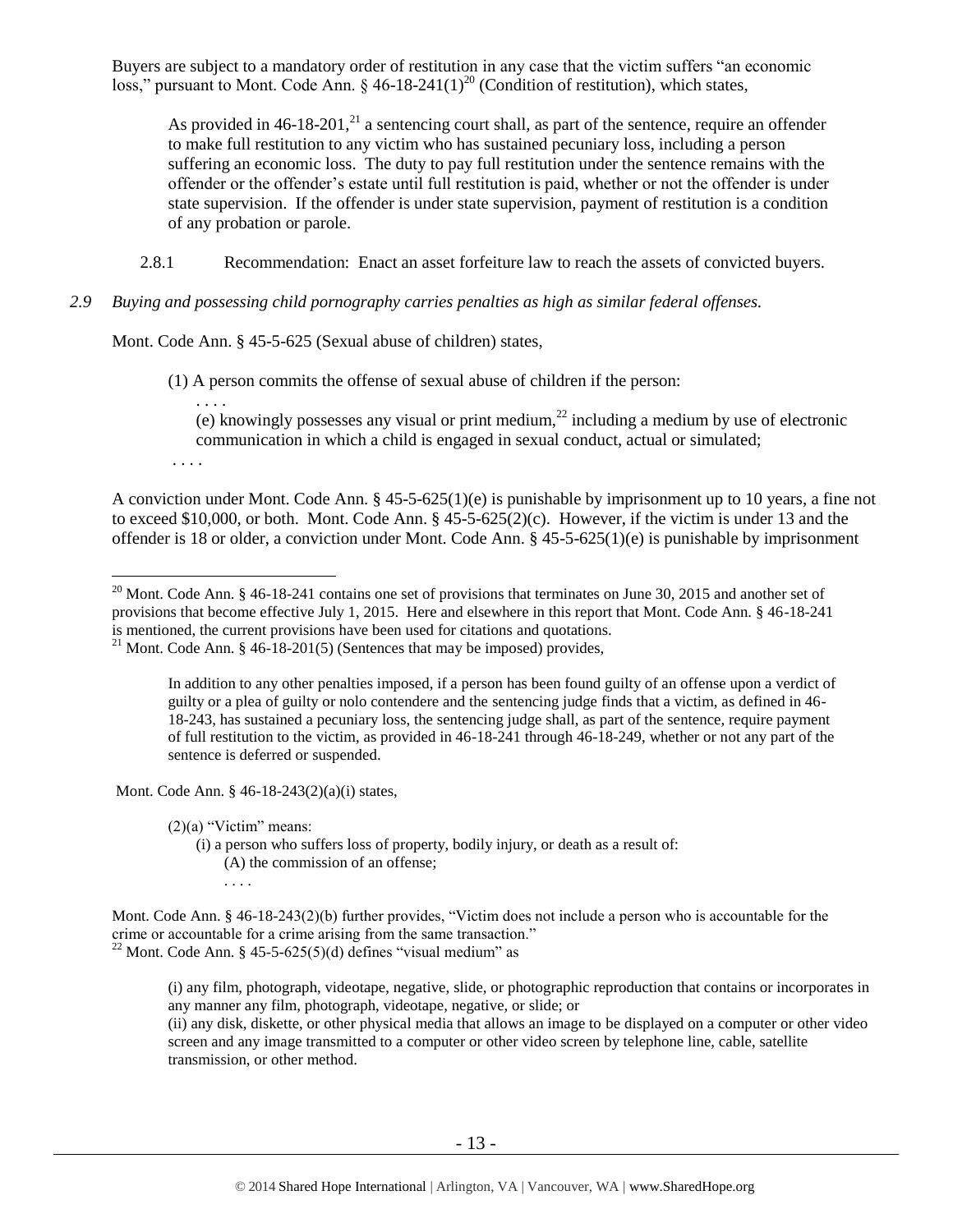Buyers are subject to a mandatory order of restitution in any case that the victim suffers "an economic loss," pursuant to Mont. Code Ann. § 46-18-241(1)[20] (Condition of restitution), which states,

> As provided in 46-18-201,[21] a sentencing court shall, as part of the sentence, require an offender to make full restitution to any victim who has sustained pecuniary loss, including a person suffering an economic loss. The duty to pay full restitution under the sentence remains with the offender or the offender's estate until full restitution is paid, whether or not the offender is under state supervision. If the offender is under state supervision, payment of restitution is a condition of any probation or parole.

2.8.1 Recommendation: Enact an asset forfeiture law to reach the assets of convicted buyers.

*2.9 Buying and possessing child pornography carries penalties as high as similar federal offenses.*

Mont. Code Ann. § 45-5-625 (Sexual abuse of children) states,

> (1) A person commits the offense of sexual abuse of children if the person:
> . . . .
> (e) knowingly possesses any visual or print medium,[22] including a medium by use of electronic communication in which a child is engaged in sexual conduct, actual or simulated;
> . . . .

A conviction under Mont. Code Ann. § 45-5-625(1)(e) is punishable by imprisonment up to 10 years, a fine not to exceed $10,000, or both. Mont. Code Ann. § 45-5-625(2)(c). However, if the victim is under 13 and the offender is 18 or older, a conviction under Mont. Code Ann. § 45-5-625(1)(e) is punishable by imprisonment

---

[20] Mont. Code Ann. § 46-18-241 contains one set of provisions that terminates on June 30, 2015 and another set of provisions that become effective July 1, 2015. Here and elsewhere in this report that Mont. Code Ann. § 46-18-241 is mentioned, the current provisions have been used for citations and quotations.

[21] Mont. Code Ann. § 46-18-201(5) (Sentences that may be imposed) provides,

> In addition to any other penalties imposed, if a person has been found guilty of an offense upon a verdict of guilty or a plea of guilty or nolo contendere and the sentencing judge finds that a victim, as defined in 46-18-243, has sustained a pecuniary loss, the sentencing judge shall, as part of the sentence, require payment of full restitution to the victim, as provided in 46-18-241 through 46-18-249, whether or not any part of the sentence is deferred or suspended.

Mont. Code Ann. § 46-18-243(2)(a)(i) states,

> (2)(a) "Victim" means:
> (i) a person who suffers loss of property, bodily injury, or death as a result of:
> (A) the commission of an offense;
> . . . .

Mont. Code Ann. § 46-18-243(2)(b) further provides, "Victim does not include a person who is accountable for the crime or accountable for a crime arising from the same transaction."

[22] Mont. Code Ann. § 45-5-625(5)(d) defines "visual medium" as

> (i) any film, photograph, videotape, negative, slide, or photographic reproduction that contains or incorporates in any manner any film, photograph, videotape, negative, or slide; or
> (ii) any disk, diskette, or other physical media that allows an image to be displayed on a computer or other video screen and any image transmitted to a computer or other video screen by telephone line, cable, satellite transmission, or other method.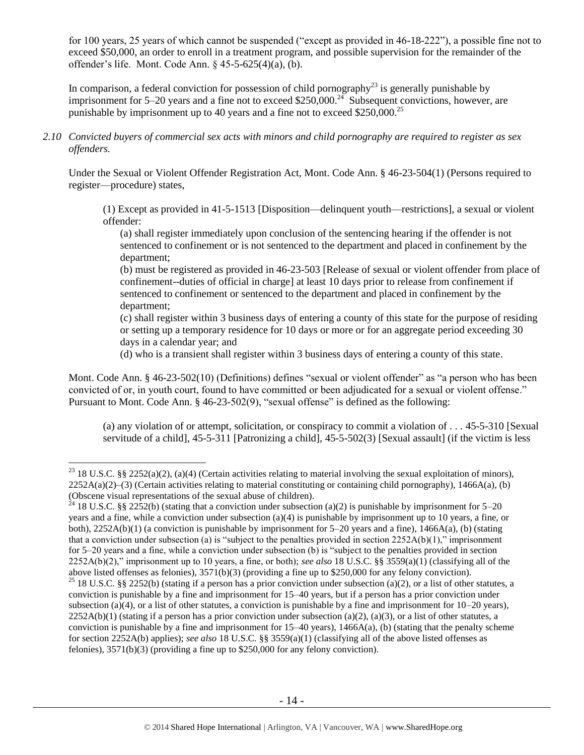for 100 years, 25 years of which cannot be suspended ("except as provided in 46-18-222"), a possible fine not to exceed $50,000, an order to enroll in a treatment program, and possible supervision for the remainder of the offender's life. Mont. Code Ann. § 45-5-625(4)(a), (b).

In comparison, a federal conviction for possession of child pornography[23] is generally punishable by imprisonment for 5–20 years and a fine not to exceed $250,000.[24] Subsequent convictions, however, are punishable by imprisonment up to 40 years and a fine not to exceed $250,000.[25]

*2.10 Convicted buyers of commercial sex acts with minors and child pornography are required to register as sex offenders.*

Under the Sexual or Violent Offender Registration Act, Mont. Code Ann. § 46-23-504(1) (Persons required to register—procedure) states,

> (1) Except as provided in 41-5-1513 [Disposition—delinquent youth—restrictions], a sexual or violent offender:
>
> (a) shall register immediately upon conclusion of the sentencing hearing if the offender is not sentenced to confinement or is not sentenced to the department and placed in confinement by the department;
>
> (b) must be registered as provided in 46-23-503 [Release of sexual or violent offender from place of confinement--duties of official in charge] at least 10 days prior to release from confinement if sentenced to confinement or sentenced to the department and placed in confinement by the department;
>
> (c) shall register within 3 business days of entering a county of this state for the purpose of residing or setting up a temporary residence for 10 days or more or for an aggregate period exceeding 30 days in a calendar year; and
>
> (d) who is a transient shall register within 3 business days of entering a county of this state.

Mont. Code Ann. § 46-23-502(10) (Definitions) defines "sexual or violent offender" as "a person who has been convicted of or, in youth court, found to have committed or been adjudicated for a sexual or violent offense." Pursuant to Mont. Code Ann. § 46-23-502(9), "sexual offense" is defined as the following:

> (a) any violation of or attempt, solicitation, or conspiracy to commit a violation of . . . 45-5-310 [Sexual servitude of a child], 45-5-311 [Patronizing a child], 45-5-502(3) [Sexual assault] (if the victim is less

---

[23] 18 U.S.C. §§ 2252(a)(2), (a)(4) (Certain activities relating to material involving the sexual exploitation of minors), 2252A(a)(2)–(3) (Certain activities relating to material constituting or containing child pornography), 1466A(a), (b) (Obscene visual representations of the sexual abuse of children).

[24] 18 U.S.C. §§ 2252(b) (stating that a conviction under subsection (a)(2) is punishable by imprisonment for 5–20 years and a fine, while a conviction under subsection (a)(4) is punishable by imprisonment up to 10 years, a fine, or both), 2252A(b)(1) (a conviction is punishable by imprisonment for 5–20 years and a fine), 1466A(a), (b) (stating that a conviction under subsection (a) is "subject to the penalties provided in section 2252A(b)(1)," imprisonment for 5–20 years and a fine, while a conviction under subsection (b) is "subject to the penalties provided in section 2252A(b)(2)," imprisonment up to 10 years, a fine, or both); *see also* 18 U.S.C. §§ 3559(a)(1) (classifying all of the above listed offenses as felonies), 3571(b)(3) (providing a fine up to $250,000 for any felony conviction).

[25] 18 U.S.C. §§ 2252(b) (stating if a person has a prior conviction under subsection (a)(2), or a list of other statutes, a conviction is punishable by a fine and imprisonment for 15–40 years, but if a person has a prior conviction under subsection (a)(4), or a list of other statutes, a conviction is punishable by a fine and imprisonment for 10–20 years), 2252A(b)(1) (stating if a person has a prior conviction under subsection (a)(2), (a)(3), or a list of other statutes, a conviction is punishable by a fine and imprisonment for 15–40 years), 1466A(a), (b) (stating that the penalty scheme for section 2252A(b) applies); *see also* 18 U.S.C. §§ 3559(a)(1) (classifying all of the above listed offenses as felonies), 3571(b)(3) (providing a fine up to $250,000 for any felony conviction).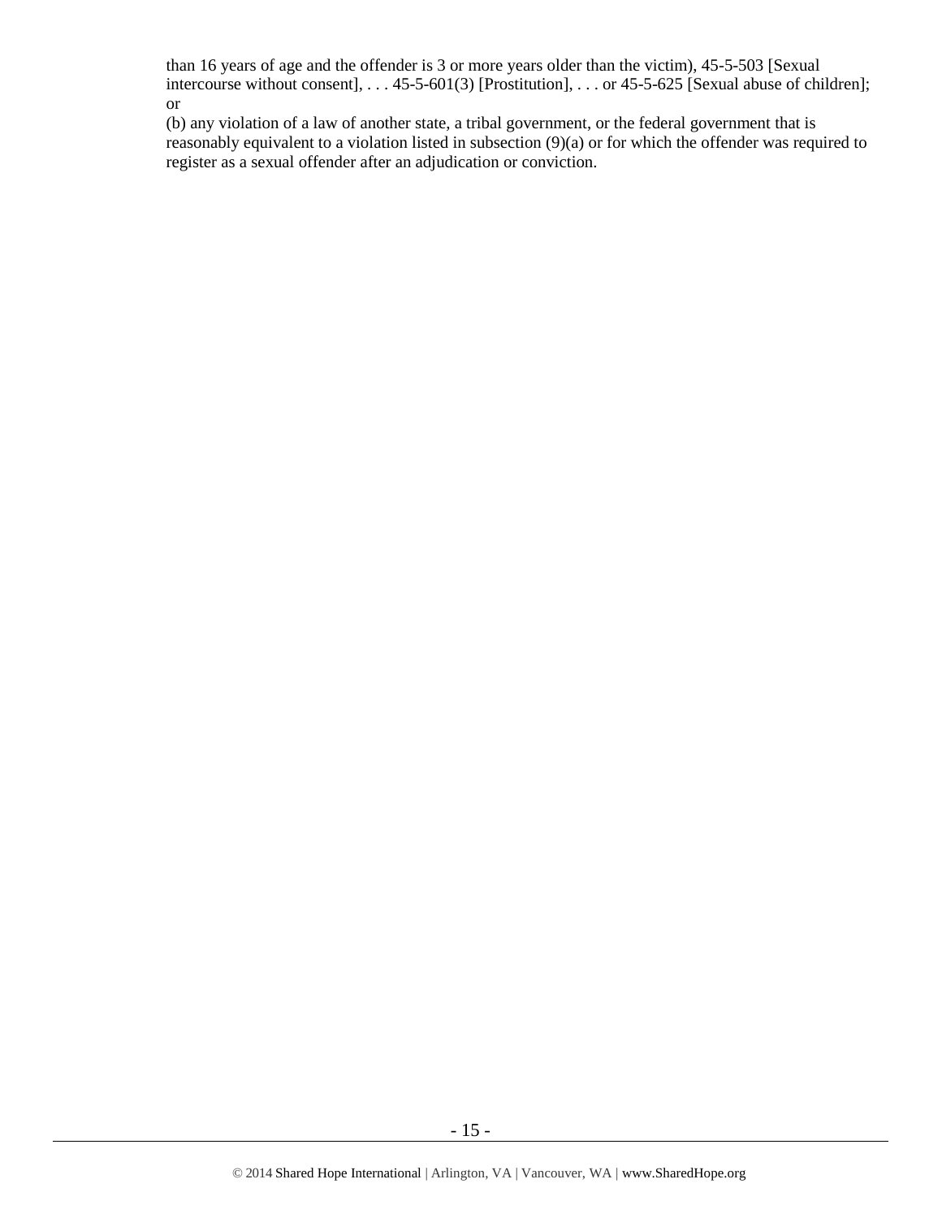than 16 years of age and the offender is 3 or more years older than the victim), 45-5-503 [Sexual intercourse without consent], . . . 45-5-601(3) [Prostitution], . . . or 45-5-625 [Sexual abuse of children]; or

(b) any violation of a law of another state, a tribal government, or the federal government that is reasonably equivalent to a violation listed in subsection (9)(a) or for which the offender was required to register as a sexual offender after an adjudication or conviction.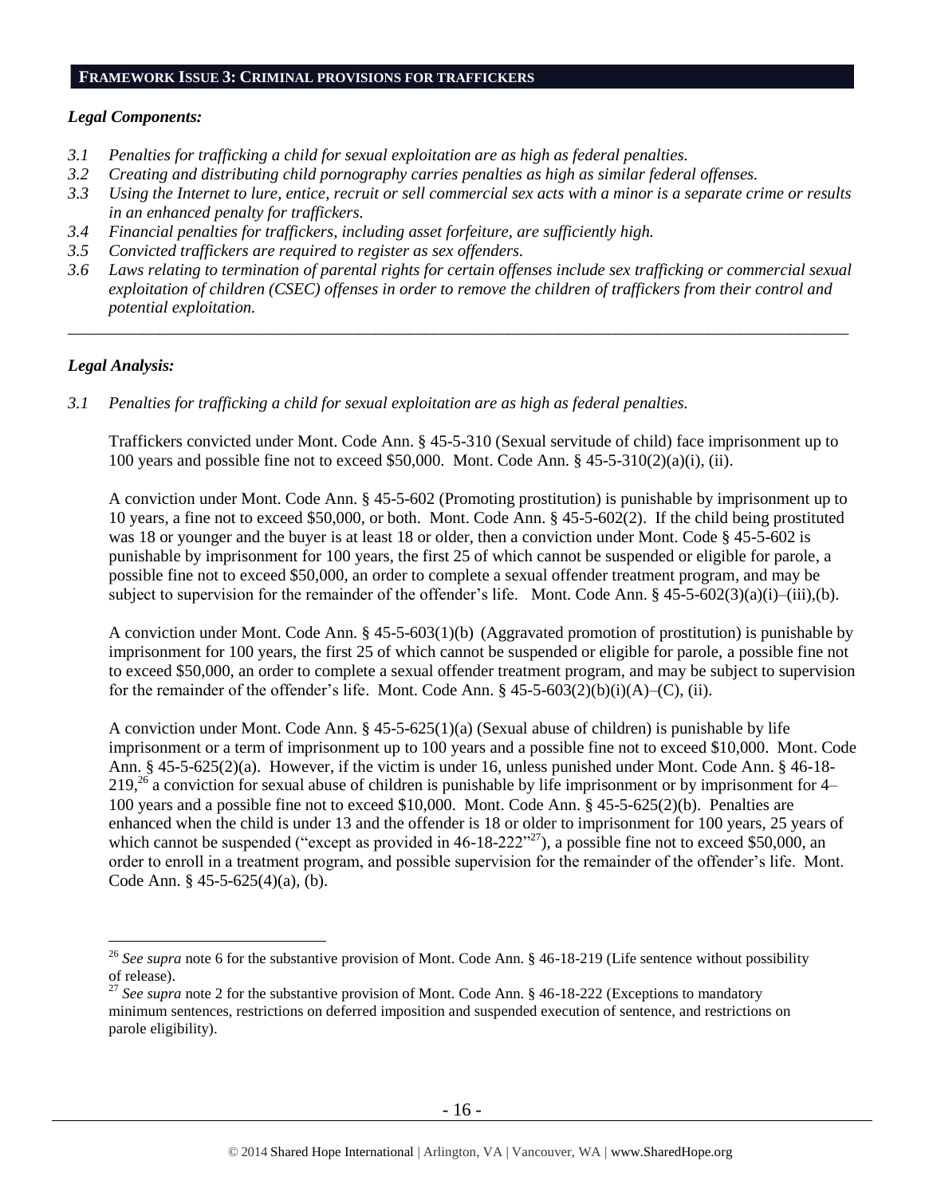## FRAMEWORK ISSUE 3: CRIMINAL PROVISIONS FOR TRAFFICKERS

### *Legal Components:*

- *3.1 Penalties for trafficking a child for sexual exploitation are as high as federal penalties.*
- *3.2 Creating and distributing child pornography carries penalties as high as similar federal offenses.*
- *3.3 Using the Internet to lure, entice, recruit or sell commercial sex acts with a minor is a separate crime or results in an enhanced penalty for traffickers.*
- *3.4 Financial penalties for traffickers, including asset forfeiture, are sufficiently high.*
- *3.5 Convicted traffickers are required to register as sex offenders.*
- *3.6 Laws relating to termination of parental rights for certain offenses include sex trafficking or commercial sexual exploitation of children (CSEC) offenses in order to remove the children of traffickers from their control and potential exploitation.*

---

### *Legal Analysis:*

*3.1 Penalties for trafficking a child for sexual exploitation are as high as federal penalties.*

Traffickers convicted under Mont. Code Ann. § 45-5-310 (Sexual servitude of child) face imprisonment up to 100 years and possible fine not to exceed $50,000. Mont. Code Ann. § 45-5-310(2)(a)(i), (ii).

A conviction under Mont. Code Ann. § 45-5-602 (Promoting prostitution) is punishable by imprisonment up to 10 years, a fine not to exceed $50,000, or both. Mont. Code Ann. § 45-5-602(2). If the child being prostituted was 18 or younger and the buyer is at least 18 or older, then a conviction under Mont. Code § 45-5-602 is punishable by imprisonment for 100 years, the first 25 of which cannot be suspended or eligible for parole, a possible fine not to exceed $50,000, an order to complete a sexual offender treatment program, and may be subject to supervision for the remainder of the offender's life. Mont. Code Ann. § 45-5-602(3)(a)(i)–(iii),(b).

A conviction under Mont. Code Ann. § 45-5-603(1)(b) (Aggravated promotion of prostitution) is punishable by imprisonment for 100 years, the first 25 of which cannot be suspended or eligible for parole, a possible fine not to exceed $50,000, an order to complete a sexual offender treatment program, and may be subject to supervision for the remainder of the offender's life. Mont. Code Ann. § 45-5-603(2)(b)(i)(A)–(C), (ii).

A conviction under Mont. Code Ann. § 45-5-625(1)(a) (Sexual abuse of children) is punishable by life imprisonment or a term of imprisonment up to 100 years and a possible fine not to exceed $10,000. Mont. Code Ann. § 45-5-625(2)(a). However, if the victim is under 16, unless punished under Mont. Code Ann. § 46-18-219,[26] a conviction for sexual abuse of children is punishable by life imprisonment or by imprisonment for 4–100 years and a possible fine not to exceed $10,000. Mont. Code Ann. § 45-5-625(2)(b). Penalties are enhanced when the child is under 13 and the offender is 18 or older to imprisonment for 100 years, 25 years of which cannot be suspended ("except as provided in 46-18-222"[27]), a possible fine not to exceed $50,000, an order to enroll in a treatment program, and possible supervision for the remainder of the offender's life. Mont. Code Ann. § 45-5-625(4)(a), (b).

---

[26] *See supra* note 6 for the substantive provision of Mont. Code Ann. § 46-18-219 (Life sentence without possibility of release).

[27] *See supra* note 2 for the substantive provision of Mont. Code Ann. § 46-18-222 (Exceptions to mandatory minimum sentences, restrictions on deferred imposition and suspended execution of sentence, and restrictions on parole eligibility).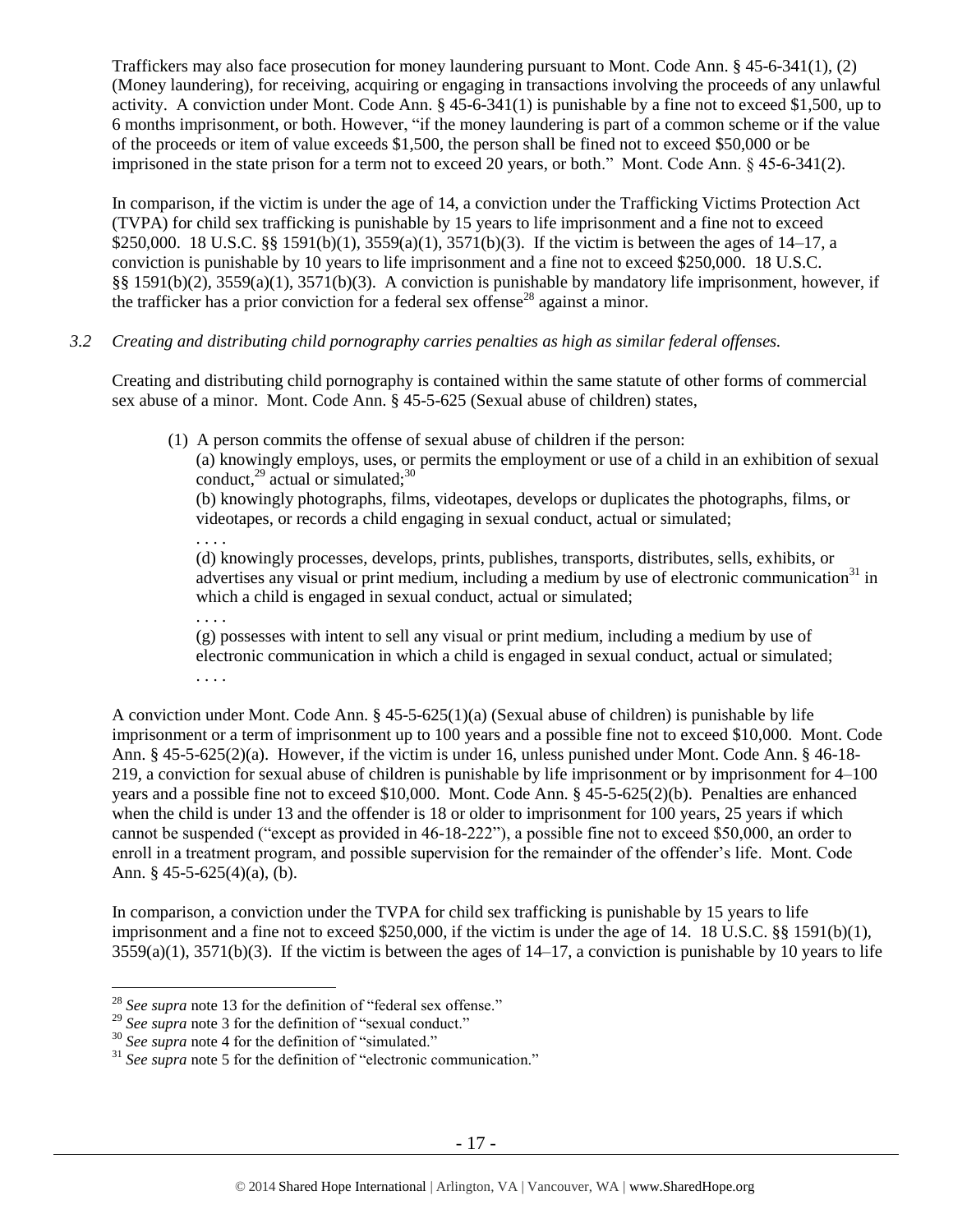Traffickers may also face prosecution for money laundering pursuant to Mont. Code Ann. § 45-6-341(1), (2) (Money laundering), for receiving, acquiring or engaging in transactions involving the proceeds of any unlawful activity. A conviction under Mont. Code Ann. § 45-6-341(1) is punishable by a fine not to exceed $1,500, up to 6 months imprisonment, or both. However, "if the money laundering is part of a common scheme or if the value of the proceeds or item of value exceeds $1,500, the person shall be fined not to exceed $50,000 or be imprisoned in the state prison for a term not to exceed 20 years, or both." Mont. Code Ann. § 45-6-341(2).

In comparison, if the victim is under the age of 14, a conviction under the Trafficking Victims Protection Act (TVPA) for child sex trafficking is punishable by 15 years to life imprisonment and a fine not to exceed $250,000. 18 U.S.C. §§ 1591(b)(1), 3559(a)(1), 3571(b)(3). If the victim is between the ages of 14–17, a conviction is punishable by 10 years to life imprisonment and a fine not to exceed $250,000. 18 U.S.C. §§ 1591(b)(2), 3559(a)(1), 3571(b)(3). A conviction is punishable by mandatory life imprisonment, however, if the trafficker has a prior conviction for a federal sex offense[28] against a minor.

*3.2 Creating and distributing child pornography carries penalties as high as similar federal offenses.*

Creating and distributing child pornography is contained within the same statute of other forms of commercial sex abuse of a minor. Mont. Code Ann. § 45-5-625 (Sexual abuse of children) states,

> (1) A person commits the offense of sexual abuse of children if the person:
> (a) knowingly employs, uses, or permits the employment or use of a child in an exhibition of sexual conduct,[29] actual or simulated;[30]
> (b) knowingly photographs, films, videotapes, develops or duplicates the photographs, films, or videotapes, or records a child engaging in sexual conduct, actual or simulated;
> . . . .
> (d) knowingly processes, develops, prints, publishes, transports, distributes, sells, exhibits, or advertises any visual or print medium, including a medium by use of electronic communication[31] in which a child is engaged in sexual conduct, actual or simulated;
> . . . .
> (g) possesses with intent to sell any visual or print medium, including a medium by use of electronic communication in which a child is engaged in sexual conduct, actual or simulated;
> . . . .

A conviction under Mont. Code Ann. § 45-5-625(1)(a) (Sexual abuse of children) is punishable by life imprisonment or a term of imprisonment up to 100 years and a possible fine not to exceed $10,000. Mont. Code Ann. § 45-5-625(2)(a). However, if the victim is under 16, unless punished under Mont. Code Ann. § 46-18-219, a conviction for sexual abuse of children is punishable by life imprisonment or by imprisonment for 4–100 years and a possible fine not to exceed $10,000. Mont. Code Ann. § 45-5-625(2)(b). Penalties are enhanced when the child is under 13 and the offender is 18 or older to imprisonment for 100 years, 25 years if which cannot be suspended ("except as provided in 46-18-222"), a possible fine not to exceed $50,000, an order to enroll in a treatment program, and possible supervision for the remainder of the offender's life. Mont. Code Ann. § 45-5-625(4)(a), (b).

In comparison, a conviction under the TVPA for child sex trafficking is punishable by 15 years to life imprisonment and a fine not to exceed $250,000, if the victim is under the age of 14. 18 U.S.C. §§ 1591(b)(1), 3559(a)(1), 3571(b)(3). If the victim is between the ages of 14–17, a conviction is punishable by 10 years to life

---

[28] *See supra* note 13 for the definition of "federal sex offense."
[29] *See supra* note 3 for the definition of "sexual conduct."
[30] *See supra* note 4 for the definition of "simulated."
[31] *See supra* note 5 for the definition of "electronic communication."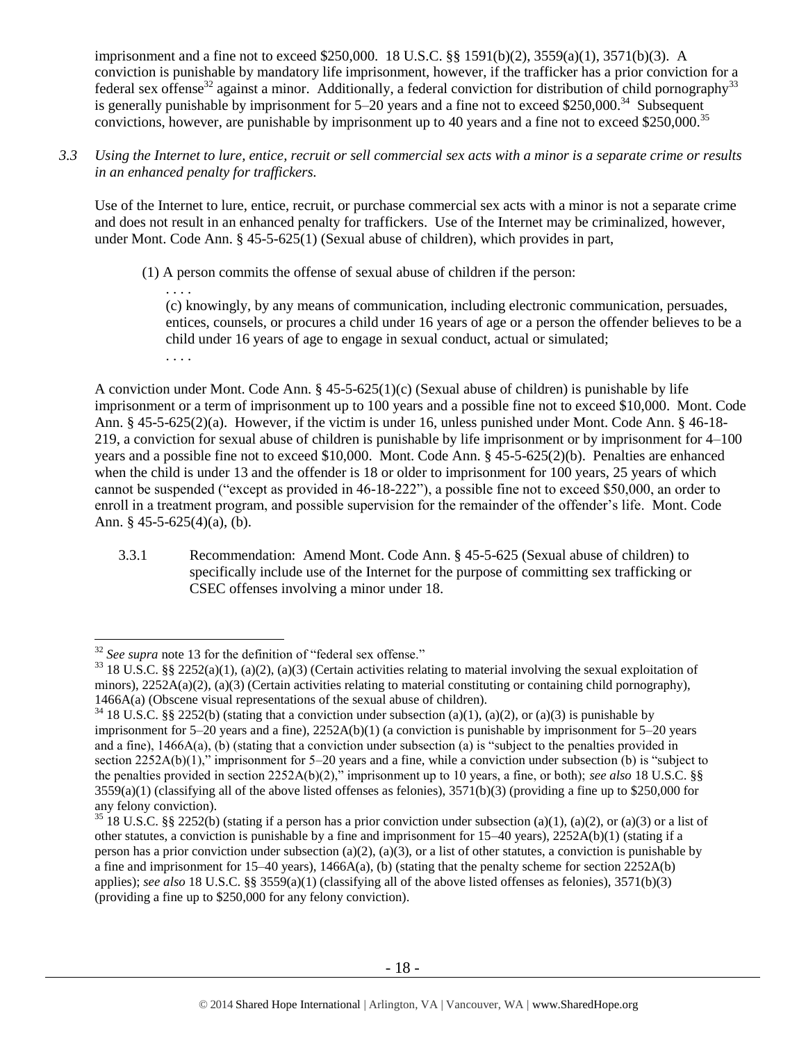imprisonment and a fine not to exceed $250,000. 18 U.S.C. §§ 1591(b)(2), 3559(a)(1), 3571(b)(3). A conviction is punishable by mandatory life imprisonment, however, if the trafficker has a prior conviction for a federal sex offense[32] against a minor. Additionally, a federal conviction for distribution of child pornography[33] is generally punishable by imprisonment for 5–20 years and a fine not to exceed $250,000.[34] Subsequent convictions, however, are punishable by imprisonment up to 40 years and a fine not to exceed $250,000.[35]

*3.3 Using the Internet to lure, entice, recruit or sell commercial sex acts with a minor is a separate crime or results in an enhanced penalty for traffickers.*

Use of the Internet to lure, entice, recruit, or purchase commercial sex acts with a minor is not a separate crime and does not result in an enhanced penalty for traffickers. Use of the Internet may be criminalized, however, under Mont. Code Ann. § 45-5-625(1) (Sexual abuse of children), which provides in part,

> (1) A person commits the offense of sexual abuse of children if the person:
>
> . . . .
>
> (c) knowingly, by any means of communication, including electronic communication, persuades, entices, counsels, or procures a child under 16 years of age or a person the offender believes to be a child under 16 years of age to engage in sexual conduct, actual or simulated;
>
> . . . .

A conviction under Mont. Code Ann. § 45-5-625(1)(c) (Sexual abuse of children) is punishable by life imprisonment or a term of imprisonment up to 100 years and a possible fine not to exceed $10,000. Mont. Code Ann. § 45-5-625(2)(a). However, if the victim is under 16, unless punished under Mont. Code Ann. § 46-18-219, a conviction for sexual abuse of children is punishable by life imprisonment or by imprisonment for 4–100 years and a possible fine not to exceed $10,000. Mont. Code Ann. § 45-5-625(2)(b). Penalties are enhanced when the child is under 13 and the offender is 18 or older to imprisonment for 100 years, 25 years of which cannot be suspended ("except as provided in 46-18-222"), a possible fine not to exceed $50,000, an order to enroll in a treatment program, and possible supervision for the remainder of the offender's life. Mont. Code Ann. § 45-5-625(4)(a), (b).

3.3.1 Recommendation: Amend Mont. Code Ann. § 45-5-625 (Sexual abuse of children) to specifically include use of the Internet for the purpose of committing sex trafficking or CSEC offenses involving a minor under 18.

---

[32] *See supra* note 13 for the definition of "federal sex offense."

[33] 18 U.S.C. §§ 2252(a)(1), (a)(2), (a)(3) (Certain activities relating to material involving the sexual exploitation of minors), 2252A(a)(2), (a)(3) (Certain activities relating to material constituting or containing child pornography), 1466A(a) (Obscene visual representations of the sexual abuse of children).

[34] 18 U.S.C. §§ 2252(b) (stating that a conviction under subsection (a)(1), (a)(2), or (a)(3) is punishable by imprisonment for 5–20 years and a fine), 2252A(b)(1) (a conviction is punishable by imprisonment for 5–20 years and a fine), 1466A(a), (b) (stating that a conviction under subsection (a) is "subject to the penalties provided in section 2252A(b)(1)," imprisonment for 5–20 years and a fine, while a conviction under subsection (b) is "subject to the penalties provided in section 2252A(b)(2)," imprisonment up to 10 years, a fine, or both); *see also* 18 U.S.C. §§ 3559(a)(1) (classifying all of the above listed offenses as felonies), 3571(b)(3) (providing a fine up to $250,000 for any felony conviction).

[35] 18 U.S.C. §§ 2252(b) (stating if a person has a prior conviction under subsection (a)(1), (a)(2), or (a)(3) or a list of other statutes, a conviction is punishable by a fine and imprisonment for 15–40 years), 2252A(b)(1) (stating if a person has a prior conviction under subsection (a)(2), (a)(3), or a list of other statutes, a conviction is punishable by a fine and imprisonment for 15–40 years), 1466A(a), (b) (stating that the penalty scheme for section 2252A(b) applies); *see also* 18 U.S.C. §§ 3559(a)(1) (classifying all of the above listed offenses as felonies), 3571(b)(3) (providing a fine up to $250,000 for any felony conviction).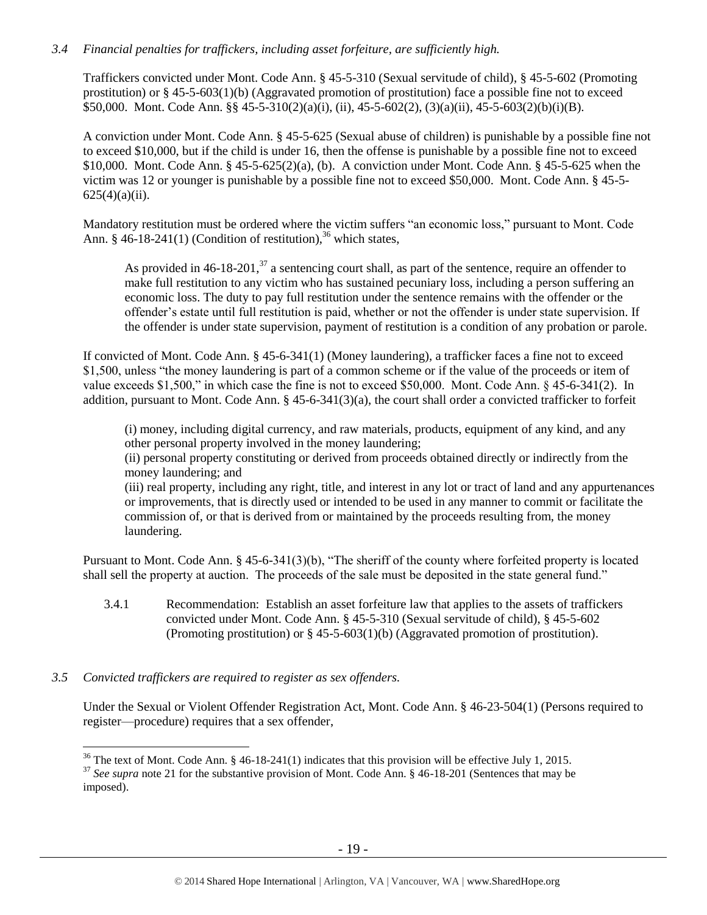*3.4 Financial penalties for traffickers, including asset forfeiture, are sufficiently high.*

Traffickers convicted under Mont. Code Ann. § 45-5-310 (Sexual servitude of child), § 45-5-602 (Promoting prostitution) or § 45-5-603(1)(b) (Aggravated promotion of prostitution) face a possible fine not to exceed $50,000. Mont. Code Ann. §§ 45-5-310(2)(a)(i), (ii), 45-5-602(2), (3)(a)(ii), 45-5-603(2)(b)(i)(B).

A conviction under Mont. Code Ann. § 45-5-625 (Sexual abuse of children) is punishable by a possible fine not to exceed $10,000, but if the child is under 16, then the offense is punishable by a possible fine not to exceed $10,000. Mont. Code Ann. § 45-5-625(2)(a), (b). A conviction under Mont. Code Ann. § 45-5-625 when the victim was 12 or younger is punishable by a possible fine not to exceed $50,000. Mont. Code Ann. § 45-5-625(4)(a)(ii).

Mandatory restitution must be ordered where the victim suffers "an economic loss," pursuant to Mont. Code Ann. § 46-18-241(1) (Condition of restitution),[36] which states,

> As provided in 46-18-201,[37] a sentencing court shall, as part of the sentence, require an offender to make full restitution to any victim who has sustained pecuniary loss, including a person suffering an economic loss. The duty to pay full restitution under the sentence remains with the offender or the offender's estate until full restitution is paid, whether or not the offender is under state supervision. If the offender is under state supervision, payment of restitution is a condition of any probation or parole.

If convicted of Mont. Code Ann. § 45-6-341(1) (Money laundering), a trafficker faces a fine not to exceed $1,500, unless "the money laundering is part of a common scheme or if the value of the proceeds or item of value exceeds $1,500," in which case the fine is not to exceed $50,000. Mont. Code Ann. § 45-6-341(2). In addition, pursuant to Mont. Code Ann. § 45-6-341(3)(a), the court shall order a convicted trafficker to forfeit

> (i) money, including digital currency, and raw materials, products, equipment of any kind, and any other personal property involved in the money laundering;
> (ii) personal property constituting or derived from proceeds obtained directly or indirectly from the money laundering; and
> (iii) real property, including any right, title, and interest in any lot or tract of land and any appurtenances or improvements, that is directly used or intended to be used in any manner to commit or facilitate the commission of, or that is derived from or maintained by the proceeds resulting from, the money laundering.

Pursuant to Mont. Code Ann. § 45-6-341(3)(b), "The sheriff of the county where forfeited property is located shall sell the property at auction. The proceeds of the sale must be deposited in the state general fund."

3.4.1 Recommendation: Establish an asset forfeiture law that applies to the assets of traffickers convicted under Mont. Code Ann. § 45-5-310 (Sexual servitude of child), § 45-5-602 (Promoting prostitution) or § 45-5-603(1)(b) (Aggravated promotion of prostitution).

*3.5 Convicted traffickers are required to register as sex offenders.*

Under the Sexual or Violent Offender Registration Act, Mont. Code Ann. § 46-23-504(1) (Persons required to register—procedure) requires that a sex offender,

---

[36] The text of Mont. Code Ann. § 46-18-241(1) indicates that this provision will be effective July 1, 2015.

[37] *See supra* note 21 for the substantive provision of Mont. Code Ann. § 46-18-201 (Sentences that may be imposed).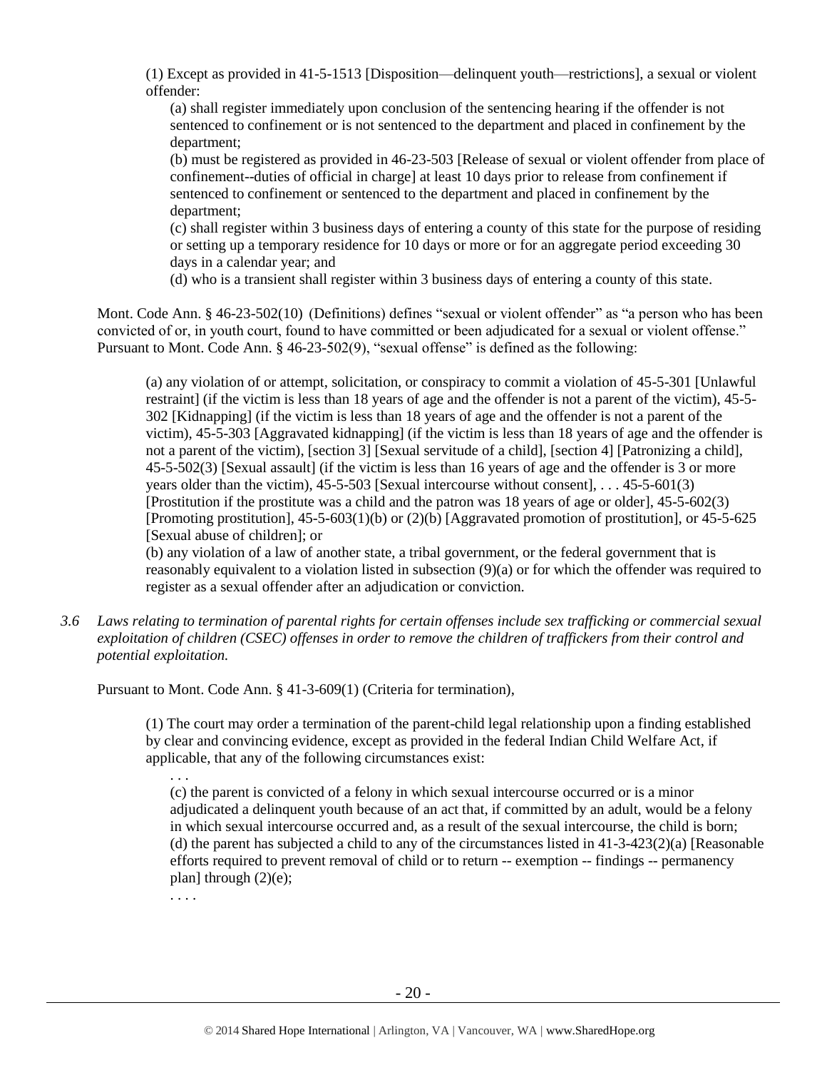> (1) Except as provided in 41-5-1513 [Disposition—delinquent youth—restrictions], a sexual or violent offender:
>
> > (a) shall register immediately upon conclusion of the sentencing hearing if the offender is not sentenced to confinement or is not sentenced to the department and placed in confinement by the department;
> >
> > (b) must be registered as provided in 46-23-503 [Release of sexual or violent offender from place of confinement--duties of official in charge] at least 10 days prior to release from confinement if sentenced to confinement or sentenced to the department and placed in confinement by the department;
> >
> > (c) shall register within 3 business days of entering a county of this state for the purpose of residing or setting up a temporary residence for 10 days or more or for an aggregate period exceeding 30 days in a calendar year; and
> >
> > (d) who is a transient shall register within 3 business days of entering a county of this state.

Mont. Code Ann. § 46-23-502(10) (Definitions) defines "sexual or violent offender" as "a person who has been convicted of or, in youth court, found to have committed or been adjudicated for a sexual or violent offense." Pursuant to Mont. Code Ann. § 46-23-502(9), "sexual offense" is defined as the following:

> (a) any violation of or attempt, solicitation, or conspiracy to commit a violation of 45-5-301 [Unlawful restraint] (if the victim is less than 18 years of age and the offender is not a parent of the victim), 45-5-302 [Kidnapping] (if the victim is less than 18 years of age and the offender is not a parent of the victim), 45-5-303 [Aggravated kidnapping] (if the victim is less than 18 years of age and the offender is not a parent of the victim), [section 3] [Sexual servitude of a child], [section 4] [Patronizing a child], 45-5-502(3) [Sexual assault] (if the victim is less than 16 years of age and the offender is 3 or more years older than the victim), 45-5-503 [Sexual intercourse without consent], . . . 45-5-601(3) [Prostitution if the prostitute was a child and the patron was 18 years of age or older], 45-5-602(3) [Promoting prostitution], 45-5-603(1)(b) or (2)(b) [Aggravated promotion of prostitution], or 45-5-625 [Sexual abuse of children]; or
>
> (b) any violation of a law of another state, a tribal government, or the federal government that is reasonably equivalent to a violation listed in subsection (9)(a) or for which the offender was required to register as a sexual offender after an adjudication or conviction.

*3.6 Laws relating to termination of parental rights for certain offenses include sex trafficking or commercial sexual exploitation of children (CSEC) offenses in order to remove the children of traffickers from their control and potential exploitation.*

Pursuant to Mont. Code Ann. § 41-3-609(1) (Criteria for termination),

> (1) The court may order a termination of the parent-child legal relationship upon a finding established by clear and convincing evidence, except as provided in the federal Indian Child Welfare Act, if applicable, that any of the following circumstances exist:
>
> > . . .
> >
> > (c) the parent is convicted of a felony in which sexual intercourse occurred or is a minor adjudicated a delinquent youth because of an act that, if committed by an adult, would be a felony in which sexual intercourse occurred and, as a result of the sexual intercourse, the child is born;
> >
> > (d) the parent has subjected a child to any of the circumstances listed in 41-3-423(2)(a) [Reasonable efforts required to prevent removal of child or to return -- exemption -- findings -- permanency plan] through (2)(e);
> >
> > . . . .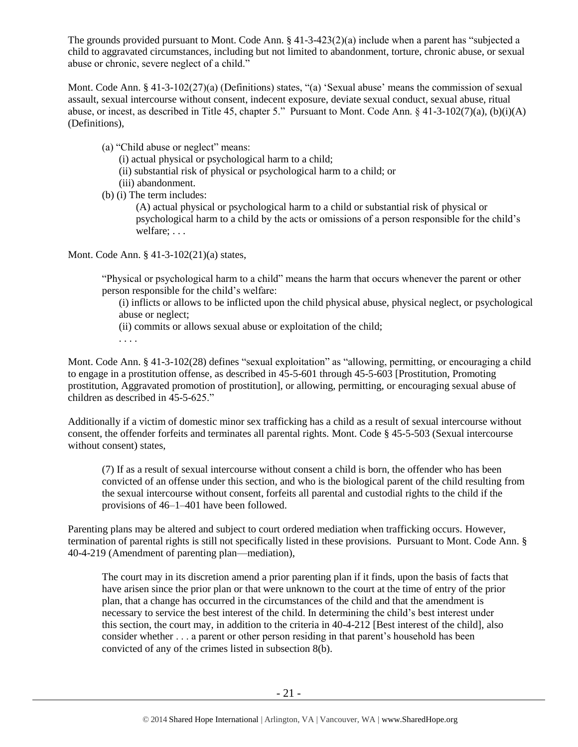The grounds provided pursuant to Mont. Code Ann. § 41-3-423(2)(a) include when a parent has "subjected a child to aggravated circumstances, including but not limited to abandonment, torture, chronic abuse, or sexual abuse or chronic, severe neglect of a child."

Mont. Code Ann. § 41-3-102(27)(a) (Definitions) states, "(a) 'Sexual abuse' means the commission of sexual assault, sexual intercourse without consent, indecent exposure, deviate sexual conduct, sexual abuse, ritual abuse, or incest, as described in Title 45, chapter 5." Pursuant to Mont. Code Ann. § 41-3-102(7)(a), (b)(i)(A) (Definitions),

> (a) "Child abuse or neglect" means:
>
> (i) actual physical or psychological harm to a child;
>
> (ii) substantial risk of physical or psychological harm to a child; or
>
> (iii) abandonment.
>
> (b) (i) The term includes:
>
> (A) actual physical or psychological harm to a child or substantial risk of physical or psychological harm to a child by the acts or omissions of a person responsible for the child's welfare; . . .

Mont. Code Ann. § 41-3-102(21)(a) states,

> "Physical or psychological harm to a child" means the harm that occurs whenever the parent or other person responsible for the child's welfare:
>
> (i) inflicts or allows to be inflicted upon the child physical abuse, physical neglect, or psychological abuse or neglect;
>
> (ii) commits or allows sexual abuse or exploitation of the child;
>
> . . . .

Mont. Code Ann. § 41-3-102(28) defines "sexual exploitation" as "allowing, permitting, or encouraging a child to engage in a prostitution offense, as described in 45-5-601 through 45-5-603 [Prostitution, Promoting prostitution, Aggravated promotion of prostitution], or allowing, permitting, or encouraging sexual abuse of children as described in 45-5-625."

Additionally if a victim of domestic minor sex trafficking has a child as a result of sexual intercourse without consent, the offender forfeits and terminates all parental rights. Mont. Code § 45-5-503 (Sexual intercourse without consent) states,

> (7) If as a result of sexual intercourse without consent a child is born, the offender who has been convicted of an offense under this section, and who is the biological parent of the child resulting from the sexual intercourse without consent, forfeits all parental and custodial rights to the child if the provisions of 46–1–401 have been followed.

Parenting plans may be altered and subject to court ordered mediation when trafficking occurs. However, termination of parental rights is still not specifically listed in these provisions. Pursuant to Mont. Code Ann. § 40-4-219 (Amendment of parenting plan—mediation),

> The court may in its discretion amend a prior parenting plan if it finds, upon the basis of facts that have arisen since the prior plan or that were unknown to the court at the time of entry of the prior plan, that a change has occurred in the circumstances of the child and that the amendment is necessary to service the best interest of the child. In determining the child's best interest under this section, the court may, in addition to the criteria in 40-4-212 [Best interest of the child], also consider whether . . . a parent or other person residing in that parent's household has been convicted of any of the crimes listed in subsection 8(b).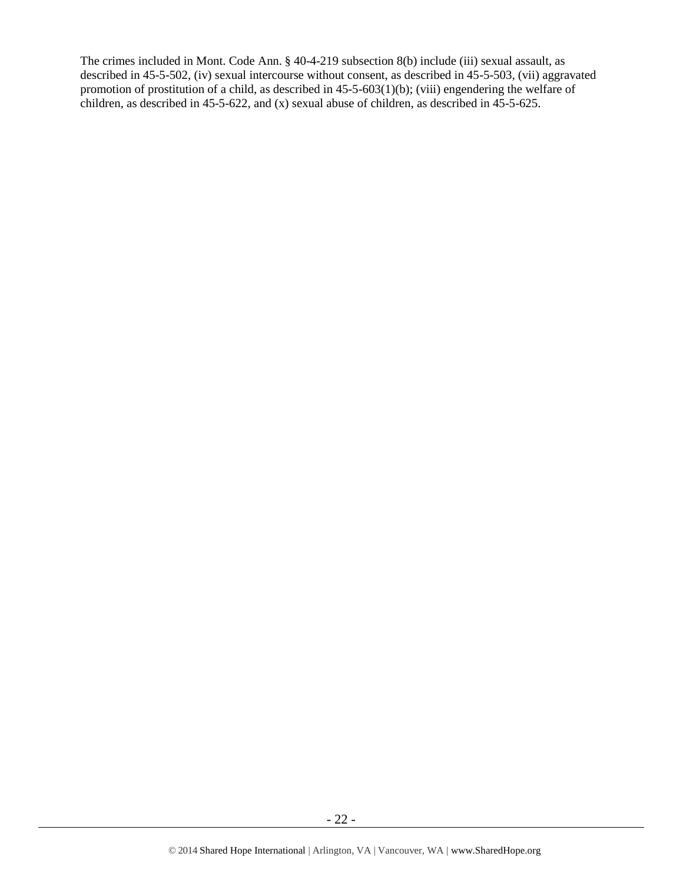The crimes included in Mont. Code Ann. § 40-4-219 subsection 8(b) include (iii) sexual assault, as described in 45-5-502, (iv) sexual intercourse without consent, as described in 45-5-503, (vii) aggravated promotion of prostitution of a child, as described in 45-5-603(1)(b); (viii) engendering the welfare of children, as described in 45-5-622, and (x) sexual abuse of children, as described in 45-5-625.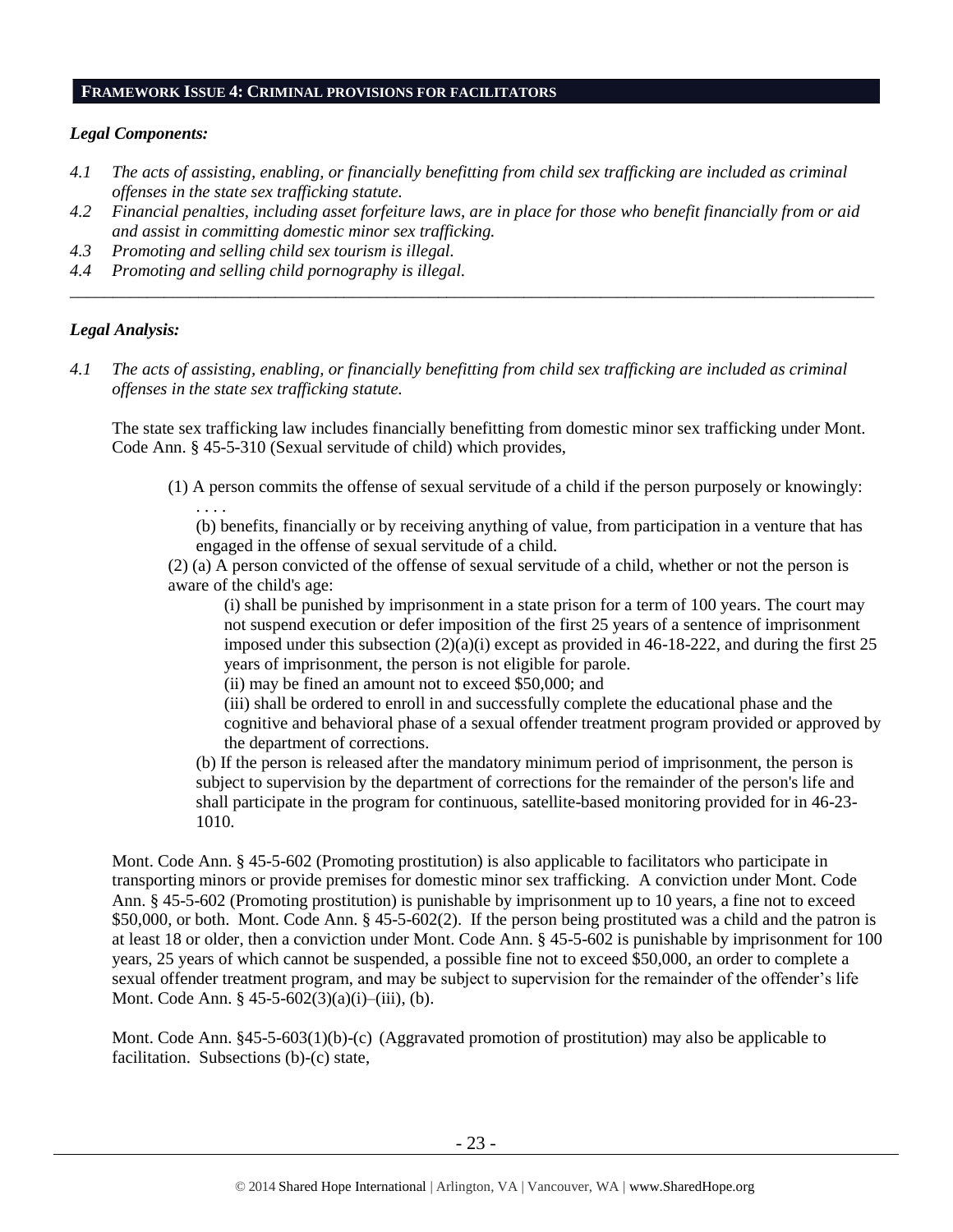## FRAMEWORK ISSUE 4: CRIMINAL PROVISIONS FOR FACILITATORS

### *Legal Components:*

*4.1 The acts of assisting, enabling, or financially benefitting from child sex trafficking are included as criminal offenses in the state sex trafficking statute.*

*4.2 Financial penalties, including asset forfeiture laws, are in place for those who benefit financially from or aid and assist in committing domestic minor sex trafficking.*

*4.3 Promoting and selling child sex tourism is illegal.*

*4.4 Promoting and selling child pornography is illegal.*

---

### *Legal Analysis:*

*4.1 The acts of assisting, enabling, or financially benefitting from child sex trafficking are included as criminal offenses in the state sex trafficking statute.*

The state sex trafficking law includes financially benefitting from domestic minor sex trafficking under Mont. Code Ann. § 45-5-310 (Sexual servitude of child) which provides,

> (1) A person commits the offense of sexual servitude of a child if the person purposely or knowingly:
>
> . . . .
>
> (b) benefits, financially or by receiving anything of value, from participation in a venture that has engaged in the offense of sexual servitude of a child.
>
> (2) (a) A person convicted of the offense of sexual servitude of a child, whether or not the person is aware of the child's age:
>
> (i) shall be punished by imprisonment in a state prison for a term of 100 years. The court may not suspend execution or defer imposition of the first 25 years of a sentence of imprisonment imposed under this subsection (2)(a)(i) except as provided in 46-18-222, and during the first 25 years of imprisonment, the person is not eligible for parole.
>
> (ii) may be fined an amount not to exceed $50,000; and
>
> (iii) shall be ordered to enroll in and successfully complete the educational phase and the cognitive and behavioral phase of a sexual offender treatment program provided or approved by the department of corrections.
>
> (b) If the person is released after the mandatory minimum period of imprisonment, the person is subject to supervision by the department of corrections for the remainder of the person's life and shall participate in the program for continuous, satellite-based monitoring provided for in 46-23-1010.

Mont. Code Ann. § 45-5-602 (Promoting prostitution) is also applicable to facilitators who participate in transporting minors or provide premises for domestic minor sex trafficking. A conviction under Mont. Code Ann. § 45-5-602 (Promoting prostitution) is punishable by imprisonment up to 10 years, a fine not to exceed $50,000, or both. Mont. Code Ann. § 45-5-602(2). If the person being prostituted was a child and the patron is at least 18 or older, then a conviction under Mont. Code Ann. § 45-5-602 is punishable by imprisonment for 100 years, 25 years of which cannot be suspended, a possible fine not to exceed $50,000, an order to complete a sexual offender treatment program, and may be subject to supervision for the remainder of the offender's life Mont. Code Ann. § 45-5-602(3)(a)(i)–(iii), (b).

Mont. Code Ann. §45-5-603(1)(b)-(c) (Aggravated promotion of prostitution) may also be applicable to facilitation. Subsections (b)-(c) state,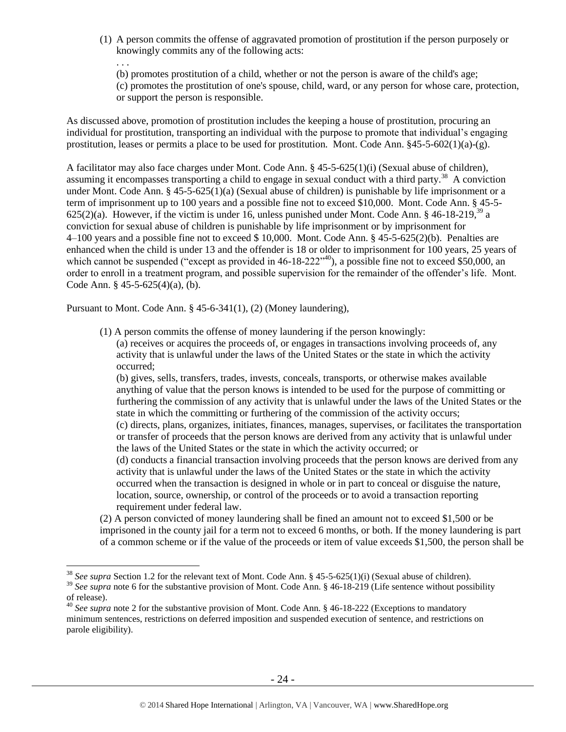(1) A person commits the offense of aggravated promotion of prostitution if the person purposely or knowingly commits any of the following acts:

. . .

(b) promotes prostitution of a child, whether or not the person is aware of the child's age;

(c) promotes the prostitution of one's spouse, child, ward, or any person for whose care, protection, or support the person is responsible.

As discussed above, promotion of prostitution includes the keeping a house of prostitution, procuring an individual for prostitution, transporting an individual with the purpose to promote that individual's engaging prostitution, leases or permits a place to be used for prostitution. Mont. Code Ann. §45-5-602(1)(a)-(g).

A facilitator may also face charges under Mont. Code Ann. § 45-5-625(1)(i) (Sexual abuse of children), assuming it encompasses transporting a child to engage in sexual conduct with a third party.[38] A conviction under Mont. Code Ann. § 45-5-625(1)(a) (Sexual abuse of children) is punishable by life imprisonment or a term of imprisonment up to 100 years and a possible fine not to exceed $10,000. Mont. Code Ann. § 45-5-625(2)(a). However, if the victim is under 16, unless punished under Mont. Code Ann. § 46-18-219,[39] a conviction for sexual abuse of children is punishable by life imprisonment or by imprisonment for 4–100 years and a possible fine not to exceed $ 10,000. Mont. Code Ann. § 45-5-625(2)(b). Penalties are enhanced when the child is under 13 and the offender is 18 or older to imprisonment for 100 years, 25 years of which cannot be suspended ("except as provided in 46-18-222"[40]), a possible fine not to exceed $50,000, an order to enroll in a treatment program, and possible supervision for the remainder of the offender's life. Mont. Code Ann. § 45-5-625(4)(a), (b).

Pursuant to Mont. Code Ann. § 45-6-341(1), (2) (Money laundering),

(1) A person commits the offense of money laundering if the person knowingly:

(a) receives or acquires the proceeds of, or engages in transactions involving proceeds of, any activity that is unlawful under the laws of the United States or the state in which the activity occurred;

(b) gives, sells, transfers, trades, invests, conceals, transports, or otherwise makes available anything of value that the person knows is intended to be used for the purpose of committing or furthering the commission of any activity that is unlawful under the laws of the United States or the state in which the committing or furthering of the commission of the activity occurs;

(c) directs, plans, organizes, initiates, finances, manages, supervises, or facilitates the transportation or transfer of proceeds that the person knows are derived from any activity that is unlawful under the laws of the United States or the state in which the activity occurred; or

(d) conducts a financial transaction involving proceeds that the person knows are derived from any activity that is unlawful under the laws of the United States or the state in which the activity occurred when the transaction is designed in whole or in part to conceal or disguise the nature, location, source, ownership, or control of the proceeds or to avoid a transaction reporting requirement under federal law.

(2) A person convicted of money laundering shall be fined an amount not to exceed $1,500 or be imprisoned in the county jail for a term not to exceed 6 months, or both. If the money laundering is part of a common scheme or if the value of the proceeds or item of value exceeds $1,500, the person shall be

---

[38] *See supra* Section 1.2 for the relevant text of Mont. Code Ann. § 45-5-625(1)(i) (Sexual abuse of children).

[39] *See supra* note 6 for the substantive provision of Mont. Code Ann. § 46-18-219 (Life sentence without possibility of release).

[40] *See supra* note 2 for the substantive provision of Mont. Code Ann. § 46-18-222 (Exceptions to mandatory minimum sentences, restrictions on deferred imposition and suspended execution of sentence, and restrictions on parole eligibility).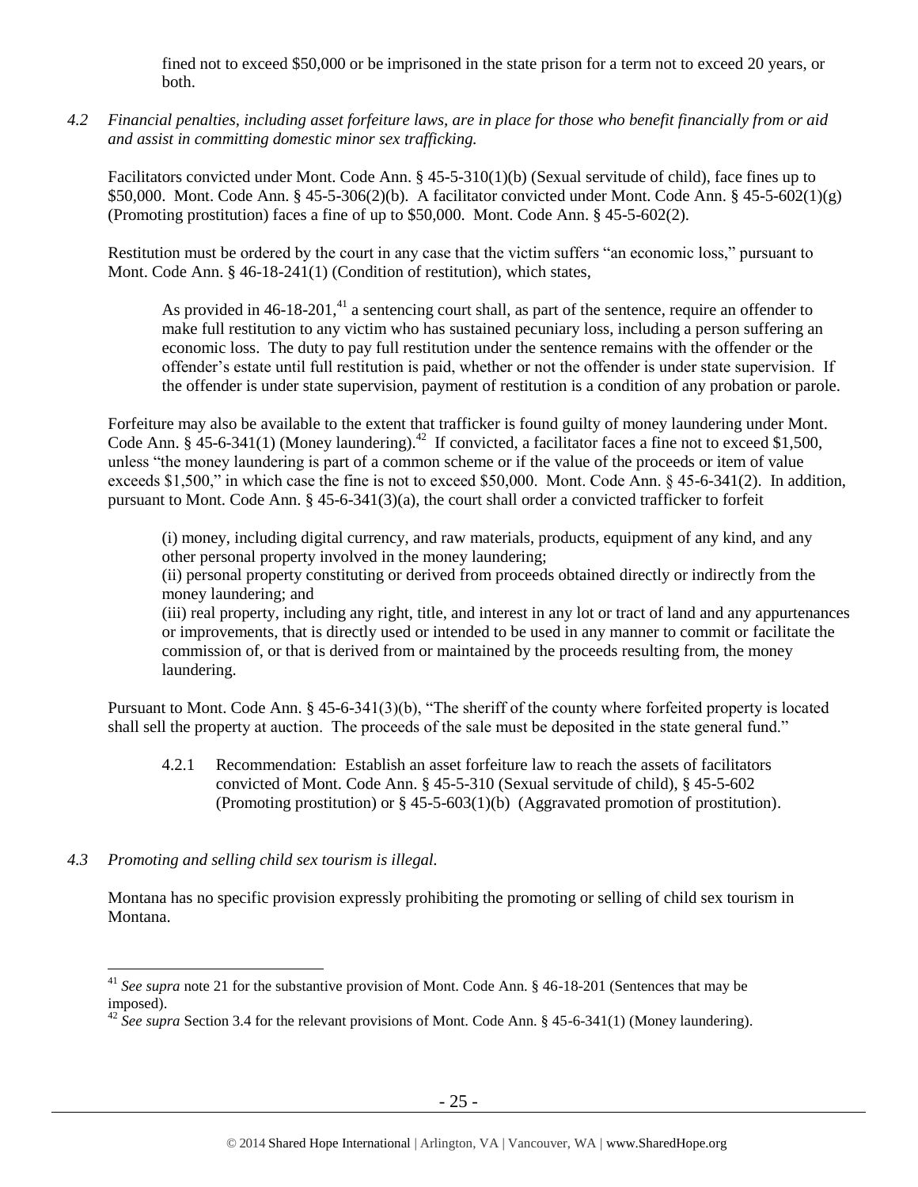fined not to exceed $50,000 or be imprisoned in the state prison for a term not to exceed 20 years, or both.

*4.2 Financial penalties, including asset forfeiture laws, are in place for those who benefit financially from or aid and assist in committing domestic minor sex trafficking.*

Facilitators convicted under Mont. Code Ann. § 45-5-310(1)(b) (Sexual servitude of child), face fines up to $50,000. Mont. Code Ann. § 45-5-306(2)(b). A facilitator convicted under Mont. Code Ann. § 45-5-602(1)(g) (Promoting prostitution) faces a fine of up to $50,000. Mont. Code Ann. § 45-5-602(2).

Restitution must be ordered by the court in any case that the victim suffers "an economic loss," pursuant to Mont. Code Ann. § 46-18-241(1) (Condition of restitution), which states,

> As provided in 46-18-201,[41] a sentencing court shall, as part of the sentence, require an offender to make full restitution to any victim who has sustained pecuniary loss, including a person suffering an economic loss. The duty to pay full restitution under the sentence remains with the offender or the offender's estate until full restitution is paid, whether or not the offender is under state supervision. If the offender is under state supervision, payment of restitution is a condition of any probation or parole.

Forfeiture may also be available to the extent that trafficker is found guilty of money laundering under Mont. Code Ann. § 45-6-341(1) (Money laundering).[42] If convicted, a facilitator faces a fine not to exceed $1,500, unless "the money laundering is part of a common scheme or if the value of the proceeds or item of value exceeds $1,500," in which case the fine is not to exceed $50,000. Mont. Code Ann. § 45-6-341(2). In addition, pursuant to Mont. Code Ann. § 45-6-341(3)(a), the court shall order a convicted trafficker to forfeit

> (i) money, including digital currency, and raw materials, products, equipment of any kind, and any other personal property involved in the money laundering;
> (ii) personal property constituting or derived from proceeds obtained directly or indirectly from the money laundering; and
> (iii) real property, including any right, title, and interest in any lot or tract of land and any appurtenances or improvements, that is directly used or intended to be used in any manner to commit or facilitate the commission of, or that is derived from or maintained by the proceeds resulting from, the money laundering.

Pursuant to Mont. Code Ann. § 45-6-341(3)(b), "The sheriff of the county where forfeited property is located shall sell the property at auction. The proceeds of the sale must be deposited in the state general fund."

> 4.2.1 Recommendation: Establish an asset forfeiture law to reach the assets of facilitators convicted of Mont. Code Ann. § 45-5-310 (Sexual servitude of child), § 45-5-602 (Promoting prostitution) or § 45-5-603(1)(b) (Aggravated promotion of prostitution).

*4.3 Promoting and selling child sex tourism is illegal.*

Montana has no specific provision expressly prohibiting the promoting or selling of child sex tourism in Montana.

---

[41] *See supra* note 21 for the substantive provision of Mont. Code Ann. § 46-18-201 (Sentences that may be imposed).

[42] *See supra* Section 3.4 for the relevant provisions of Mont. Code Ann. § 45-6-341(1) (Money laundering).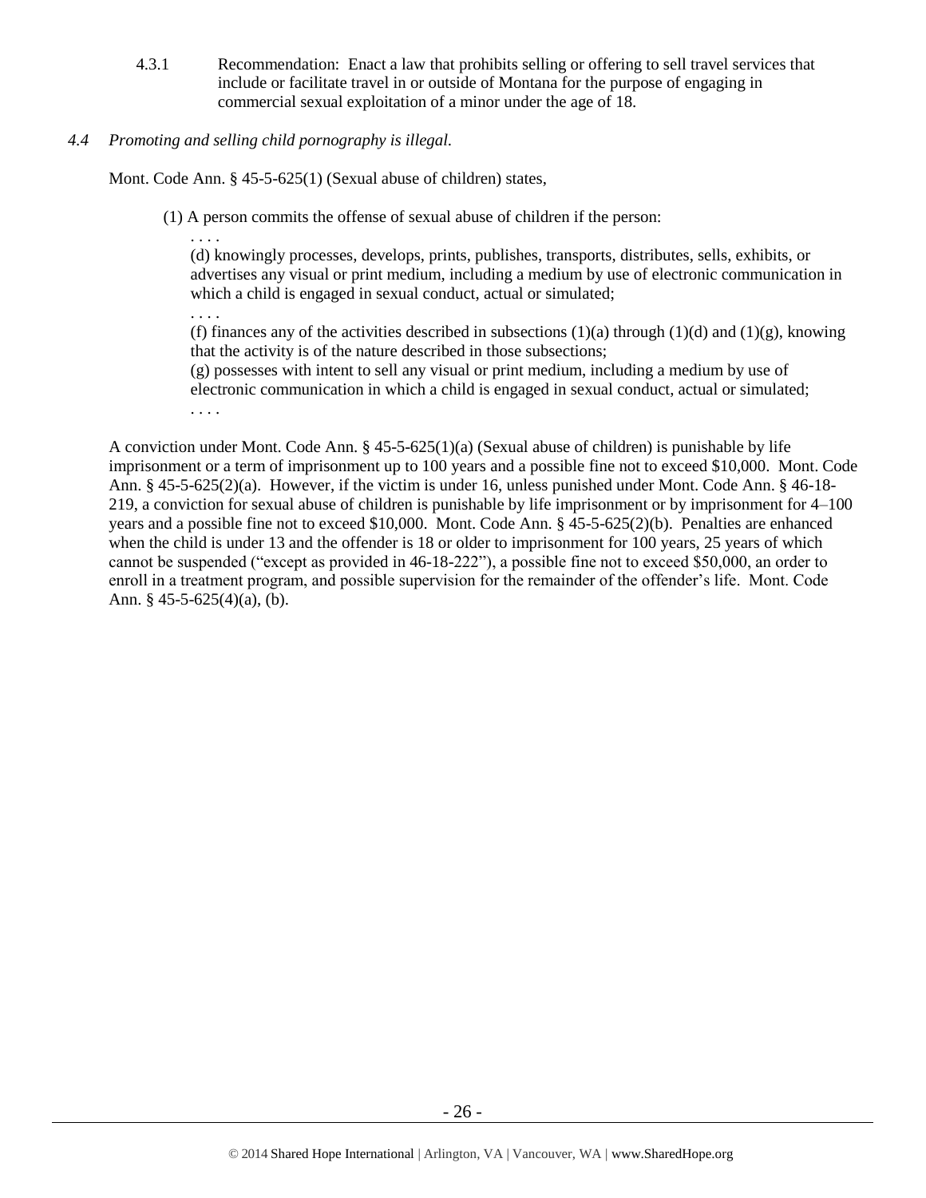4.3.1 Recommendation: Enact a law that prohibits selling or offering to sell travel services that include or facilitate travel in or outside of Montana for the purpose of engaging in commercial sexual exploitation of a minor under the age of 18.

*4.4 Promoting and selling child pornography is illegal.*

Mont. Code Ann. § 45-5-625(1) (Sexual abuse of children) states,

> (1) A person commits the offense of sexual abuse of children if the person:
>
> . . . .
>
> (d) knowingly processes, develops, prints, publishes, transports, distributes, sells, exhibits, or advertises any visual or print medium, including a medium by use of electronic communication in which a child is engaged in sexual conduct, actual or simulated;
>
> . . . .
>
> (f) finances any of the activities described in subsections (1)(a) through (1)(d) and (1)(g), knowing that the activity is of the nature described in those subsections;
>
> (g) possesses with intent to sell any visual or print medium, including a medium by use of electronic communication in which a child is engaged in sexual conduct, actual or simulated;
>
> . . . .

A conviction under Mont. Code Ann. § 45-5-625(1)(a) (Sexual abuse of children) is punishable by life imprisonment or a term of imprisonment up to 100 years and a possible fine not to exceed $10,000. Mont. Code Ann. § 45-5-625(2)(a). However, if the victim is under 16, unless punished under Mont. Code Ann. § 46-18-219, a conviction for sexual abuse of children is punishable by life imprisonment or by imprisonment for 4–100 years and a possible fine not to exceed $10,000. Mont. Code Ann. § 45-5-625(2)(b). Penalties are enhanced when the child is under 13 and the offender is 18 or older to imprisonment for 100 years, 25 years of which cannot be suspended ("except as provided in 46-18-222"), a possible fine not to exceed $50,000, an order to enroll in a treatment program, and possible supervision for the remainder of the offender's life. Mont. Code Ann. § 45-5-625(4)(a), (b).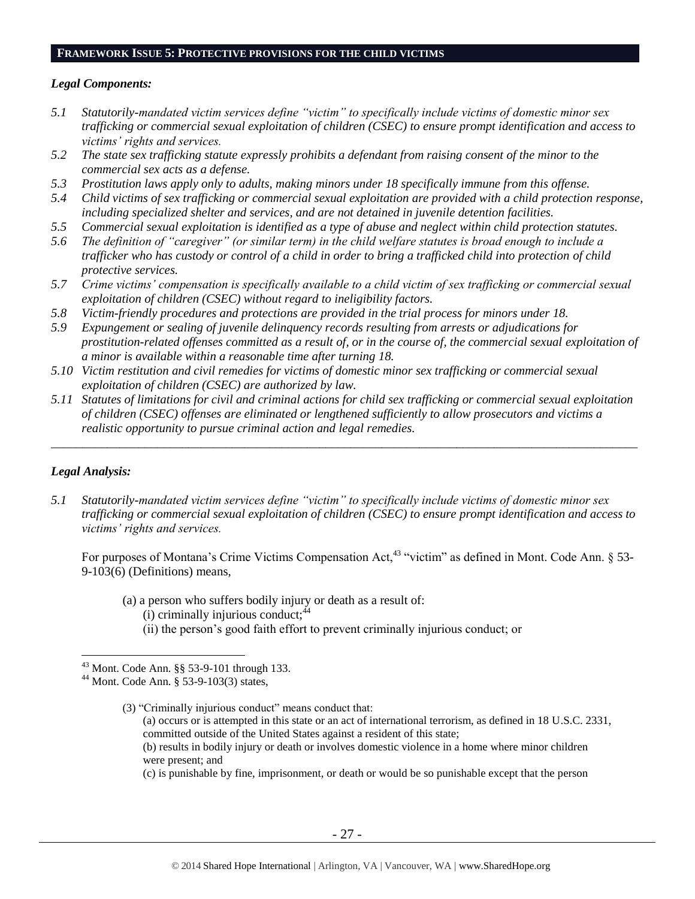## FRAMEWORK ISSUE 5: PROTECTIVE PROVISIONS FOR THE CHILD VICTIMS

### *Legal Components:*

*5.1 Statutorily-mandated victim services define "victim" to specifically include victims of domestic minor sex trafficking or commercial sexual exploitation of children (CSEC) to ensure prompt identification and access to victims' rights and services.*

*5.2 The state sex trafficking statute expressly prohibits a defendant from raising consent of the minor to the commercial sex acts as a defense.*

*5.3 Prostitution laws apply only to adults, making minors under 18 specifically immune from this offense.*

*5.4 Child victims of sex trafficking or commercial sexual exploitation are provided with a child protection response, including specialized shelter and services, and are not detained in juvenile detention facilities.*

*5.5 Commercial sexual exploitation is identified as a type of abuse and neglect within child protection statutes.*

*5.6 The definition of "caregiver" (or similar term) in the child welfare statutes is broad enough to include a trafficker who has custody or control of a child in order to bring a trafficked child into protection of child protective services.*

*5.7 Crime victims' compensation is specifically available to a child victim of sex trafficking or commercial sexual exploitation of children (CSEC) without regard to ineligibility factors.*

*5.8 Victim-friendly procedures and protections are provided in the trial process for minors under 18.*

*5.9 Expungement or sealing of juvenile delinquency records resulting from arrests or adjudications for prostitution-related offenses committed as a result of, or in the course of, the commercial sexual exploitation of a minor is available within a reasonable time after turning 18.*

*5.10 Victim restitution and civil remedies for victims of domestic minor sex trafficking or commercial sexual exploitation of children (CSEC) are authorized by law.*

*5.11 Statutes of limitations for civil and criminal actions for child sex trafficking or commercial sexual exploitation of children (CSEC) offenses are eliminated or lengthened sufficiently to allow prosecutors and victims a realistic opportunity to pursue criminal action and legal remedies.*

---

### *Legal Analysis:*

*5.1 Statutorily-mandated victim services define "victim" to specifically include victims of domestic minor sex trafficking or commercial sexual exploitation of children (CSEC) to ensure prompt identification and access to victims' rights and services.*

For purposes of Montana's Crime Victims Compensation Act,[43] "victim" as defined in Mont. Code Ann. § 53-9-103(6) (Definitions) means,

> (a) a person who suffers bodily injury or death as a result of:
> (i) criminally injurious conduct;[44]
> (ii) the person's good faith effort to prevent criminally injurious conduct; or

---

[43] Mont. Code Ann. §§ 53-9-101 through 133.

[44] Mont. Code Ann. § 53-9-103(3) states,

> (3) "Criminally injurious conduct" means conduct that:
> (a) occurs or is attempted in this state or an act of international terrorism, as defined in 18 U.S.C. 2331, committed outside of the United States against a resident of this state;
> (b) results in bodily injury or death or involves domestic violence in a home where minor children were present; and
> (c) is punishable by fine, imprisonment, or death or would be so punishable except that the person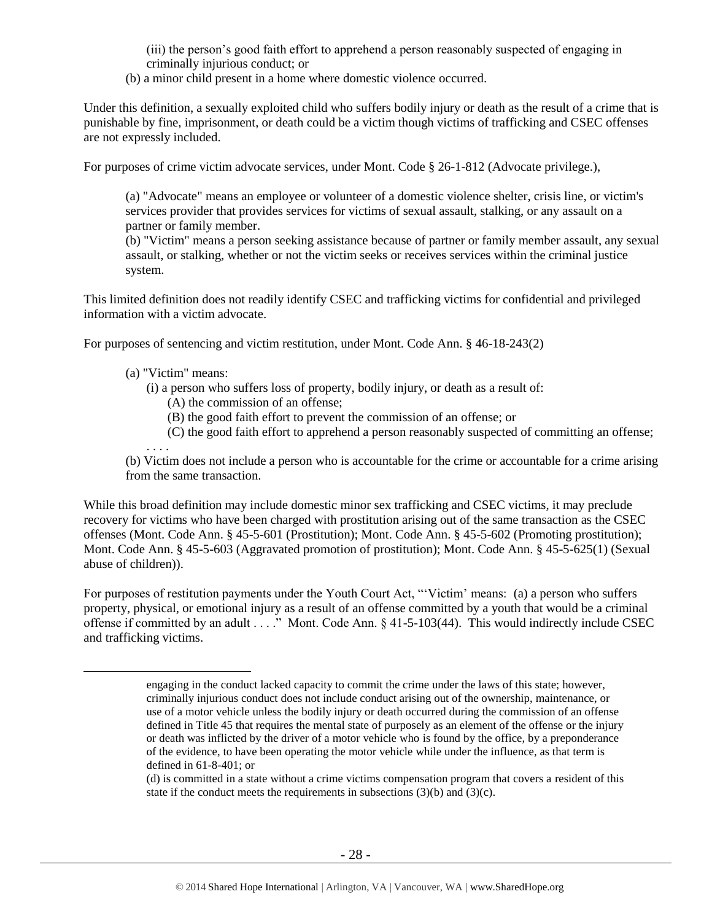(iii) the person's good faith effort to apprehend a person reasonably suspected of engaging in criminally injurious conduct; or

(b) a minor child present in a home where domestic violence occurred.

Under this definition, a sexually exploited child who suffers bodily injury or death as the result of a crime that is punishable by fine, imprisonment, or death could be a victim though victims of trafficking and CSEC offenses are not expressly included.

For purposes of crime victim advocate services, under Mont. Code § 26-1-812 (Advocate privilege.),

> (a) "Advocate" means an employee or volunteer of a domestic violence shelter, crisis line, or victim's services provider that provides services for victims of sexual assault, stalking, or any assault on a partner or family member.
>
> (b) "Victim" means a person seeking assistance because of partner or family member assault, any sexual assault, or stalking, whether or not the victim seeks or receives services within the criminal justice system.

This limited definition does not readily identify CSEC and trafficking victims for confidential and privileged information with a victim advocate.

For purposes of sentencing and victim restitution, under Mont. Code Ann. § 46-18-243(2)

> (a) "Victim" means:
>
> (i) a person who suffers loss of property, bodily injury, or death as a result of:
>
> (A) the commission of an offense;
>
> (B) the good faith effort to prevent the commission of an offense; or
>
> (C) the good faith effort to apprehend a person reasonably suspected of committing an offense;
>
> . . . .
>
> (b) Victim does not include a person who is accountable for the crime or accountable for a crime arising from the same transaction.

While this broad definition may include domestic minor sex trafficking and CSEC victims, it may preclude recovery for victims who have been charged with prostitution arising out of the same transaction as the CSEC offenses (Mont. Code Ann. § 45-5-601 (Prostitution); Mont. Code Ann. § 45-5-602 (Promoting prostitution); Mont. Code Ann. § 45-5-603 (Aggravated promotion of prostitution); Mont. Code Ann. § 45-5-625(1) (Sexual abuse of children)).

For purposes of restitution payments under the Youth Court Act, "'Victim' means: (a) a person who suffers property, physical, or emotional injury as a result of an offense committed by a youth that would be a criminal offense if committed by an adult . . . ." Mont. Code Ann. § 41-5-103(44). This would indirectly include CSEC and trafficking victims.

---

engaging in the conduct lacked capacity to commit the crime under the laws of this state; however, criminally injurious conduct does not include conduct arising out of the ownership, maintenance, or use of a motor vehicle unless the bodily injury or death occurred during the commission of an offense defined in Title 45 that requires the mental state of purposely as an element of the offense or the injury or death was inflicted by the driver of a motor vehicle who is found by the office, by a preponderance of the evidence, to have been operating the motor vehicle while under the influence, as that term is defined in 61-8-401; or

(d) is committed in a state without a crime victims compensation program that covers a resident of this state if the conduct meets the requirements in subsections (3)(b) and (3)(c).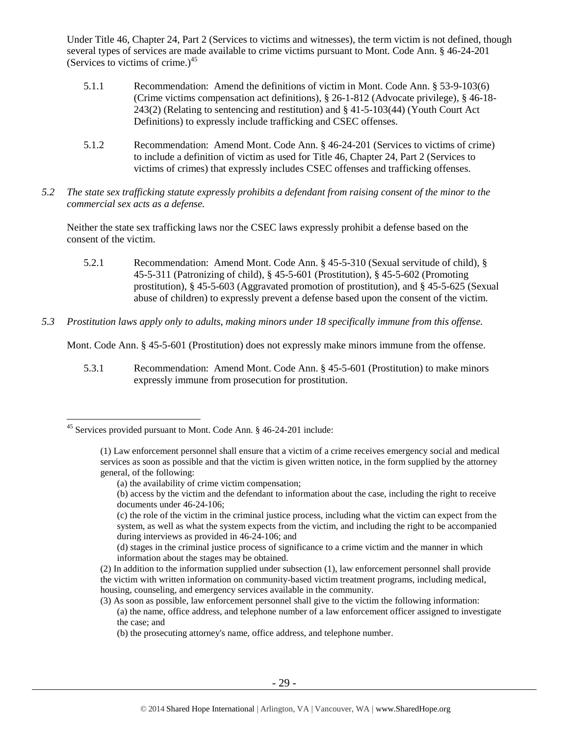Under Title 46, Chapter 24, Part 2 (Services to victims and witnesses), the term victim is not defined, though several types of services are made available to crime victims pursuant to Mont. Code Ann. § 46-24-201 (Services to victims of crime.)[45]

5.1.1 Recommendation: Amend the definitions of victim in Mont. Code Ann. § 53-9-103(6) (Crime victims compensation act definitions), § 26-1-812 (Advocate privilege), § 46-18-243(2) (Relating to sentencing and restitution) and § 41-5-103(44) (Youth Court Act Definitions) to expressly include trafficking and CSEC offenses.

5.1.2 Recommendation: Amend Mont. Code Ann. § 46-24-201 (Services to victims of crime) to include a definition of victim as used for Title 46, Chapter 24, Part 2 (Services to victims of crimes) that expressly includes CSEC offenses and trafficking offenses.

*5.2 The state sex trafficking statute expressly prohibits a defendant from raising consent of the minor to the commercial sex acts as a defense.*

Neither the state sex trafficking laws nor the CSEC laws expressly prohibit a defense based on the consent of the victim.

5.2.1 Recommendation: Amend Mont. Code Ann. § 45-5-310 (Sexual servitude of child), § 45-5-311 (Patronizing of child), § 45-5-601 (Prostitution), § 45-5-602 (Promoting prostitution), § 45-5-603 (Aggravated promotion of prostitution), and § 45-5-625 (Sexual abuse of children) to expressly prevent a defense based upon the consent of the victim.

*5.3 Prostitution laws apply only to adults, making minors under 18 specifically immune from this offense.*

Mont. Code Ann. § 45-5-601 (Prostitution) does not expressly make minors immune from the offense.

5.3.1 Recommendation: Amend Mont. Code Ann. § 45-5-601 (Prostitution) to make minors expressly immune from prosecution for prostitution.

---

[45] Services provided pursuant to Mont. Code Ann. § 46-24-201 include:

> (1) Law enforcement personnel shall ensure that a victim of a crime receives emergency social and medical services as soon as possible and that the victim is given written notice, in the form supplied by the attorney general, of the following:
>
> (a) the availability of crime victim compensation;
>
> (b) access by the victim and the defendant to information about the case, including the right to receive documents under 46-24-106;
>
> (c) the role of the victim in the criminal justice process, including what the victim can expect from the system, as well as what the system expects from the victim, and including the right to be accompanied during interviews as provided in 46-24-106; and
>
> (d) stages in the criminal justice process of significance to a crime victim and the manner in which information about the stages may be obtained.
>
> (2) In addition to the information supplied under subsection (1), law enforcement personnel shall provide the victim with written information on community-based victim treatment programs, including medical, housing, counseling, and emergency services available in the community.
>
> (3) As soon as possible, law enforcement personnel shall give to the victim the following information:
>
> (a) the name, office address, and telephone number of a law enforcement officer assigned to investigate the case; and
>
> (b) the prosecuting attorney's name, office address, and telephone number.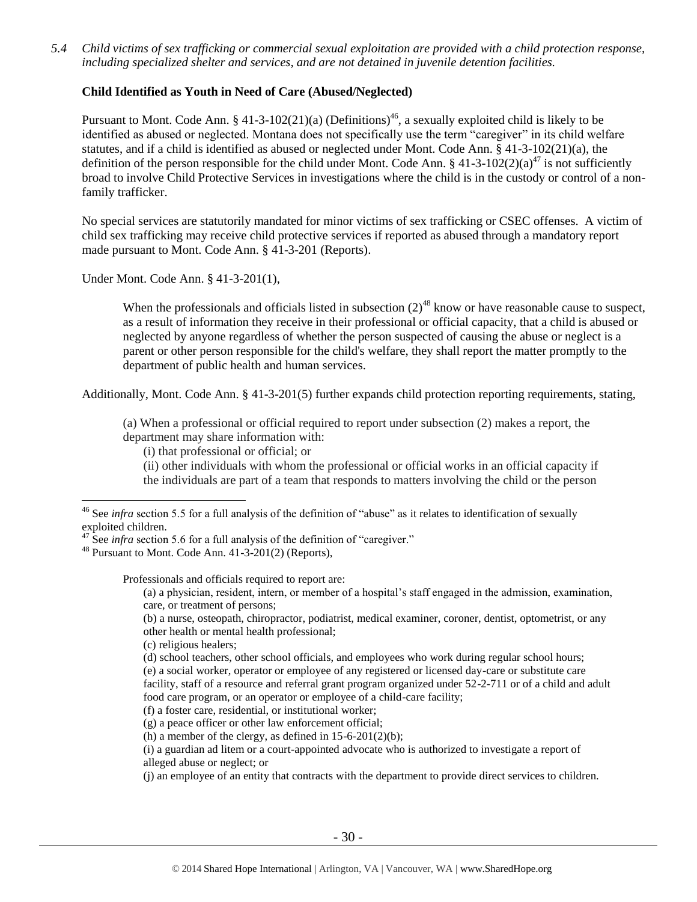*5.4 Child victims of sex trafficking or commercial sexual exploitation are provided with a child protection response, including specialized shelter and services, and are not detained in juvenile detention facilities.*

**Child Identified as Youth in Need of Care (Abused/Neglected)**

Pursuant to Mont. Code Ann. § 41-3-102(21)(a) (Definitions)[46], a sexually exploited child is likely to be identified as abused or neglected. Montana does not specifically use the term "caregiver" in its child welfare statutes, and if a child is identified as abused or neglected under Mont. Code Ann. § 41-3-102(21)(a), the definition of the person responsible for the child under Mont. Code Ann. § 41-3-102(2)(a)[47] is not sufficiently broad to involve Child Protective Services in investigations where the child is in the custody or control of a non-family trafficker.

No special services are statutorily mandated for minor victims of sex trafficking or CSEC offenses. A victim of child sex trafficking may receive child protective services if reported as abused through a mandatory report made pursuant to Mont. Code Ann. § 41-3-201 (Reports).

Under Mont. Code Ann. § 41-3-201(1),

> When the professionals and officials listed in subsection (2)[48] know or have reasonable cause to suspect, as a result of information they receive in their professional or official capacity, that a child is abused or neglected by anyone regardless of whether the person suspected of causing the abuse or neglect is a parent or other person responsible for the child's welfare, they shall report the matter promptly to the department of public health and human services.

Additionally, Mont. Code Ann. § 41-3-201(5) further expands child protection reporting requirements, stating,

> (a) When a professional or official required to report under subsection (2) makes a report, the department may share information with:
> (i) that professional or official; or
> (ii) other individuals with whom the professional or official works in an official capacity if the individuals are part of a team that responds to matters involving the child or the person

---

[46] See *infra* section 5.5 for a full analysis of the definition of "abuse" as it relates to identification of sexually exploited children.

[47] See *infra* section 5.6 for a full analysis of the definition of "caregiver."

[48] Pursuant to Mont. Code Ann. 41-3-201(2) (Reports),

> Professionals and officials required to report are:
> (a) a physician, resident, intern, or member of a hospital's staff engaged in the admission, examination, care, or treatment of persons;
> (b) a nurse, osteopath, chiropractor, podiatrist, medical examiner, coroner, dentist, optometrist, or any other health or mental health professional;
> (c) religious healers;
> (d) school teachers, other school officials, and employees who work during regular school hours;
> (e) a social worker, operator or employee of any registered or licensed day-care or substitute care facility, staff of a resource and referral grant program organized under 52-2-711 or of a child and adult food care program, or an operator or employee of a child-care facility;
> (f) a foster care, residential, or institutional worker;
> (g) a peace officer or other law enforcement official;
> (h) a member of the clergy, as defined in 15-6-201(2)(b);
> (i) a guardian ad litem or a court-appointed advocate who is authorized to investigate a report of alleged abuse or neglect; or
> (j) an employee of an entity that contracts with the department to provide direct services to children.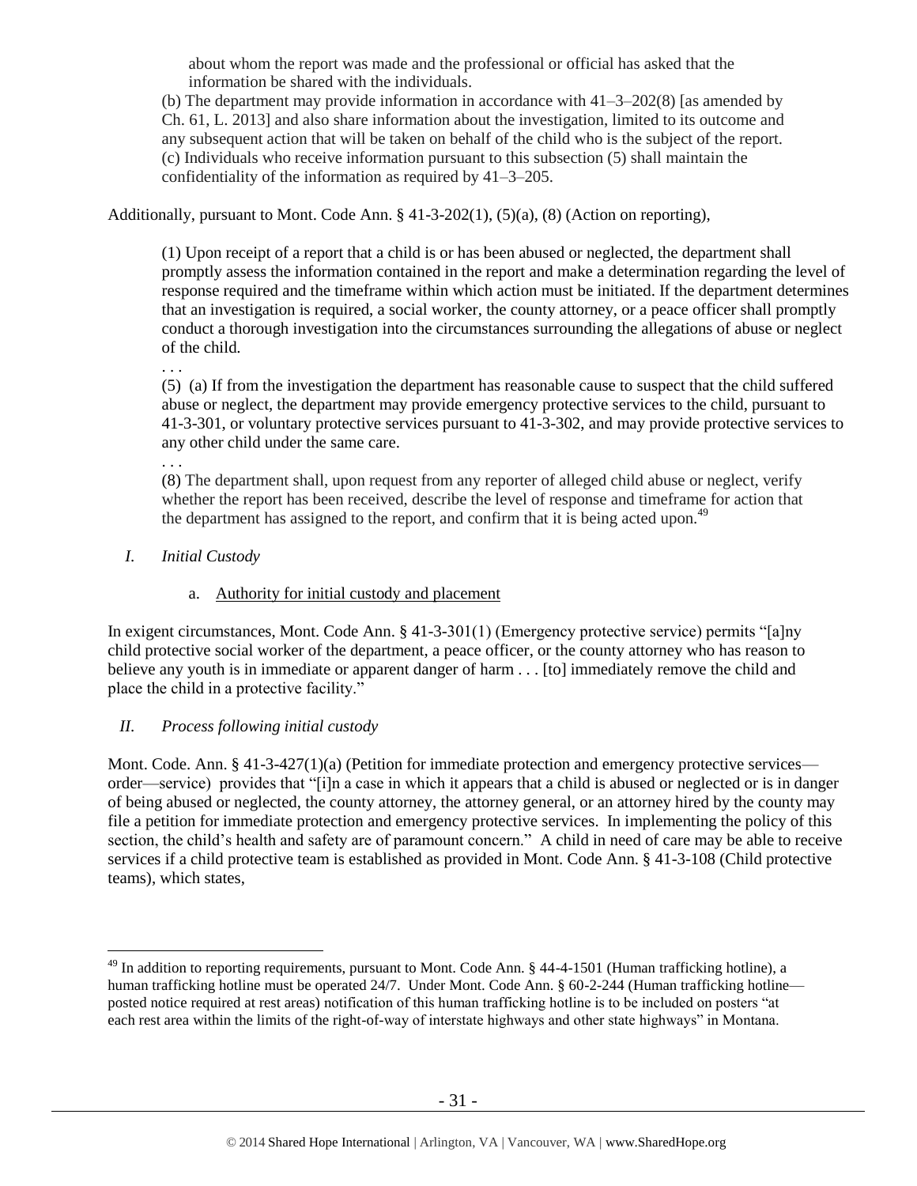about whom the report was made and the professional or official has asked that the information be shared with the individuals.

(b) The department may provide information in accordance with 41–3–202(8) [as amended by Ch. 61, L. 2013] and also share information about the investigation, limited to its outcome and any subsequent action that will be taken on behalf of the child who is the subject of the report.

(c) Individuals who receive information pursuant to this subsection (5) shall maintain the confidentiality of the information as required by 41–3–205.

Additionally, pursuant to Mont. Code Ann. § 41-3-202(1), (5)(a), (8) (Action on reporting),

> (1) Upon receipt of a report that a child is or has been abused or neglected, the department shall promptly assess the information contained in the report and make a determination regarding the level of response required and the timeframe within which action must be initiated. If the department determines that an investigation is required, a social worker, the county attorney, or a peace officer shall promptly conduct a thorough investigation into the circumstances surrounding the allegations of abuse or neglect of the child.
>
> . . .
>
> (5) (a) If from the investigation the department has reasonable cause to suspect that the child suffered abuse or neglect, the department may provide emergency protective services to the child, pursuant to 41-3-301, or voluntary protective services pursuant to 41-3-302, and may provide protective services to any other child under the same care.
>
> . . .
>
> (8) The department shall, upon request from any reporter of alleged child abuse or neglect, verify whether the report has been received, describe the level of response and timeframe for action that the department has assigned to the report, and confirm that it is being acted upon.[49]

## *I. Initial Custody*

### a. Authority for initial custody and placement

In exigent circumstances, Mont. Code Ann. § 41-3-301(1) (Emergency protective service) permits "[a]ny child protective social worker of the department, a peace officer, or the county attorney who has reason to believe any youth is in immediate or apparent danger of harm . . . [to] immediately remove the child and place the child in a protective facility."

## *II. Process following initial custody*

Mont. Code. Ann. § 41-3-427(1)(a) (Petition for immediate protection and emergency protective services—order—service) provides that "[i]n a case in which it appears that a child is abused or neglected or is in danger of being abused or neglected, the county attorney, the attorney general, or an attorney hired by the county may file a petition for immediate protection and emergency protective services. In implementing the policy of this section, the child's health and safety are of paramount concern." A child in need of care may be able to receive services if a child protective team is established as provided in Mont. Code Ann. § 41-3-108 (Child protective teams), which states,

---

[49] In addition to reporting requirements, pursuant to Mont. Code Ann. § 44-4-1501 (Human trafficking hotline), a human trafficking hotline must be operated 24/7. Under Mont. Code Ann. § 60-2-244 (Human trafficking hotline—posted notice required at rest areas) notification of this human trafficking hotline is to be included on posters "at each rest area within the limits of the right-of-way of interstate highways and other state highways" in Montana.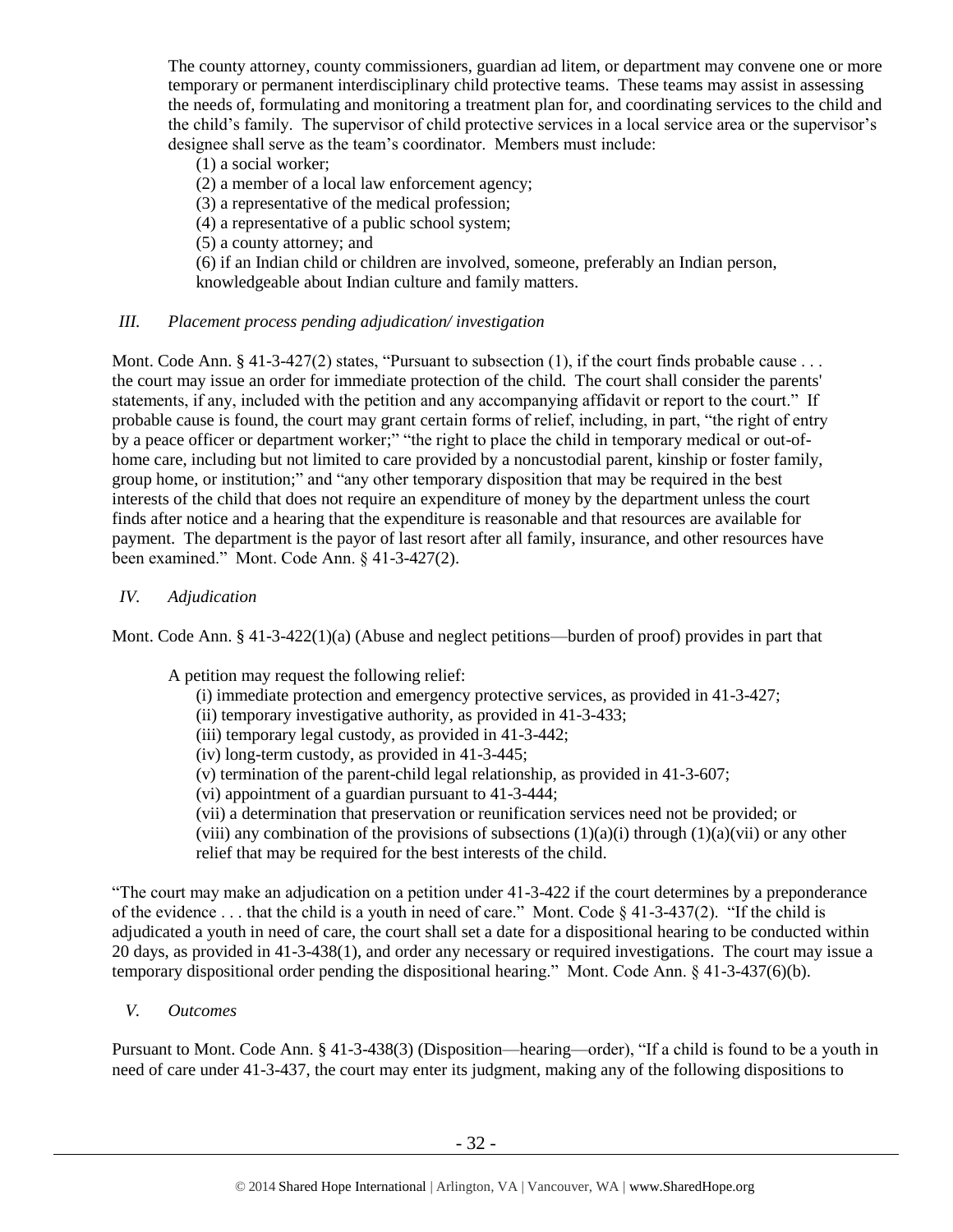The county attorney, county commissioners, guardian ad litem, or department may convene one or more temporary or permanent interdisciplinary child protective teams. These teams may assist in assessing the needs of, formulating and monitoring a treatment plan for, and coordinating services to the child and the child's family. The supervisor of child protective services in a local service area or the supervisor's designee shall serve as the team's coordinator. Members must include:

(1) a social worker;
(2) a member of a local law enforcement agency;
(3) a representative of the medical profession;
(4) a representative of a public school system;
(5) a county attorney; and
(6) if an Indian child or children are involved, someone, preferably an Indian person, knowledgeable about Indian culture and family matters.

### *III. Placement process pending adjudication/ investigation*

Mont. Code Ann. § 41-3-427(2) states, "Pursuant to subsection (1), if the court finds probable cause . . . the court may issue an order for immediate protection of the child. The court shall consider the parents' statements, if any, included with the petition and any accompanying affidavit or report to the court." If probable cause is found, the court may grant certain forms of relief, including, in part, "the right of entry by a peace officer or department worker;" "the right to place the child in temporary medical or out-of-home care, including but not limited to care provided by a noncustodial parent, kinship or foster family, group home, or institution;" and "any other temporary disposition that may be required in the best interests of the child that does not require an expenditure of money by the department unless the court finds after notice and a hearing that the expenditure is reasonable and that resources are available for payment. The department is the payor of last resort after all family, insurance, and other resources have been examined." Mont. Code Ann. § 41-3-427(2).

### *IV. Adjudication*

Mont. Code Ann. § 41-3-422(1)(a) (Abuse and neglect petitions—burden of proof) provides in part that

> A petition may request the following relief:
> (i) immediate protection and emergency protective services, as provided in 41-3-427;
> (ii) temporary investigative authority, as provided in 41-3-433;
> (iii) temporary legal custody, as provided in 41-3-442;
> (iv) long-term custody, as provided in 41-3-445;
> (v) termination of the parent-child legal relationship, as provided in 41-3-607;
> (vi) appointment of a guardian pursuant to 41-3-444;
> (vii) a determination that preservation or reunification services need not be provided; or
> (viii) any combination of the provisions of subsections (1)(a)(i) through (1)(a)(vii) or any other relief that may be required for the best interests of the child.

"The court may make an adjudication on a petition under 41-3-422 if the court determines by a preponderance of the evidence . . . that the child is a youth in need of care." Mont. Code § 41-3-437(2). "If the child is adjudicated a youth in need of care, the court shall set a date for a dispositional hearing to be conducted within 20 days, as provided in 41-3-438(1), and order any necessary or required investigations. The court may issue a temporary dispositional order pending the dispositional hearing." Mont. Code Ann. § 41-3-437(6)(b).

### *V. Outcomes*

Pursuant to Mont. Code Ann. § 41-3-438(3) (Disposition—hearing—order), "If a child is found to be a youth in need of care under 41-3-437, the court may enter its judgment, making any of the following dispositions to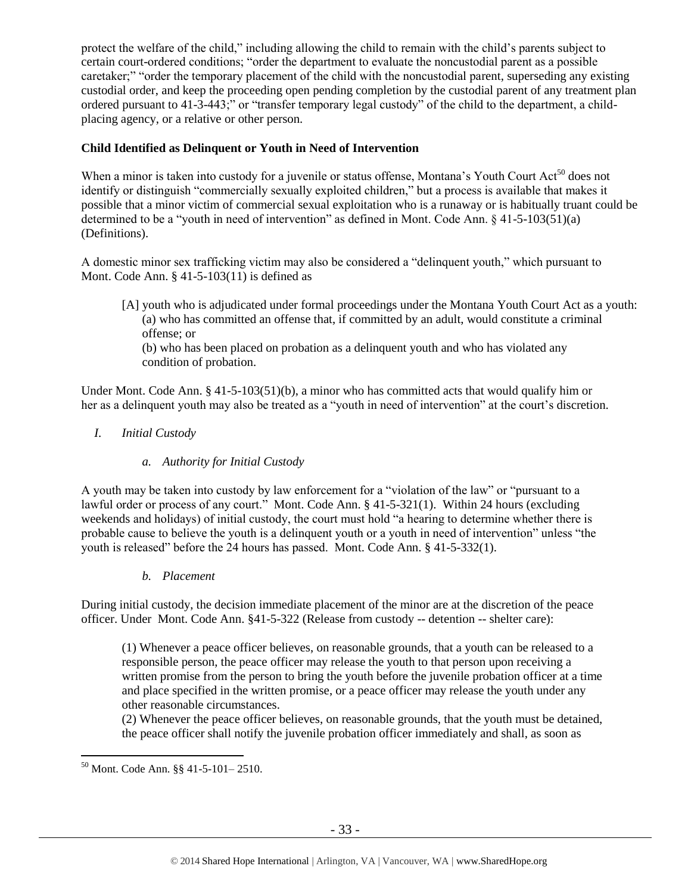protect the welfare of the child," including allowing the child to remain with the child's parents subject to certain court-ordered conditions; "order the department to evaluate the noncustodial parent as a possible caretaker;" "order the temporary placement of the child with the noncustodial parent, superseding any existing custodial order, and keep the proceeding open pending completion by the custodial parent of any treatment plan ordered pursuant to 41-3-443;" or "transfer temporary legal custody" of the child to the department, a child-placing agency, or a relative or other person.

**Child Identified as Delinquent or Youth in Need of Intervention**

When a minor is taken into custody for a juvenile or status offense, Montana's Youth Court Act[50] does not identify or distinguish "commercially sexually exploited children," but a process is available that makes it possible that a minor victim of commercial sexual exploitation who is a runaway or is habitually truant could be determined to be a "youth in need of intervention" as defined in Mont. Code Ann. § 41-5-103(51)(a) (Definitions).

A domestic minor sex trafficking victim may also be considered a "delinquent youth," which pursuant to Mont. Code Ann. § 41-5-103(11) is defined as

> [A] youth who is adjudicated under formal proceedings under the Montana Youth Court Act as a youth:
> (a) who has committed an offense that, if committed by an adult, would constitute a criminal offense; or
> (b) who has been placed on probation as a delinquent youth and who has violated any condition of probation.

Under Mont. Code Ann. § 41-5-103(51)(b), a minor who has committed acts that would qualify him or her as a delinquent youth may also be treated as a "youth in need of intervention" at the court's discretion.

*I. Initial Custody*

*a. Authority for Initial Custody*

A youth may be taken into custody by law enforcement for a "violation of the law" or "pursuant to a lawful order or process of any court." Mont. Code Ann. § 41-5-321(1). Within 24 hours (excluding weekends and holidays) of initial custody, the court must hold "a hearing to determine whether there is probable cause to believe the youth is a delinquent youth or a youth in need of intervention" unless "the youth is released" before the 24 hours has passed. Mont. Code Ann. § 41-5-332(1).

*b. Placement*

During initial custody, the decision immediate placement of the minor are at the discretion of the peace officer. Under Mont. Code Ann. §41-5-322 (Release from custody -- detention -- shelter care):

> (1) Whenever a peace officer believes, on reasonable grounds, that a youth can be released to a responsible person, the peace officer may release the youth to that person upon receiving a written promise from the person to bring the youth before the juvenile probation officer at a time and place specified in the written promise, or a peace officer may release the youth under any other reasonable circumstances.
> (2) Whenever the peace officer believes, on reasonable grounds, that the youth must be detained, the peace officer shall notify the juvenile probation officer immediately and shall, as soon as

[50] Mont. Code Ann. §§ 41-5-101– 2510.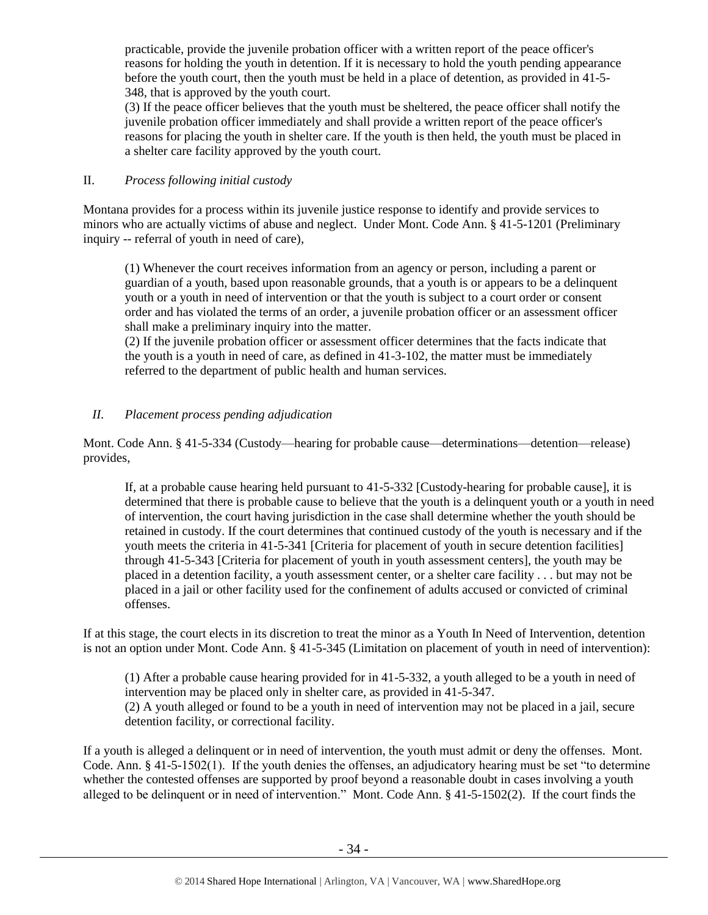practicable, provide the juvenile probation officer with a written report of the peace officer's reasons for holding the youth in detention. If it is necessary to hold the youth pending appearance before the youth court, then the youth must be held in a place of detention, as provided in 41-5-348, that is approved by the youth court.

(3) If the peace officer believes that the youth must be sheltered, the peace officer shall notify the juvenile probation officer immediately and shall provide a written report of the peace officer's reasons for placing the youth in shelter care. If the youth is then held, the youth must be placed in a shelter care facility approved by the youth court.

II. *Process following initial custody*

Montana provides for a process within its juvenile justice response to identify and provide services to minors who are actually victims of abuse and neglect. Under Mont. Code Ann. § 41-5-1201 (Preliminary inquiry -- referral of youth in need of care),

> (1) Whenever the court receives information from an agency or person, including a parent or guardian of a youth, based upon reasonable grounds, that a youth is or appears to be a delinquent youth or a youth in need of intervention or that the youth is subject to a court order or consent order and has violated the terms of an order, a juvenile probation officer or an assessment officer shall make a preliminary inquiry into the matter.
>
> (2) If the juvenile probation officer or assessment officer determines that the facts indicate that the youth is a youth in need of care, as defined in 41-3-102, the matter must be immediately referred to the department of public health and human services.

*II. Placement process pending adjudication*

Mont. Code Ann. § 41-5-334 (Custody—hearing for probable cause—determinations—detention—release) provides,

> If, at a probable cause hearing held pursuant to 41-5-332 [Custody-hearing for probable cause], it is determined that there is probable cause to believe that the youth is a delinquent youth or a youth in need of intervention, the court having jurisdiction in the case shall determine whether the youth should be retained in custody. If the court determines that continued custody of the youth is necessary and if the youth meets the criteria in 41-5-341 [Criteria for placement of youth in secure detention facilities] through 41-5-343 [Criteria for placement of youth in youth assessment centers], the youth may be placed in a detention facility, a youth assessment center, or a shelter care facility . . . but may not be placed in a jail or other facility used for the confinement of adults accused or convicted of criminal offenses.

If at this stage, the court elects in its discretion to treat the minor as a Youth In Need of Intervention, detention is not an option under Mont. Code Ann. § 41-5-345 (Limitation on placement of youth in need of intervention):

> (1) After a probable cause hearing provided for in 41-5-332, a youth alleged to be a youth in need of intervention may be placed only in shelter care, as provided in 41-5-347.
>
> (2) A youth alleged or found to be a youth in need of intervention may not be placed in a jail, secure detention facility, or correctional facility.

If a youth is alleged a delinquent or in need of intervention, the youth must admit or deny the offenses. Mont. Code. Ann. § 41-5-1502(1). If the youth denies the offenses, an adjudicatory hearing must be set "to determine whether the contested offenses are supported by proof beyond a reasonable doubt in cases involving a youth alleged to be delinquent or in need of intervention." Mont. Code Ann. § 41-5-1502(2). If the court finds the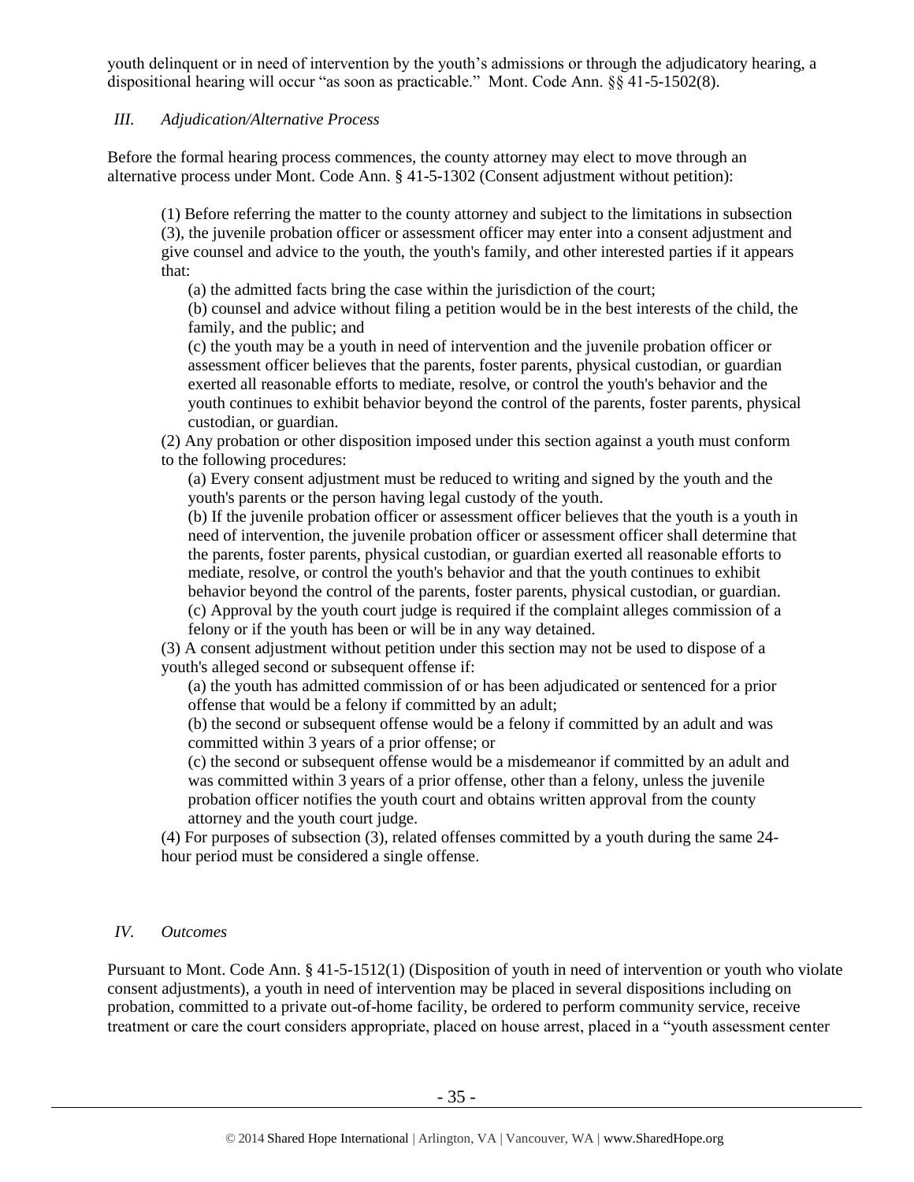youth delinquent or in need of intervention by the youth's admissions or through the adjudicatory hearing, a dispositional hearing will occur "as soon as practicable." Mont. Code Ann. §§ 41-5-1502(8).

### *III. Adjudication/Alternative Process*

Before the formal hearing process commences, the county attorney may elect to move through an alternative process under Mont. Code Ann. § 41-5-1302 (Consent adjustment without petition):

> (1) Before referring the matter to the county attorney and subject to the limitations in subsection (3), the juvenile probation officer or assessment officer may enter into a consent adjustment and give counsel and advice to the youth, the youth's family, and other interested parties if it appears that:
>
> (a) the admitted facts bring the case within the jurisdiction of the court;
>
> (b) counsel and advice without filing a petition would be in the best interests of the child, the family, and the public; and
>
> (c) the youth may be a youth in need of intervention and the juvenile probation officer or assessment officer believes that the parents, foster parents, physical custodian, or guardian exerted all reasonable efforts to mediate, resolve, or control the youth's behavior and the youth continues to exhibit behavior beyond the control of the parents, foster parents, physical custodian, or guardian.
>
> (2) Any probation or other disposition imposed under this section against a youth must conform to the following procedures:
>
> (a) Every consent adjustment must be reduced to writing and signed by the youth and the youth's parents or the person having legal custody of the youth.
>
> (b) If the juvenile probation officer or assessment officer believes that the youth is a youth in need of intervention, the juvenile probation officer or assessment officer shall determine that the parents, foster parents, physical custodian, or guardian exerted all reasonable efforts to mediate, resolve, or control the youth's behavior and that the youth continues to exhibit behavior beyond the control of the parents, foster parents, physical custodian, or guardian.
>
> (c) Approval by the youth court judge is required if the complaint alleges commission of a felony or if the youth has been or will be in any way detained.
>
> (3) A consent adjustment without petition under this section may not be used to dispose of a youth's alleged second or subsequent offense if:
>
> (a) the youth has admitted commission of or has been adjudicated or sentenced for a prior offense that would be a felony if committed by an adult;
>
> (b) the second or subsequent offense would be a felony if committed by an adult and was committed within 3 years of a prior offense; or
>
> (c) the second or subsequent offense would be a misdemeanor if committed by an adult and was committed within 3 years of a prior offense, other than a felony, unless the juvenile probation officer notifies the youth court and obtains written approval from the county attorney and the youth court judge.
>
> (4) For purposes of subsection (3), related offenses committed by a youth during the same 24-hour period must be considered a single offense.

### *IV. Outcomes*

Pursuant to Mont. Code Ann. § 41-5-1512(1) (Disposition of youth in need of intervention or youth who violate consent adjustments), a youth in need of intervention may be placed in several dispositions including on probation, committed to a private out-of-home facility, be ordered to perform community service, receive treatment or care the court considers appropriate, placed on house arrest, placed in a "youth assessment center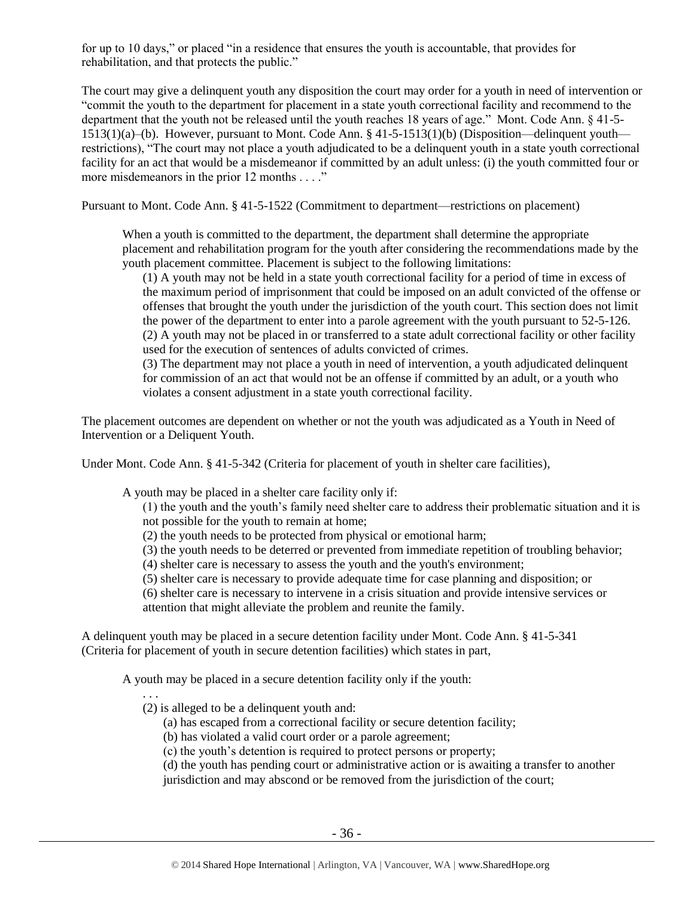for up to 10 days," or placed "in a residence that ensures the youth is accountable, that provides for rehabilitation, and that protects the public."

The court may give a delinquent youth any disposition the court may order for a youth in need of intervention or "commit the youth to the department for placement in a state youth correctional facility and recommend to the department that the youth not be released until the youth reaches 18 years of age." Mont. Code Ann. § 41-5-1513(1)(a)–(b). However, pursuant to Mont. Code Ann. § 41-5-1513(1)(b) (Disposition—delinquent youth—restrictions), "The court may not place a youth adjudicated to be a delinquent youth in a state youth correctional facility for an act that would be a misdemeanor if committed by an adult unless: (i) the youth committed four or more misdemeanors in the prior 12 months . . . ."

Pursuant to Mont. Code Ann. § 41-5-1522 (Commitment to department—restrictions on placement)

> When a youth is committed to the department, the department shall determine the appropriate placement and rehabilitation program for the youth after considering the recommendations made by the youth placement committee. Placement is subject to the following limitations:
>
> (1) A youth may not be held in a state youth correctional facility for a period of time in excess of the maximum period of imprisonment that could be imposed on an adult convicted of the offense or offenses that brought the youth under the jurisdiction of the youth court. This section does not limit the power of the department to enter into a parole agreement with the youth pursuant to 52-5-126.
>
> (2) A youth may not be placed in or transferred to a state adult correctional facility or other facility used for the execution of sentences of adults convicted of crimes.
>
> (3) The department may not place a youth in need of intervention, a youth adjudicated delinquent for commission of an act that would not be an offense if committed by an adult, or a youth who violates a consent adjustment in a state youth correctional facility.

The placement outcomes are dependent on whether or not the youth was adjudicated as a Youth in Need of Intervention or a Deliquent Youth.

Under Mont. Code Ann. § 41-5-342 (Criteria for placement of youth in shelter care facilities),

> A youth may be placed in a shelter care facility only if:
>
> (1) the youth and the youth's family need shelter care to address their problematic situation and it is not possible for the youth to remain at home;
>
> (2) the youth needs to be protected from physical or emotional harm;
>
> (3) the youth needs to be deterred or prevented from immediate repetition of troubling behavior;
>
> (4) shelter care is necessary to assess the youth and the youth's environment;
>
> (5) shelter care is necessary to provide adequate time for case planning and disposition; or
>
> (6) shelter care is necessary to intervene in a crisis situation and provide intensive services or attention that might alleviate the problem and reunite the family.

A delinquent youth may be placed in a secure detention facility under Mont. Code Ann. § 41-5-341 (Criteria for placement of youth in secure detention facilities) which states in part,

> A youth may be placed in a secure detention facility only if the youth:
>
> . . .
>
> (2) is alleged to be a delinquent youth and:
>
> (a) has escaped from a correctional facility or secure detention facility;
>
> (b) has violated a valid court order or a parole agreement;
>
> (c) the youth's detention is required to protect persons or property;
>
> (d) the youth has pending court or administrative action or is awaiting a transfer to another jurisdiction and may abscond or be removed from the jurisdiction of the court;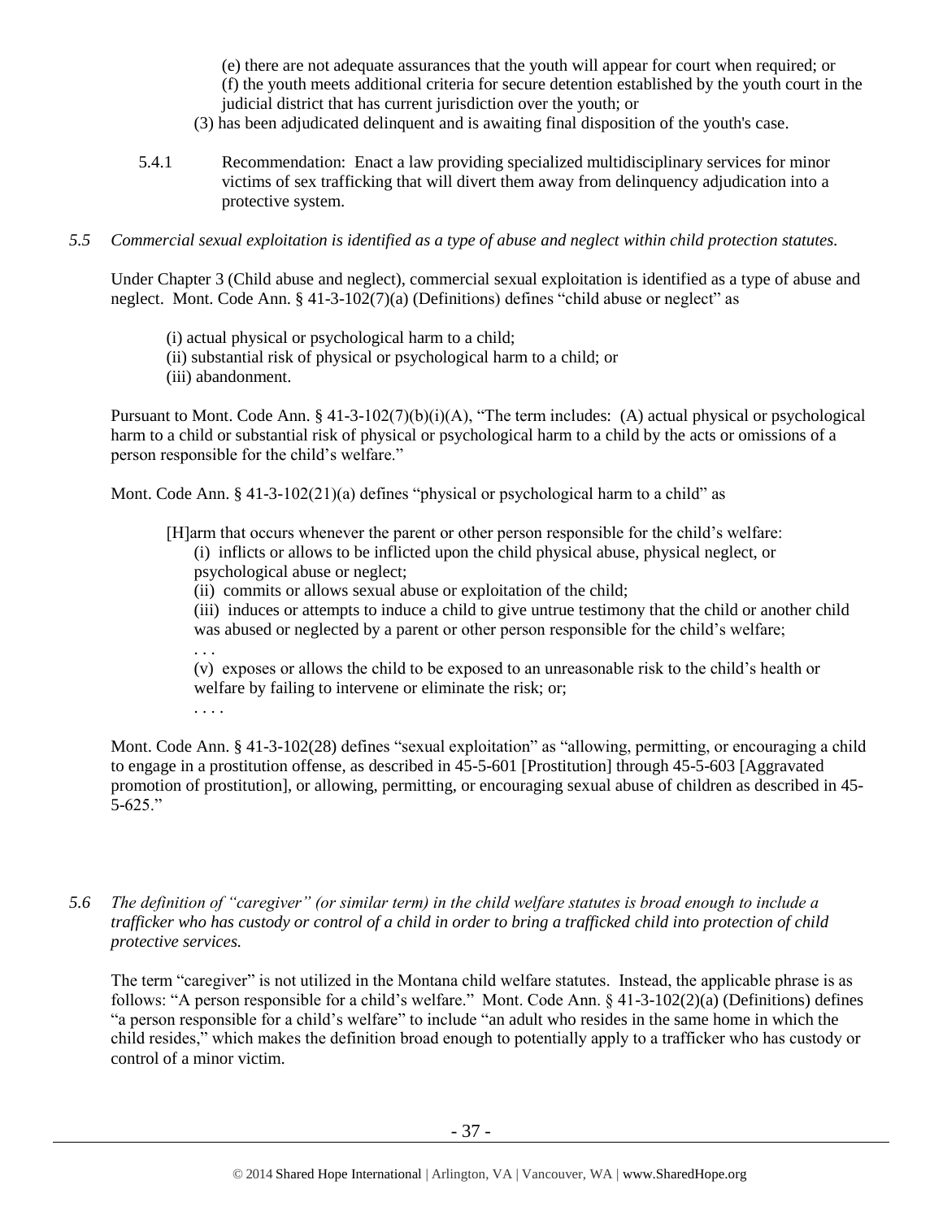(e) there are not adequate assurances that the youth will appear for court when required; or
(f) the youth meets additional criteria for secure detention established by the youth court in the judicial district that has current jurisdiction over the youth; or

(3) has been adjudicated delinquent and is awaiting final disposition of the youth's case.

5.4.1 Recommendation: Enact a law providing specialized multidisciplinary services for minor victims of sex trafficking that will divert them away from delinquency adjudication into a protective system.

*5.5 Commercial sexual exploitation is identified as a type of abuse and neglect within child protection statutes.*

Under Chapter 3 (Child abuse and neglect), commercial sexual exploitation is identified as a type of abuse and neglect. Mont. Code Ann. § 41-3-102(7)(a) (Definitions) defines "child abuse or neglect" as

(i) actual physical or psychological harm to a child;
(ii) substantial risk of physical or psychological harm to a child; or
(iii) abandonment.

Pursuant to Mont. Code Ann. § 41-3-102(7)(b)(i)(A), "The term includes: (A) actual physical or psychological harm to a child or substantial risk of physical or psychological harm to a child by the acts or omissions of a person responsible for the child's welfare."

Mont. Code Ann. § 41-3-102(21)(a) defines "physical or psychological harm to a child" as

[H]arm that occurs whenever the parent or other person responsible for the child's welfare:
(i) inflicts or allows to be inflicted upon the child physical abuse, physical neglect, or psychological abuse or neglect;
(ii) commits or allows sexual abuse or exploitation of the child;
(iii) induces or attempts to induce a child to give untrue testimony that the child or another child was abused or neglected by a parent or other person responsible for the child's welfare;
. . .
(v) exposes or allows the child to be exposed to an unreasonable risk to the child's health or welfare by failing to intervene or eliminate the risk; or;
. . . .

Mont. Code Ann. § 41-3-102(28) defines "sexual exploitation" as "allowing, permitting, or encouraging a child to engage in a prostitution offense, as described in 45-5-601 [Prostitution] through 45-5-603 [Aggravated promotion of prostitution], or allowing, permitting, or encouraging sexual abuse of children as described in 45-5-625."

*5.6 The definition of "caregiver" (or similar term) in the child welfare statutes is broad enough to include a trafficker who has custody or control of a child in order to bring a trafficked child into protection of child protective services.*

The term "caregiver" is not utilized in the Montana child welfare statutes. Instead, the applicable phrase is as follows: "A person responsible for a child's welfare." Mont. Code Ann. § 41-3-102(2)(a) (Definitions) defines "a person responsible for a child's welfare" to include "an adult who resides in the same home in which the child resides," which makes the definition broad enough to potentially apply to a trafficker who has custody or control of a minor victim.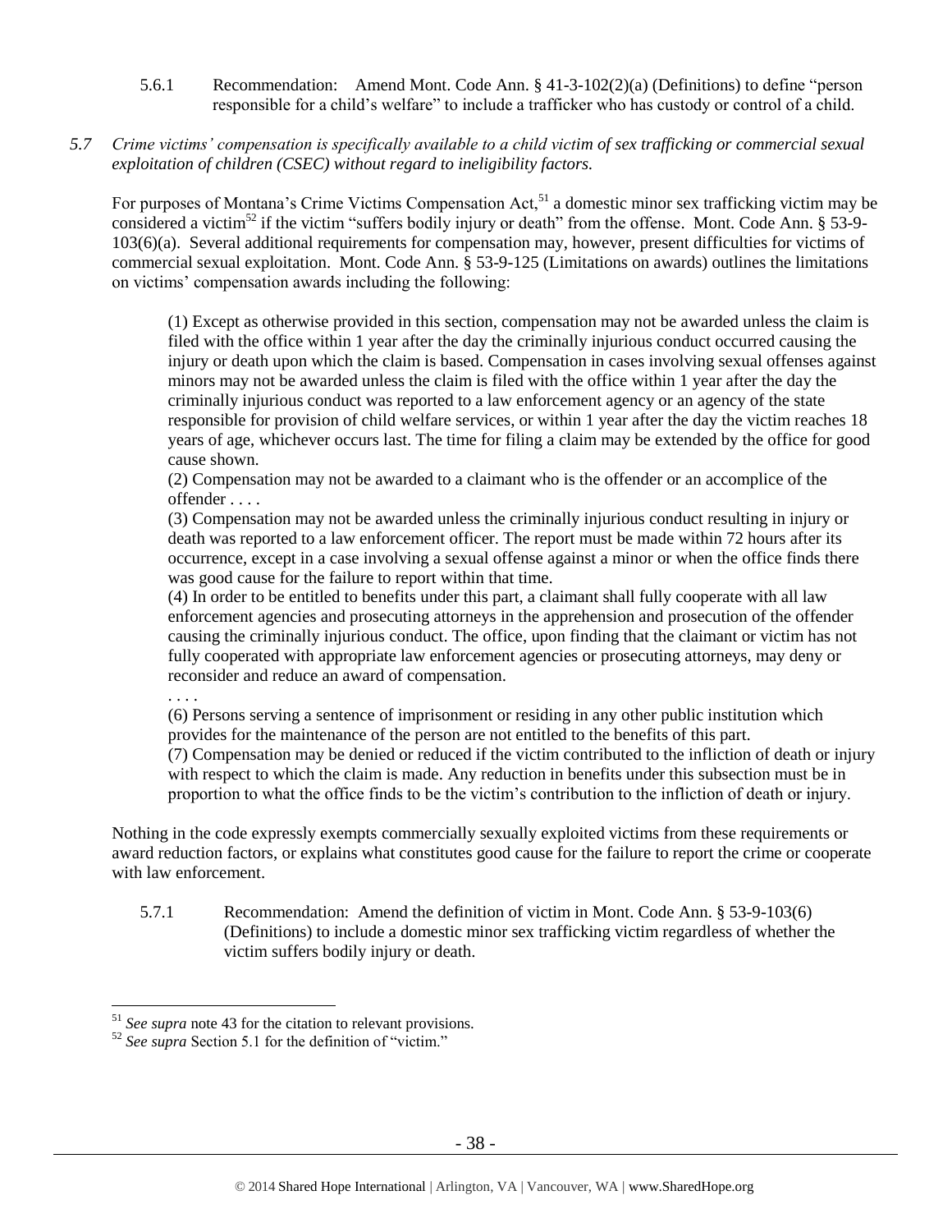5.6.1 Recommendation: Amend Mont. Code Ann. § 41-3-102(2)(a) (Definitions) to define "person responsible for a child's welfare" to include a trafficker who has custody or control of a child.

*5.7 Crime victims' compensation is specifically available to a child victim of sex trafficking or commercial sexual exploitation of children (CSEC) without regard to ineligibility factors.*

For purposes of Montana's Crime Victims Compensation Act,[51] a domestic minor sex trafficking victim may be considered a victim[52] if the victim "suffers bodily injury or death" from the offense. Mont. Code Ann. § 53-9-103(6)(a). Several additional requirements for compensation may, however, present difficulties for victims of commercial sexual exploitation. Mont. Code Ann. § 53-9-125 (Limitations on awards) outlines the limitations on victims' compensation awards including the following:

> (1) Except as otherwise provided in this section, compensation may not be awarded unless the claim is filed with the office within 1 year after the day the criminally injurious conduct occurred causing the injury or death upon which the claim is based. Compensation in cases involving sexual offenses against minors may not be awarded unless the claim is filed with the office within 1 year after the day the criminally injurious conduct was reported to a law enforcement agency or an agency of the state responsible for provision of child welfare services, or within 1 year after the day the victim reaches 18 years of age, whichever occurs last. The time for filing a claim may be extended by the office for good cause shown.
>
> (2) Compensation may not be awarded to a claimant who is the offender or an accomplice of the offender . . . .
>
> (3) Compensation may not be awarded unless the criminally injurious conduct resulting in injury or death was reported to a law enforcement officer. The report must be made within 72 hours after its occurrence, except in a case involving a sexual offense against a minor or when the office finds there was good cause for the failure to report within that time.
>
> (4) In order to be entitled to benefits under this part, a claimant shall fully cooperate with all law enforcement agencies and prosecuting attorneys in the apprehension and prosecution of the offender causing the criminally injurious conduct. The office, upon finding that the claimant or victim has not fully cooperated with appropriate law enforcement agencies or prosecuting attorneys, may deny or reconsider and reduce an award of compensation.
>
> . . . .
>
> (6) Persons serving a sentence of imprisonment or residing in any other public institution which provides for the maintenance of the person are not entitled to the benefits of this part.
>
> (7) Compensation may be denied or reduced if the victim contributed to the infliction of death or injury with respect to which the claim is made. Any reduction in benefits under this subsection must be in proportion to what the office finds to be the victim's contribution to the infliction of death or injury.

Nothing in the code expressly exempts commercially sexually exploited victims from these requirements or award reduction factors, or explains what constitutes good cause for the failure to report the crime or cooperate with law enforcement.

5.7.1 Recommendation: Amend the definition of victim in Mont. Code Ann. § 53-9-103(6) (Definitions) to include a domestic minor sex trafficking victim regardless of whether the victim suffers bodily injury or death.

---

[51] *See supra* note 43 for the citation to relevant provisions.

[52] *See supra* Section 5.1 for the definition of "victim."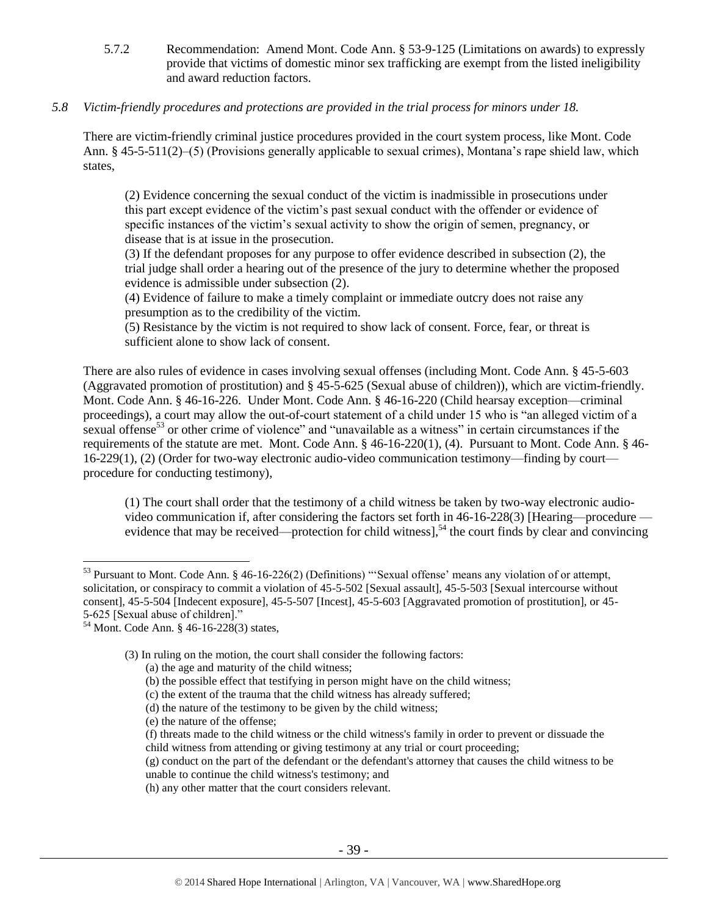5.7.2 Recommendation: Amend Mont. Code Ann. § 53-9-125 (Limitations on awards) to expressly provide that victims of domestic minor sex trafficking are exempt from the listed ineligibility and award reduction factors.

*5.8 Victim-friendly procedures and protections are provided in the trial process for minors under 18.*

There are victim-friendly criminal justice procedures provided in the court system process, like Mont. Code Ann. § 45-5-511(2)–(5) (Provisions generally applicable to sexual crimes), Montana's rape shield law, which states,

> (2) Evidence concerning the sexual conduct of the victim is inadmissible in prosecutions under this part except evidence of the victim's past sexual conduct with the offender or evidence of specific instances of the victim's sexual activity to show the origin of semen, pregnancy, or disease that is at issue in the prosecution.
> (3) If the defendant proposes for any purpose to offer evidence described in subsection (2), the trial judge shall order a hearing out of the presence of the jury to determine whether the proposed evidence is admissible under subsection (2).
> (4) Evidence of failure to make a timely complaint or immediate outcry does not raise any presumption as to the credibility of the victim.
> (5) Resistance by the victim is not required to show lack of consent. Force, fear, or threat is sufficient alone to show lack of consent.

There are also rules of evidence in cases involving sexual offenses (including Mont. Code Ann. § 45-5-603 (Aggravated promotion of prostitution) and § 45-5-625 (Sexual abuse of children)), which are victim-friendly. Mont. Code Ann. § 46-16-226. Under Mont. Code Ann. § 46-16-220 (Child hearsay exception—criminal proceedings), a court may allow the out-of-court statement of a child under 15 who is "an alleged victim of a sexual offense[53] or other crime of violence" and "unavailable as a witness" in certain circumstances if the requirements of the statute are met. Mont. Code Ann. § 46-16-220(1), (4). Pursuant to Mont. Code Ann. § 46-16-229(1), (2) (Order for two-way electronic audio-video communication testimony—finding by court—procedure for conducting testimony),

> (1) The court shall order that the testimony of a child witness be taken by two-way electronic audio-video communication if, after considering the factors set forth in 46-16-228(3) [Hearing—procedure —evidence that may be received—protection for child witness],[54] the court finds by clear and convincing

---

[53] Pursuant to Mont. Code Ann. § 46-16-226(2) (Definitions) "'Sexual offense' means any violation of or attempt, solicitation, or conspiracy to commit a violation of 45-5-502 [Sexual assault], 45-5-503 [Sexual intercourse without consent], 45-5-504 [Indecent exposure], 45-5-507 [Incest], 45-5-603 [Aggravated promotion of prostitution], or 45-5-625 [Sexual abuse of children]."

[54] Mont. Code Ann. § 46-16-228(3) states,

> (3) In ruling on the motion, the court shall consider the following factors:
> (a) the age and maturity of the child witness;
> (b) the possible effect that testifying in person might have on the child witness;
> (c) the extent of the trauma that the child witness has already suffered;
> (d) the nature of the testimony to be given by the child witness;
> (e) the nature of the offense;
> (f) threats made to the child witness or the child witness's family in order to prevent or dissuade the child witness from attending or giving testimony at any trial or court proceeding;
> (g) conduct on the part of the defendant or the defendant's attorney that causes the child witness to be unable to continue the child witness's testimony; and
> (h) any other matter that the court considers relevant.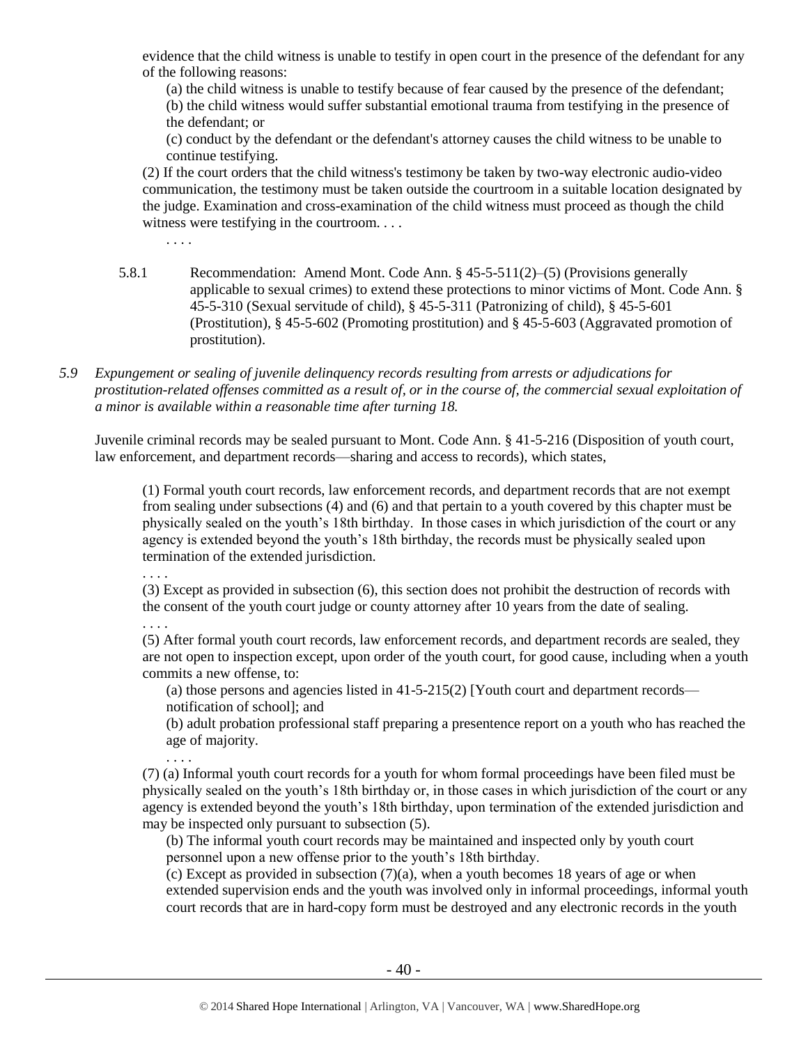evidence that the child witness is unable to testify in open court in the presence of the defendant for any of the following reasons:

(a) the child witness is unable to testify because of fear caused by the presence of the defendant;
(b) the child witness would suffer substantial emotional trauma from testifying in the presence of the defendant; or
(c) conduct by the defendant or the defendant's attorney causes the child witness to be unable to continue testifying.

(2) If the court orders that the child witness's testimony be taken by two-way electronic audio-video communication, the testimony must be taken outside the courtroom in a suitable location designated by the judge. Examination and cross-examination of the child witness must proceed as though the child witness were testifying in the courtroom. . . .

. . . .

5.8.1 Recommendation: Amend Mont. Code Ann. § 45-5-511(2)–(5) (Provisions generally applicable to sexual crimes) to extend these protections to minor victims of Mont. Code Ann. § 45-5-310 (Sexual servitude of child), § 45-5-311 (Patronizing of child), § 45-5-601 (Prostitution), § 45-5-602 (Promoting prostitution) and § 45-5-603 (Aggravated promotion of prostitution).

*5.9 Expungement or sealing of juvenile delinquency records resulting from arrests or adjudications for prostitution-related offenses committed as a result of, or in the course of, the commercial sexual exploitation of a minor is available within a reasonable time after turning 18.*

Juvenile criminal records may be sealed pursuant to Mont. Code Ann. § 41-5-216 (Disposition of youth court, law enforcement, and department records—sharing and access to records), which states,

(1) Formal youth court records, law enforcement records, and department records that are not exempt from sealing under subsections (4) and (6) and that pertain to a youth covered by this chapter must be physically sealed on the youth's 18th birthday. In those cases in which jurisdiction of the court or any agency is extended beyond the youth's 18th birthday, the records must be physically sealed upon termination of the extended jurisdiction.

. . . .

(3) Except as provided in subsection (6), this section does not prohibit the destruction of records with the consent of the youth court judge or county attorney after 10 years from the date of sealing.

. . . .

(5) After formal youth court records, law enforcement records, and department records are sealed, they are not open to inspection except, upon order of the youth court, for good cause, including when a youth commits a new offense, to:

(a) those persons and agencies listed in 41-5-215(2) [Youth court and department records—notification of school]; and
(b) adult probation professional staff preparing a presentence report on a youth who has reached the age of majority.

. . . .

(7) (a) Informal youth court records for a youth for whom formal proceedings have been filed must be physically sealed on the youth's 18th birthday or, in those cases in which jurisdiction of the court or any agency is extended beyond the youth's 18th birthday, upon termination of the extended jurisdiction and may be inspected only pursuant to subsection (5).

(b) The informal youth court records may be maintained and inspected only by youth court personnel upon a new offense prior to the youth's 18th birthday.
(c) Except as provided in subsection (7)(a), when a youth becomes 18 years of age or when extended supervision ends and the youth was involved only in informal proceedings, informal youth court records that are in hard-copy form must be destroyed and any electronic records in the youth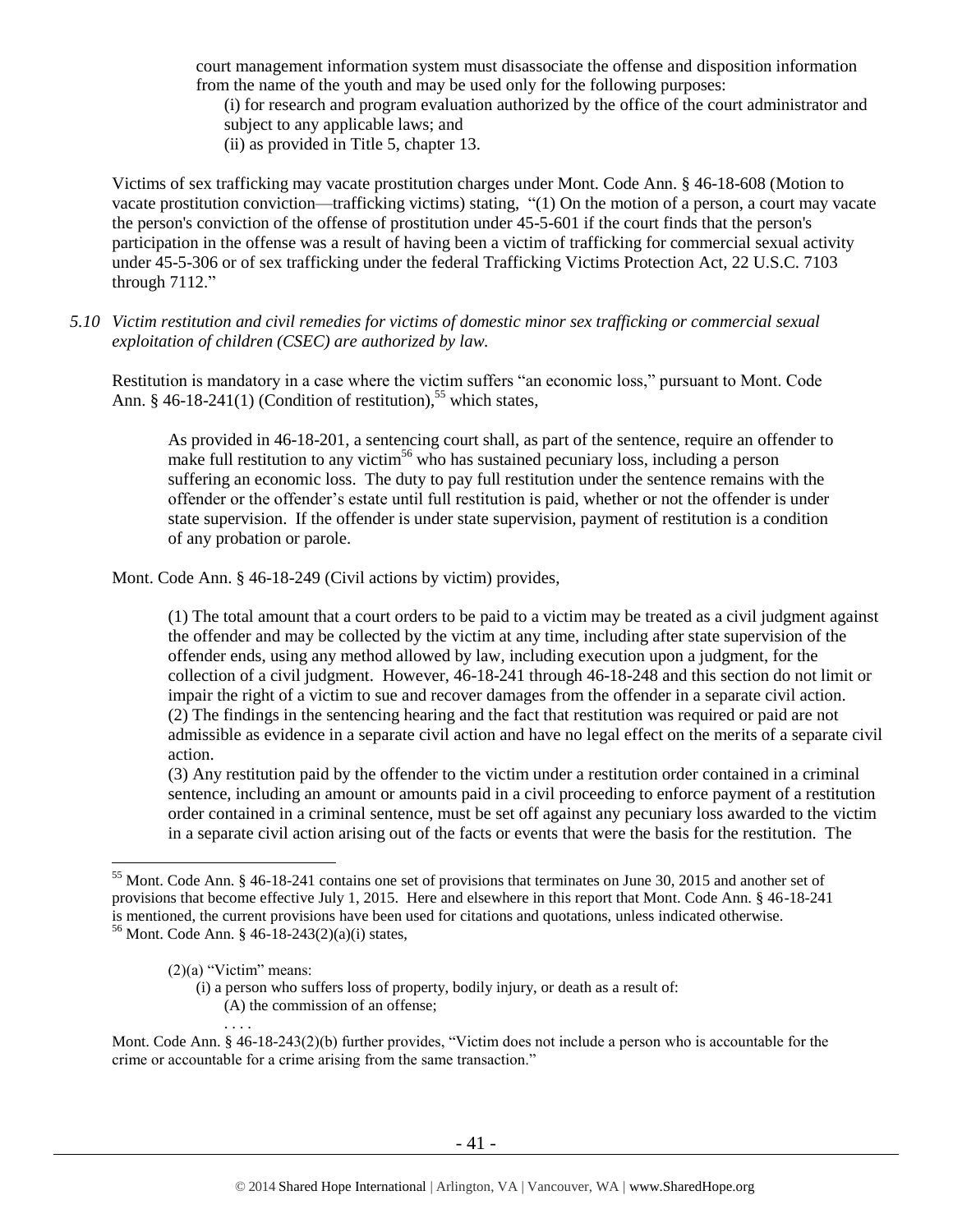court management information system must disassociate the offense and disposition information from the name of the youth and may be used only for the following purposes:

(i) for research and program evaluation authorized by the office of the court administrator and subject to any applicable laws; and

(ii) as provided in Title 5, chapter 13.

Victims of sex trafficking may vacate prostitution charges under Mont. Code Ann. § 46-18-608 (Motion to vacate prostitution conviction—trafficking victims) stating, "(1) On the motion of a person, a court may vacate the person's conviction of the offense of prostitution under 45-5-601 if the court finds that the person's participation in the offense was a result of having been a victim of trafficking for commercial sexual activity under 45-5-306 or of sex trafficking under the federal Trafficking Victims Protection Act, 22 U.S.C. 7103 through 7112."

*5.10 Victim restitution and civil remedies for victims of domestic minor sex trafficking or commercial sexual exploitation of children (CSEC) are authorized by law.*

Restitution is mandatory in a case where the victim suffers "an economic loss," pursuant to Mont. Code Ann. § 46-18-241(1) (Condition of restitution),[55] which states,

> As provided in 46-18-201, a sentencing court shall, as part of the sentence, require an offender to make full restitution to any victim[56] who has sustained pecuniary loss, including a person suffering an economic loss. The duty to pay full restitution under the sentence remains with the offender or the offender's estate until full restitution is paid, whether or not the offender is under state supervision. If the offender is under state supervision, payment of restitution is a condition of any probation or parole.

Mont. Code Ann. § 46-18-249 (Civil actions by victim) provides,

> (1) The total amount that a court orders to be paid to a victim may be treated as a civil judgment against the offender and may be collected by the victim at any time, including after state supervision of the offender ends, using any method allowed by law, including execution upon a judgment, for the collection of a civil judgment. However, 46-18-241 through 46-18-248 and this section do not limit or impair the right of a victim to sue and recover damages from the offender in a separate civil action.
> (2) The findings in the sentencing hearing and the fact that restitution was required or paid are not admissible as evidence in a separate civil action and have no legal effect on the merits of a separate civil action.
> (3) Any restitution paid by the offender to the victim under a restitution order contained in a criminal sentence, including an amount or amounts paid in a civil proceeding to enforce payment of a restitution order contained in a criminal sentence, must be set off against any pecuniary loss awarded to the victim in a separate civil action arising out of the facts or events that were the basis for the restitution. The

---

[55] Mont. Code Ann. § 46-18-241 contains one set of provisions that terminates on June 30, 2015 and another set of provisions that become effective July 1, 2015. Here and elsewhere in this report that Mont. Code Ann. § 46-18-241 is mentioned, the current provisions have been used for citations and quotations, unless indicated otherwise.

[56] Mont. Code Ann. § 46-18-243(2)(a)(i) states,

> (2)(a) "Victim" means:
> (i) a person who suffers loss of property, bodily injury, or death as a result of:
> (A) the commission of an offense;
> . . . .

Mont. Code Ann. § 46-18-243(2)(b) further provides, "Victim does not include a person who is accountable for the crime or accountable for a crime arising from the same transaction."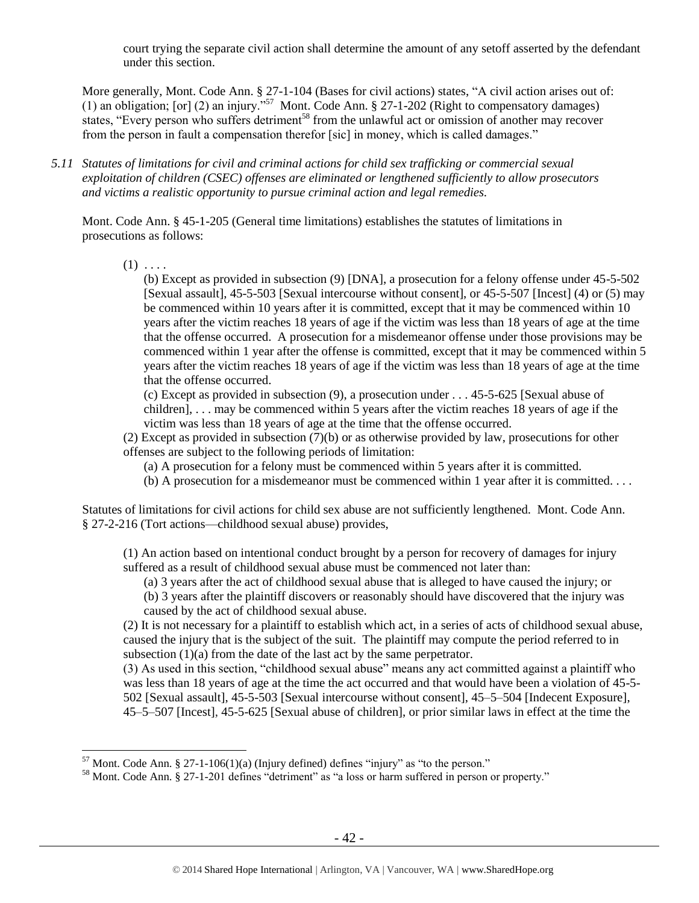court trying the separate civil action shall determine the amount of any setoff asserted by the defendant under this section.

More generally, Mont. Code Ann. § 27-1-104 (Bases for civil actions) states, "A civil action arises out of: (1) an obligation; [or] (2) an injury."[57] Mont. Code Ann. § 27-1-202 (Right to compensatory damages) states, "Every person who suffers detriment[58] from the unlawful act or omission of another may recover from the person in fault a compensation therefor [sic] in money, which is called damages."

*5.11 Statutes of limitations for civil and criminal actions for child sex trafficking or commercial sexual exploitation of children (CSEC) offenses are eliminated or lengthened sufficiently to allow prosecutors and victims a realistic opportunity to pursue criminal action and legal remedies.*

Mont. Code Ann. § 45-1-205 (General time limitations) establishes the statutes of limitations in prosecutions as follows:

> (1) . . . .
>
> (b) Except as provided in subsection (9) [DNA], a prosecution for a felony offense under 45-5-502 [Sexual assault], 45-5-503 [Sexual intercourse without consent], or 45-5-507 [Incest] (4) or (5) may be commenced within 10 years after it is committed, except that it may be commenced within 10 years after the victim reaches 18 years of age if the victim was less than 18 years of age at the time that the offense occurred. A prosecution for a misdemeanor offense under those provisions may be commenced within 1 year after the offense is committed, except that it may be commenced within 5 years after the victim reaches 18 years of age if the victim was less than 18 years of age at the time that the offense occurred.
>
> (c) Except as provided in subsection (9), a prosecution under . . . 45-5-625 [Sexual abuse of children], . . . may be commenced within 5 years after the victim reaches 18 years of age if the victim was less than 18 years of age at the time that the offense occurred.
>
> (2) Except as provided in subsection (7)(b) or as otherwise provided by law, prosecutions for other offenses are subject to the following periods of limitation:
>
> (a) A prosecution for a felony must be commenced within 5 years after it is committed.
>
> (b) A prosecution for a misdemeanor must be commenced within 1 year after it is committed. . . .

Statutes of limitations for civil actions for child sex abuse are not sufficiently lengthened. Mont. Code Ann. § 27-2-216 (Tort actions—childhood sexual abuse) provides,

> (1) An action based on intentional conduct brought by a person for recovery of damages for injury suffered as a result of childhood sexual abuse must be commenced not later than:
>
> (a) 3 years after the act of childhood sexual abuse that is alleged to have caused the injury; or
>
> (b) 3 years after the plaintiff discovers or reasonably should have discovered that the injury was caused by the act of childhood sexual abuse.
>
> (2) It is not necessary for a plaintiff to establish which act, in a series of acts of childhood sexual abuse, caused the injury that is the subject of the suit. The plaintiff may compute the period referred to in subsection (1)(a) from the date of the last act by the same perpetrator.
>
> (3) As used in this section, "childhood sexual abuse" means any act committed against a plaintiff who was less than 18 years of age at the time the act occurred and that would have been a violation of 45-5-502 [Sexual assault], 45-5-503 [Sexual intercourse without consent], 45–5–504 [Indecent Exposure], 45–5–507 [Incest], 45-5-625 [Sexual abuse of children], or prior similar laws in effect at the time the

---

[57] Mont. Code Ann. § 27-1-106(1)(a) (Injury defined) defines "injury" as "to the person."

[58] Mont. Code Ann. § 27-1-201 defines "detriment" as "a loss or harm suffered in person or property."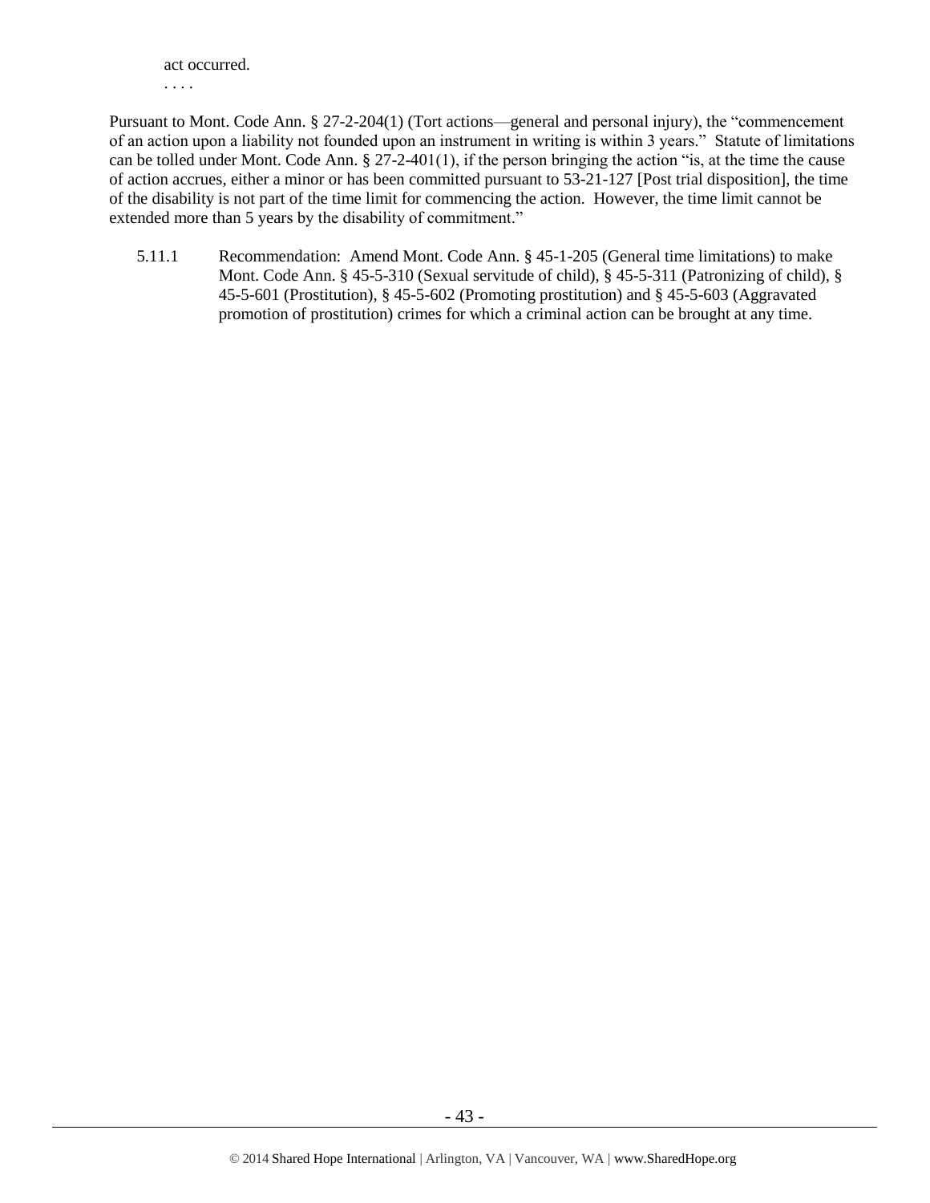act occurred.

. . . .

Pursuant to Mont. Code Ann. § 27-2-204(1) (Tort actions—general and personal injury), the "commencement of an action upon a liability not founded upon an instrument in writing is within 3 years." Statute of limitations can be tolled under Mont. Code Ann. § 27-2-401(1), if the person bringing the action "is, at the time the cause of action accrues, either a minor or has been committed pursuant to 53-21-127 [Post trial disposition], the time of the disability is not part of the time limit for commencing the action. However, the time limit cannot be extended more than 5 years by the disability of commitment."

5.11.1 Recommendation: Amend Mont. Code Ann. § 45-1-205 (General time limitations) to make Mont. Code Ann. § 45-5-310 (Sexual servitude of child), § 45-5-311 (Patronizing of child), § 45-5-601 (Prostitution), § 45-5-602 (Promoting prostitution) and § 45-5-603 (Aggravated promotion of prostitution) crimes for which a criminal action can be brought at any time.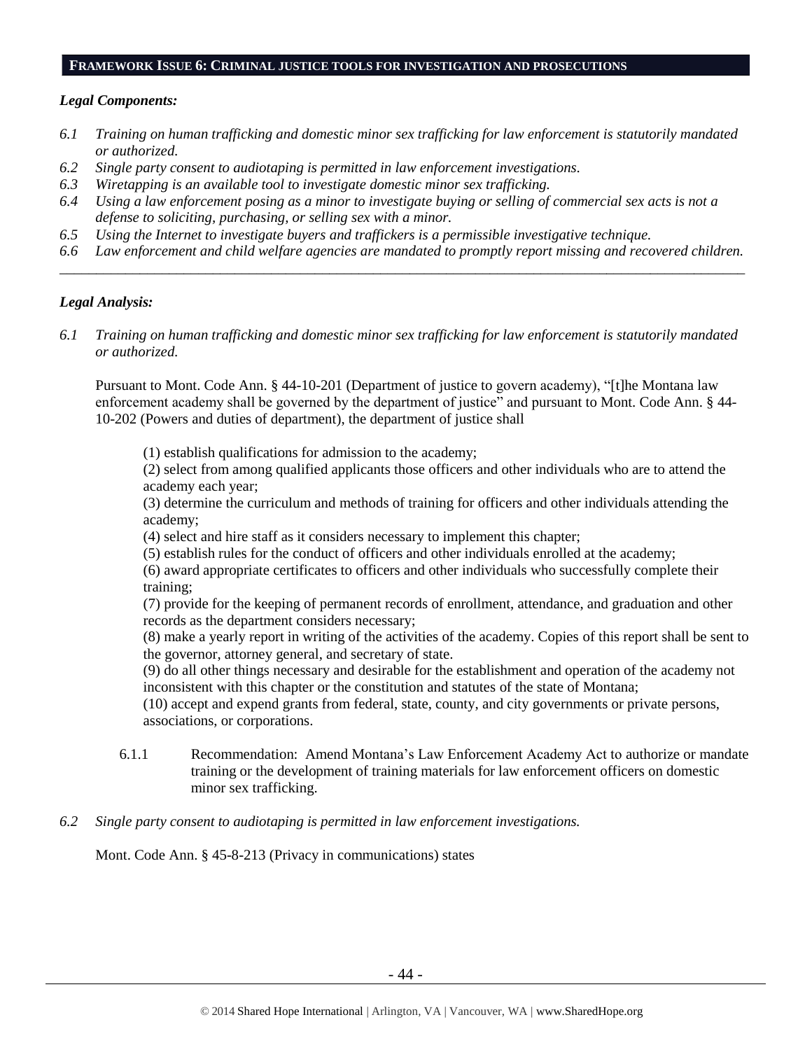## FRAMEWORK ISSUE 6: CRIMINAL JUSTICE TOOLS FOR INVESTIGATION AND PROSECUTIONS

### *Legal Components:*

- *6.1 Training on human trafficking and domestic minor sex trafficking for law enforcement is statutorily mandated or authorized.*
- *6.2 Single party consent to audiotaping is permitted in law enforcement investigations.*
- *6.3 Wiretapping is an available tool to investigate domestic minor sex trafficking.*
- *6.4 Using a law enforcement posing as a minor to investigate buying or selling of commercial sex acts is not a defense to soliciting, purchasing, or selling sex with a minor.*
- *6.5 Using the Internet to investigate buyers and traffickers is a permissible investigative technique.*
- *6.6 Law enforcement and child welfare agencies are mandated to promptly report missing and recovered children.*

---

### *Legal Analysis:*

*6.1 Training on human trafficking and domestic minor sex trafficking for law enforcement is statutorily mandated or authorized.*

Pursuant to Mont. Code Ann. § 44-10-201 (Department of justice to govern academy), "[t]he Montana law enforcement academy shall be governed by the department of justice" and pursuant to Mont. Code Ann. § 44-10-202 (Powers and duties of department), the department of justice shall

> (1) establish qualifications for admission to the academy;
> (2) select from among qualified applicants those officers and other individuals who are to attend the academy each year;
> (3) determine the curriculum and methods of training for officers and other individuals attending the academy;
> (4) select and hire staff as it considers necessary to implement this chapter;
> (5) establish rules for the conduct of officers and other individuals enrolled at the academy;
> (6) award appropriate certificates to officers and other individuals who successfully complete their training;
> (7) provide for the keeping of permanent records of enrollment, attendance, and graduation and other records as the department considers necessary;
> (8) make a yearly report in writing of the activities of the academy. Copies of this report shall be sent to the governor, attorney general, and secretary of state.
> (9) do all other things necessary and desirable for the establishment and operation of the academy not inconsistent with this chapter or the constitution and statutes of the state of Montana;
> (10) accept and expend grants from federal, state, county, and city governments or private persons, associations, or corporations.

6.1.1 Recommendation: Amend Montana's Law Enforcement Academy Act to authorize or mandate training or the development of training materials for law enforcement officers on domestic minor sex trafficking.

*6.2 Single party consent to audiotaping is permitted in law enforcement investigations.*

Mont. Code Ann. § 45-8-213 (Privacy in communications) states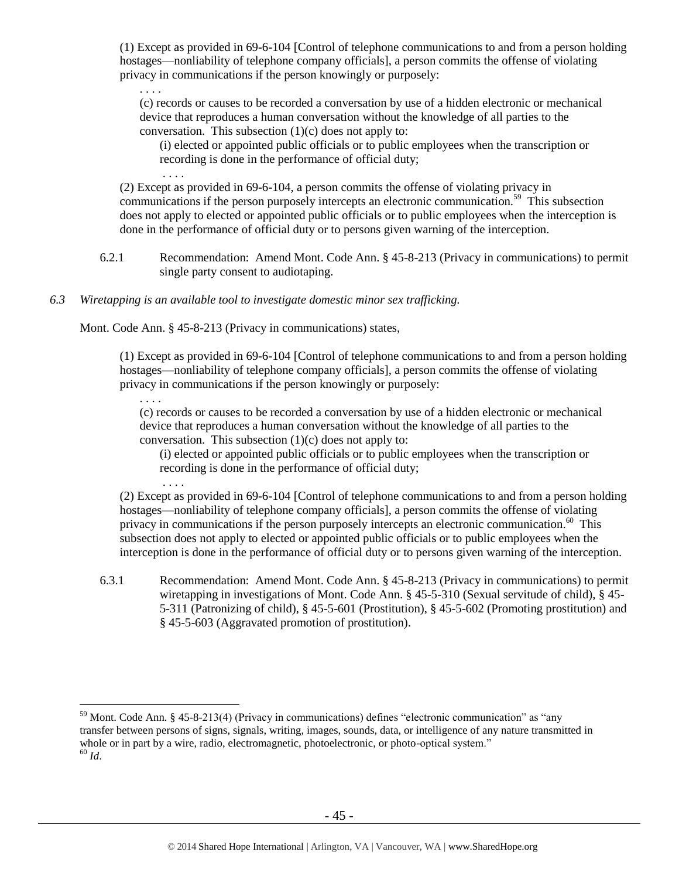> (1) Except as provided in 69-6-104 [Control of telephone communications to and from a person holding hostages—nonliability of telephone company officials], a person commits the offense of violating privacy in communications if the person knowingly or purposely:
>
> > . . . .
> >
> > (c) records or causes to be recorded a conversation by use of a hidden electronic or mechanical device that reproduces a human conversation without the knowledge of all parties to the conversation. This subsection (1)(c) does not apply to:
> >
> > > (i) elected or appointed public officials or to public employees when the transcription or recording is done in the performance of official duty;
> > >
> > > . . . .
>
> (2) Except as provided in 69-6-104, a person commits the offense of violating privacy in communications if the person purposely intercepts an electronic communication.[59] This subsection does not apply to elected or appointed public officials or to public employees when the interception is done in the performance of official duty or to persons given warning of the interception.

6.2.1 Recommendation: Amend Mont. Code Ann. § 45-8-213 (Privacy in communications) to permit single party consent to audiotaping.

*6.3 Wiretapping is an available tool to investigate domestic minor sex trafficking.*

Mont. Code Ann. § 45-8-213 (Privacy in communications) states,

> (1) Except as provided in 69-6-104 [Control of telephone communications to and from a person holding hostages—nonliability of telephone company officials], a person commits the offense of violating privacy in communications if the person knowingly or purposely:
>
> > . . . .
> >
> > (c) records or causes to be recorded a conversation by use of a hidden electronic or mechanical device that reproduces a human conversation without the knowledge of all parties to the conversation. This subsection (1)(c) does not apply to:
> >
> > > (i) elected or appointed public officials or to public employees when the transcription or recording is done in the performance of official duty;
> > >
> > > . . . .
>
> (2) Except as provided in 69-6-104 [Control of telephone communications to and from a person holding hostages—nonliability of telephone company officials], a person commits the offense of violating privacy in communications if the person purposely intercepts an electronic communication.[60] This subsection does not apply to elected or appointed public officials or to public employees when the interception is done in the performance of official duty or to persons given warning of the interception.

6.3.1 Recommendation: Amend Mont. Code Ann. § 45-8-213 (Privacy in communications) to permit wiretapping in investigations of Mont. Code Ann. § 45-5-310 (Sexual servitude of child), § 45-5-311 (Patronizing of child), § 45-5-601 (Prostitution), § 45-5-602 (Promoting prostitution) and § 45-5-603 (Aggravated promotion of prostitution).

---

[59] Mont. Code Ann. § 45-8-213(4) (Privacy in communications) defines "electronic communication" as "any transfer between persons of signs, signals, writing, images, sounds, data, or intelligence of any nature transmitted in whole or in part by a wire, radio, electromagnetic, photoelectronic, or photo-optical system."

[60] *Id.*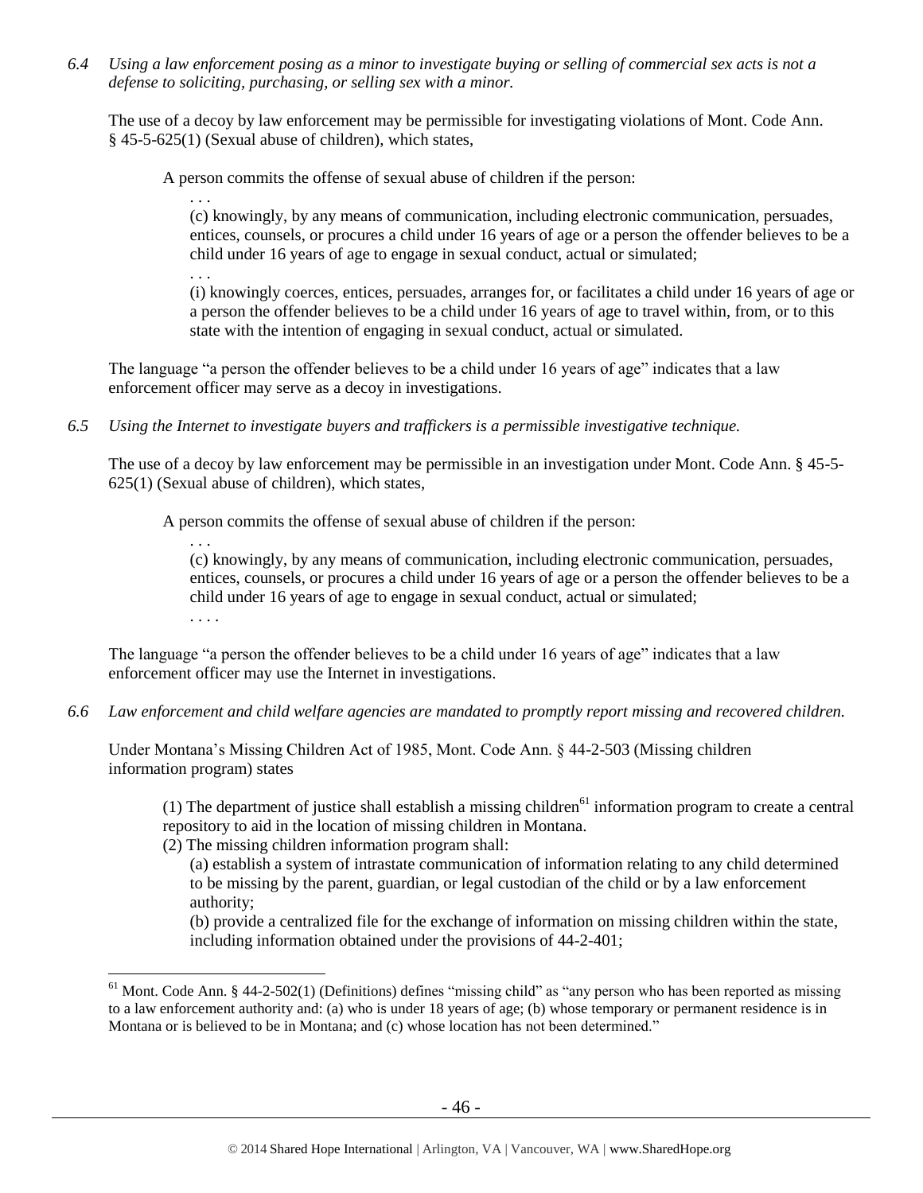*6.4 Using a law enforcement posing as a minor to investigate buying or selling of commercial sex acts is not a defense to soliciting, purchasing, or selling sex with a minor.*

The use of a decoy by law enforcement may be permissible for investigating violations of Mont. Code Ann. § 45-5-625(1) (Sexual abuse of children), which states,

> A person commits the offense of sexual abuse of children if the person:
>
> . . .
>
> (c) knowingly, by any means of communication, including electronic communication, persuades, entices, counsels, or procures a child under 16 years of age or a person the offender believes to be a child under 16 years of age to engage in sexual conduct, actual or simulated;
>
> . . .
>
> (i) knowingly coerces, entices, persuades, arranges for, or facilitates a child under 16 years of age or a person the offender believes to be a child under 16 years of age to travel within, from, or to this state with the intention of engaging in sexual conduct, actual or simulated.

The language "a person the offender believes to be a child under 16 years of age" indicates that a law enforcement officer may serve as a decoy in investigations.

*6.5 Using the Internet to investigate buyers and traffickers is a permissible investigative technique.*

The use of a decoy by law enforcement may be permissible in an investigation under Mont. Code Ann. § 45-5-625(1) (Sexual abuse of children), which states,

> A person commits the offense of sexual abuse of children if the person:
>
> . . .
>
> (c) knowingly, by any means of communication, including electronic communication, persuades, entices, counsels, or procures a child under 16 years of age or a person the offender believes to be a child under 16 years of age to engage in sexual conduct, actual or simulated;
>
> . . . .

The language "a person the offender believes to be a child under 16 years of age" indicates that a law enforcement officer may use the Internet in investigations.

*6.6 Law enforcement and child welfare agencies are mandated to promptly report missing and recovered children.*

Under Montana's Missing Children Act of 1985, Mont. Code Ann. § 44-2-503 (Missing children information program) states

> (1) The department of justice shall establish a missing children[61] information program to create a central repository to aid in the location of missing children in Montana.
>
> (2) The missing children information program shall:
>
> (a) establish a system of intrastate communication of information relating to any child determined to be missing by the parent, guardian, or legal custodian of the child or by a law enforcement authority;
>
> (b) provide a centralized file for the exchange of information on missing children within the state, including information obtained under the provisions of 44-2-401;

---

[61] Mont. Code Ann. § 44-2-502(1) (Definitions) defines "missing child" as "any person who has been reported as missing to a law enforcement authority and: (a) who is under 18 years of age; (b) whose temporary or permanent residence is in Montana or is believed to be in Montana; and (c) whose location has not been determined."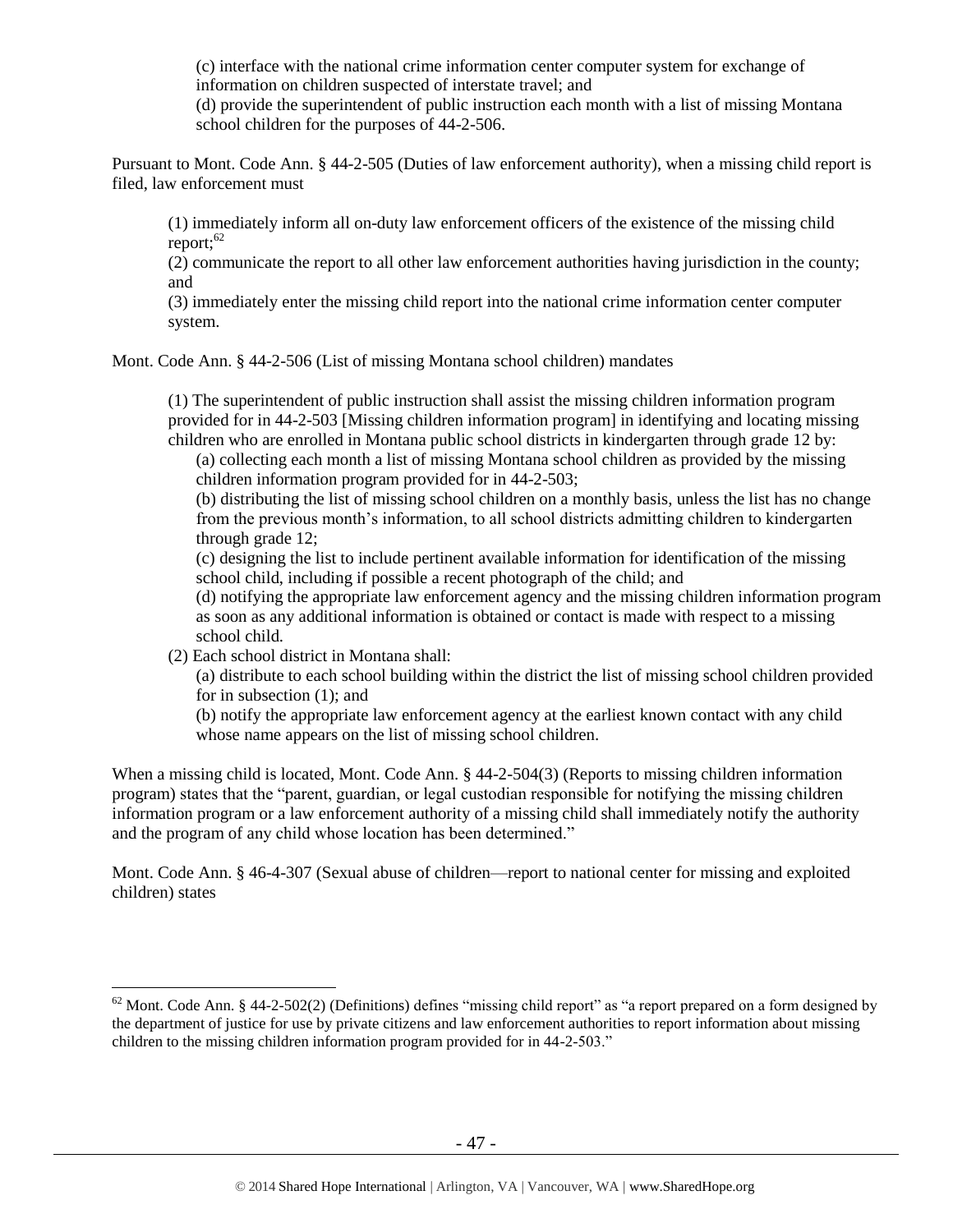(c) interface with the national crime information center computer system for exchange of information on children suspected of interstate travel; and

(d) provide the superintendent of public instruction each month with a list of missing Montana school children for the purposes of 44-2-506.

Pursuant to Mont. Code Ann. § 44-2-505 (Duties of law enforcement authority), when a missing child report is filed, law enforcement must

> (1) immediately inform all on-duty law enforcement officers of the existence of the missing child report;[62]
>
> (2) communicate the report to all other law enforcement authorities having jurisdiction in the county; and
>
> (3) immediately enter the missing child report into the national crime information center computer system.

Mont. Code Ann. § 44-2-506 (List of missing Montana school children) mandates

> (1) The superintendent of public instruction shall assist the missing children information program provided for in 44-2-503 [Missing children information program] in identifying and locating missing children who are enrolled in Montana public school districts in kindergarten through grade 12 by:
>
> (a) collecting each month a list of missing Montana school children as provided by the missing children information program provided for in 44-2-503;
>
> (b) distributing the list of missing school children on a monthly basis, unless the list has no change from the previous month's information, to all school districts admitting children to kindergarten through grade 12;
>
> (c) designing the list to include pertinent available information for identification of the missing school child, including if possible a recent photograph of the child; and
>
> (d) notifying the appropriate law enforcement agency and the missing children information program as soon as any additional information is obtained or contact is made with respect to a missing school child.
>
> (2) Each school district in Montana shall:
>
> (a) distribute to each school building within the district the list of missing school children provided for in subsection (1); and
>
> (b) notify the appropriate law enforcement agency at the earliest known contact with any child whose name appears on the list of missing school children.

When a missing child is located, Mont. Code Ann. § 44-2-504(3) (Reports to missing children information program) states that the "parent, guardian, or legal custodian responsible for notifying the missing children information program or a law enforcement authority of a missing child shall immediately notify the authority and the program of any child whose location has been determined."

Mont. Code Ann. § 46-4-307 (Sexual abuse of children—report to national center for missing and exploited children) states

---

[62] Mont. Code Ann. § 44-2-502(2) (Definitions) defines "missing child report" as "a report prepared on a form designed by the department of justice for use by private citizens and law enforcement authorities to report information about missing children to the missing children information program provided for in 44-2-503."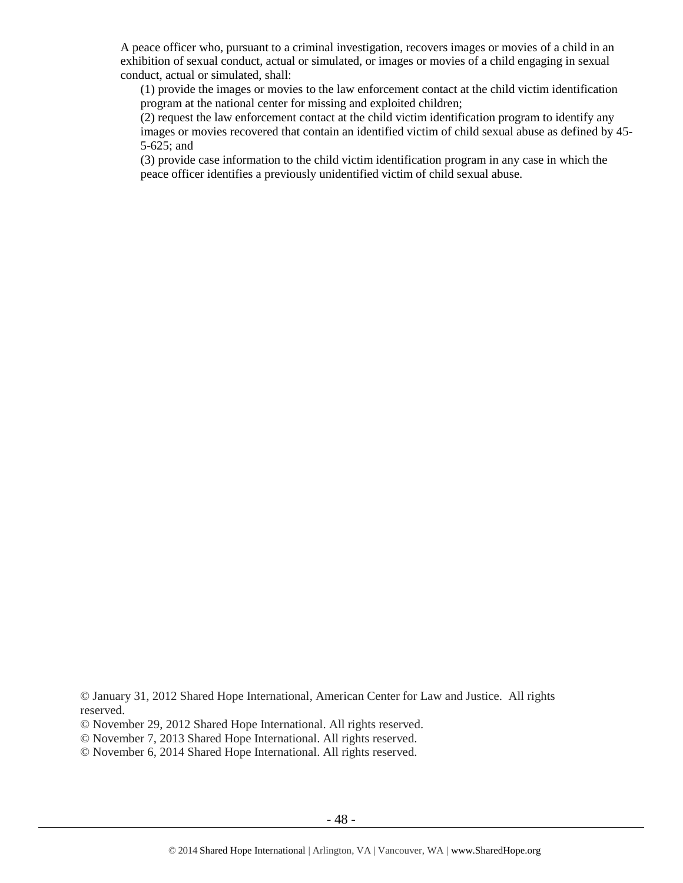A peace officer who, pursuant to a criminal investigation, recovers images or movies of a child in an exhibition of sexual conduct, actual or simulated, or images or movies of a child engaging in sexual conduct, actual or simulated, shall:

(1) provide the images or movies to the law enforcement contact at the child victim identification program at the national center for missing and exploited children;

(2) request the law enforcement contact at the child victim identification program to identify any images or movies recovered that contain an identified victim of child sexual abuse as defined by 45-5-625; and

(3) provide case information to the child victim identification program in any case in which the peace officer identifies a previously unidentified victim of child sexual abuse.

© January 31, 2012 Shared Hope International, American Center for Law and Justice. All rights reserved.
© November 29, 2012 Shared Hope International. All rights reserved.
© November 7, 2013 Shared Hope International. All rights reserved.
© November 6, 2014 Shared Hope International. All rights reserved.